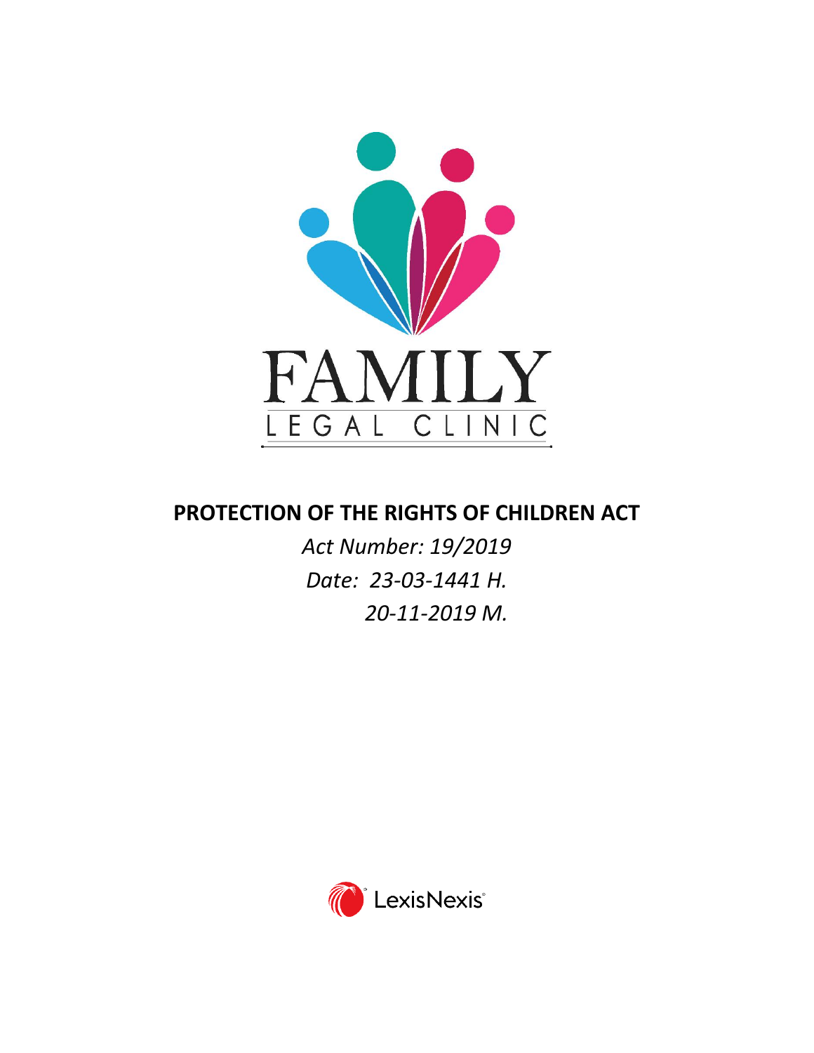FAMILY

LEGAL CLINIC

# PROTECTION OF THE RIGHTS OF CHILDREN ACT

*Act Number: 19/2019*

*Date: 23-03-1441 H.*

*20-11-2019 M.*

LexisNexis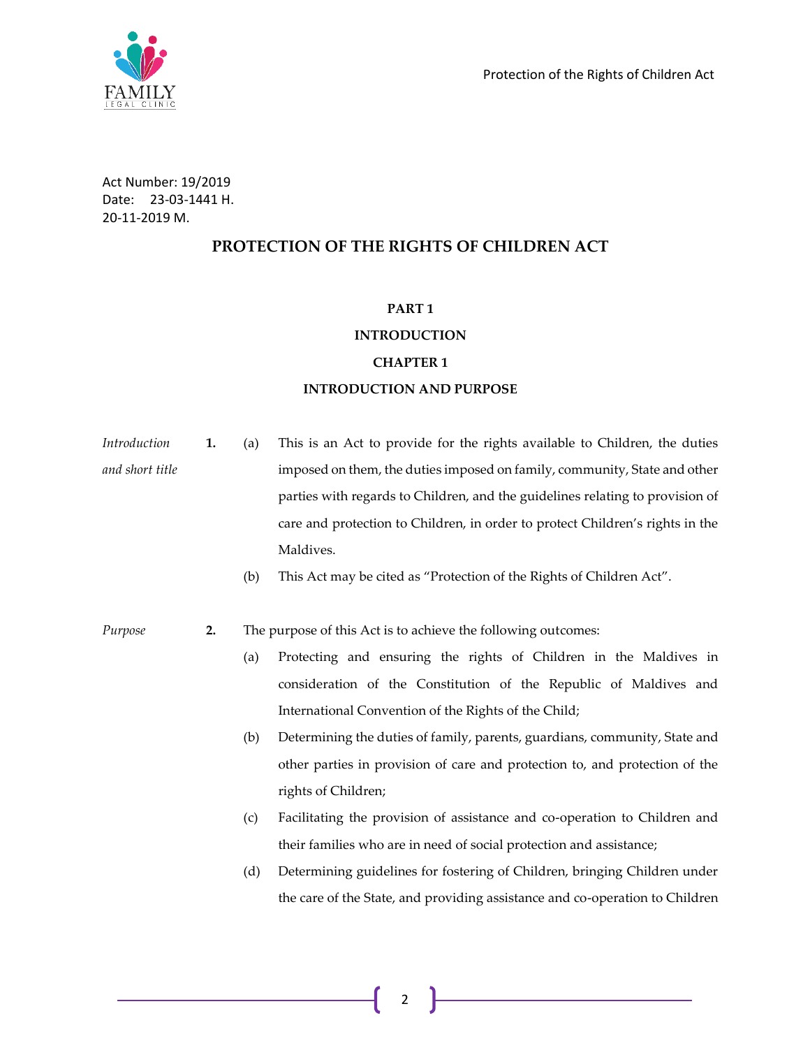Act Number: 19/2019
Date: 23-03-1441 H.
20-11-2019 M.

# PROTECTION OF THE RIGHTS OF CHILDREN ACT

## PART 1

## INTRODUCTION

### CHAPTER 1

### INTRODUCTION AND PURPOSE

*Introduction and short title*

**1.** (a) This is an Act to provide for the rights available to Children, the duties imposed on them, the duties imposed on family, community, State and other parties with regards to Children, and the guidelines relating to provision of care and protection to Children, in order to protect Children's rights in the Maldives.

(b) This Act may be cited as "Protection of the Rights of Children Act".

*Purpose*

**2.** The purpose of this Act is to achieve the following outcomes:

(a) Protecting and ensuring the rights of Children in the Maldives in consideration of the Constitution of the Republic of Maldives and International Convention of the Rights of the Child;

(b) Determining the duties of family, parents, guardians, community, State and other parties in provision of care and protection to, and protection of the rights of Children;

(c) Facilitating the provision of assistance and co-operation to Children and their families who are in need of social protection and assistance;

(d) Determining guidelines for fostering of Children, bringing Children under the care of the State, and providing assistance and co-operation to Children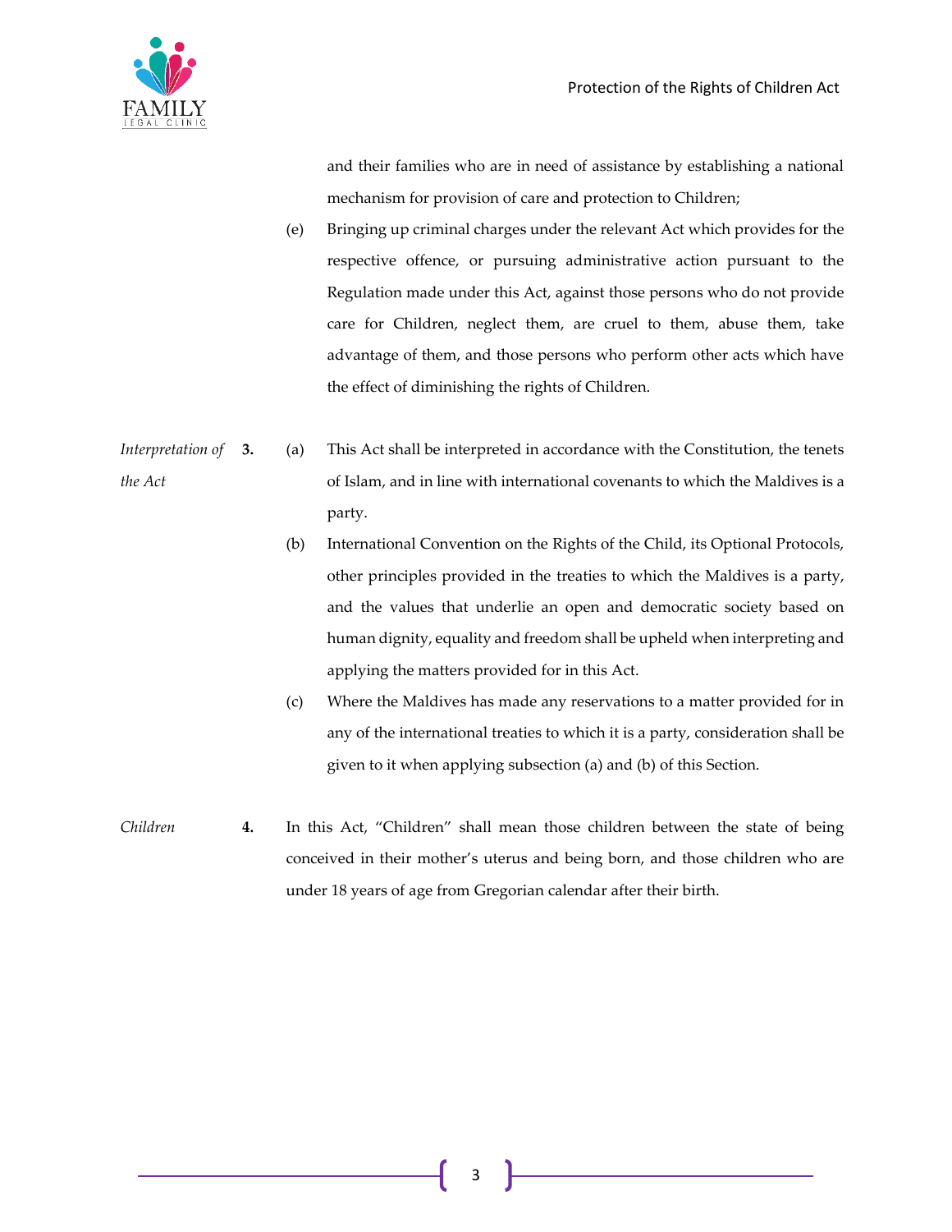and their families who are in need of assistance by establishing a national mechanism for provision of care and protection to Children;

(e) Bringing up criminal charges under the relevant Act which provides for the respective offence, or pursuing administrative action pursuant to the Regulation made under this Act, against those persons who do not provide care for Children, neglect them, are cruel to them, abuse them, take advantage of them, and those persons who perform other acts which have the effect of diminishing the rights of Children.

*Interpretation of the Act*

**3.** (a) This Act shall be interpreted in accordance with the Constitution, the tenets of Islam, and in line with international covenants to which the Maldives is a party.

(b) International Convention on the Rights of the Child, its Optional Protocols, other principles provided in the treaties to which the Maldives is a party, and the values that underlie an open and democratic society based on human dignity, equality and freedom shall be upheld when interpreting and applying the matters provided for in this Act.

(c) Where the Maldives has made any reservations to a matter provided for in any of the international treaties to which it is a party, consideration shall be given to it when applying subsection (a) and (b) of this Section.

*Children*

**4.** In this Act, "Children" shall mean those children between the state of being conceived in their mother's uterus and being born, and those children who are under 18 years of age from Gregorian calendar after their birth.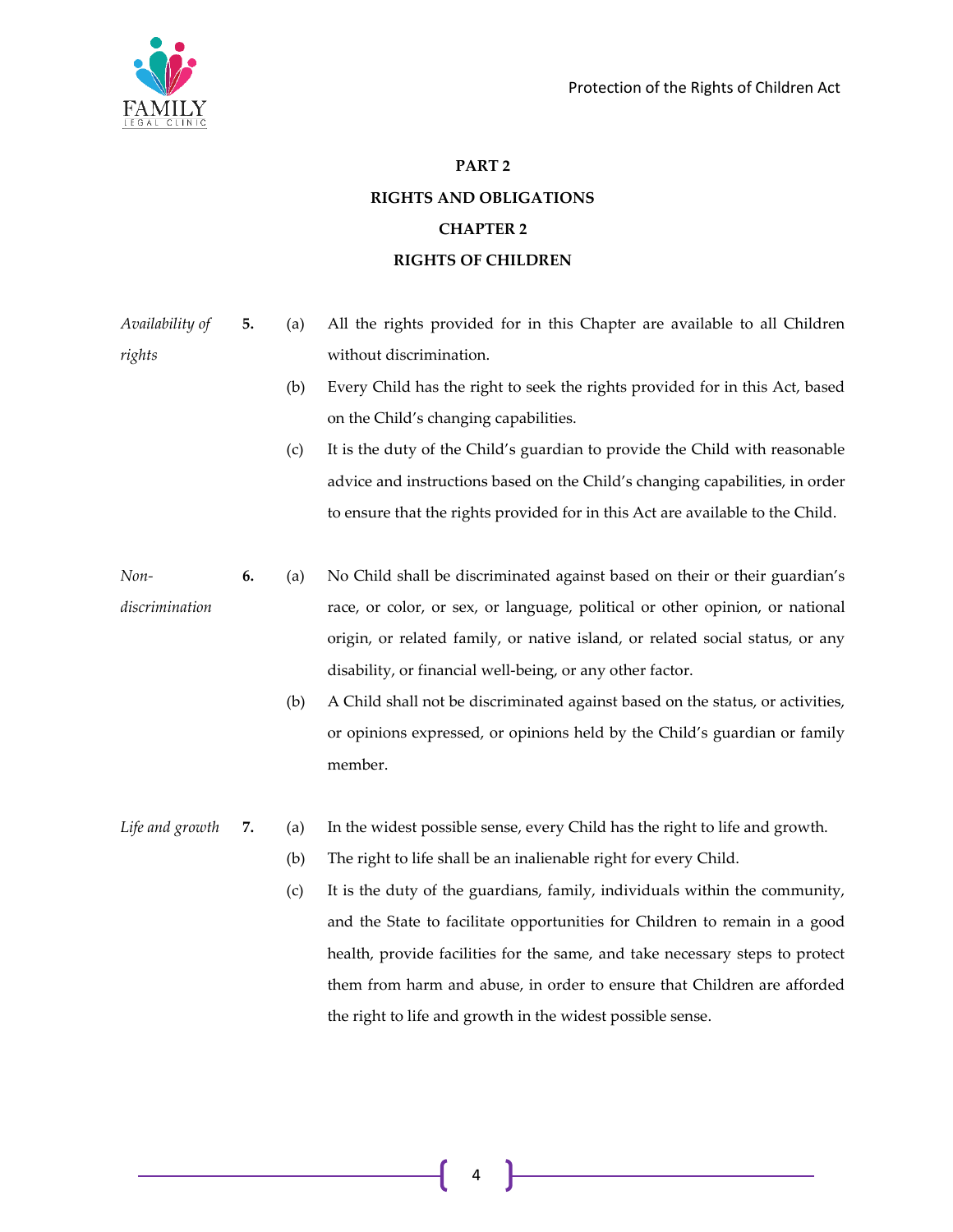## PART 2

## RIGHTS AND OBLIGATIONS

### CHAPTER 2

### RIGHTS OF CHILDREN

*Availability of rights*

**5.** (a) All the rights provided for in this Chapter are available to all Children without discrimination.

(b) Every Child has the right to seek the rights provided for in this Act, based on the Child's changing capabilities.

(c) It is the duty of the Child's guardian to provide the Child with reasonable advice and instructions based on the Child's changing capabilities, in order to ensure that the rights provided for in this Act are available to the Child.

*Non-discrimination*

**6.** (a) No Child shall be discriminated against based on their or their guardian's race, or color, or sex, or language, political or other opinion, or national origin, or related family, or native island, or related social status, or any disability, or financial well-being, or any other factor.

(b) A Child shall not be discriminated against based on the status, or activities, or opinions expressed, or opinions held by the Child's guardian or family member.

*Life and growth*

**7.** (a) In the widest possible sense, every Child has the right to life and growth.

(b) The right to life shall be an inalienable right for every Child.

(c) It is the duty of the guardians, family, individuals within the community, and the State to facilitate opportunities for Children to remain in a good health, provide facilities for the same, and take necessary steps to protect them from harm and abuse, in order to ensure that Children are afforded the right to life and growth in the widest possible sense.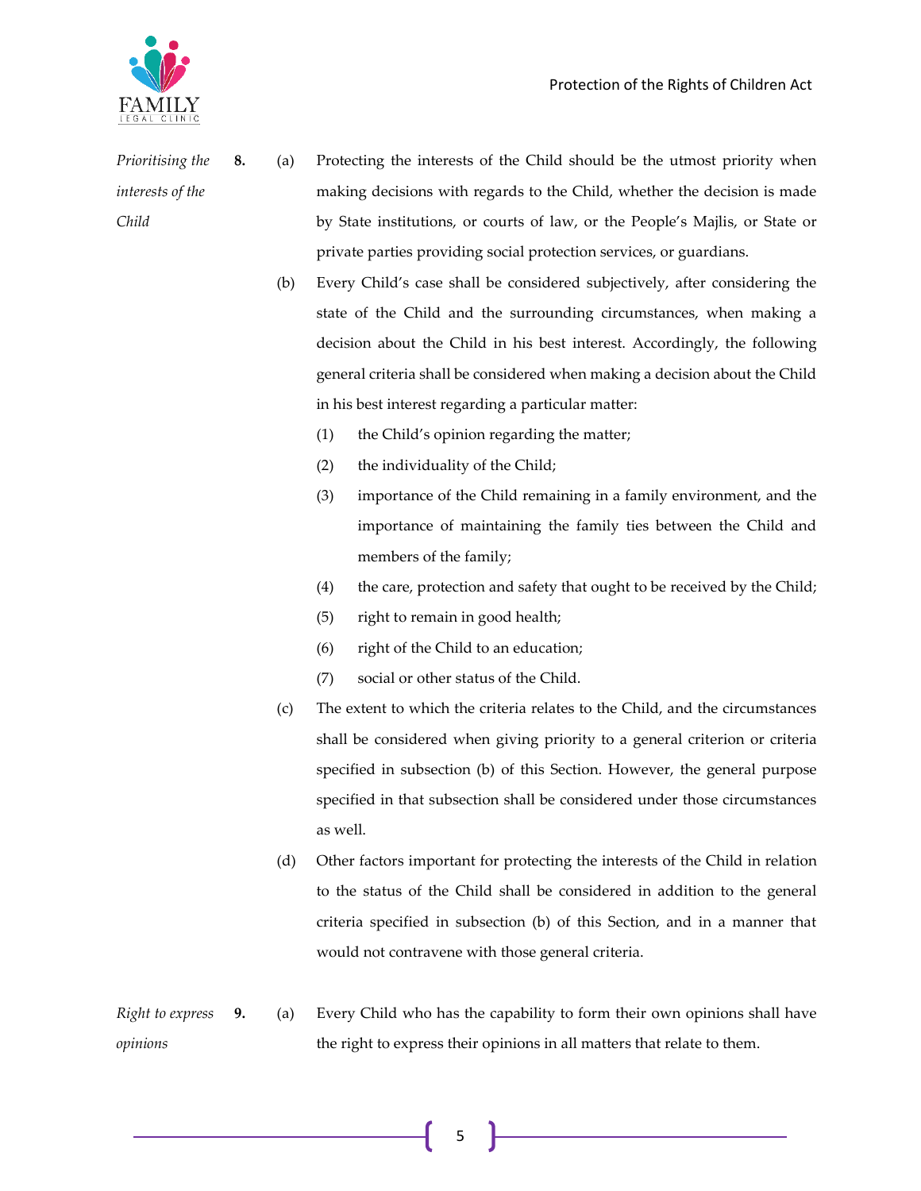*Prioritising the interests of the Child*

**8.** (a) Protecting the interests of the Child should be the utmost priority when making decisions with regards to the Child, whether the decision is made by State institutions, or courts of law, or the People's Majlis, or State or private parties providing social protection services, or guardians.

(b) Every Child's case shall be considered subjectively, after considering the state of the Child and the surrounding circumstances, when making a decision about the Child in his best interest. Accordingly, the following general criteria shall be considered when making a decision about the Child in his best interest regarding a particular matter:

(1) the Child's opinion regarding the matter;

(2) the individuality of the Child;

(3) importance of the Child remaining in a family environment, and the importance of maintaining the family ties between the Child and members of the family;

(4) the care, protection and safety that ought to be received by the Child;

(5) right to remain in good health;

(6) right of the Child to an education;

(7) social or other status of the Child.

(c) The extent to which the criteria relates to the Child, and the circumstances shall be considered when giving priority to a general criterion or criteria specified in subsection (b) of this Section. However, the general purpose specified in that subsection shall be considered under those circumstances as well.

(d) Other factors important for protecting the interests of the Child in relation to the status of the Child shall be considered in addition to the general criteria specified in subsection (b) of this Section, and in a manner that would not contravene with those general criteria.

*Right to express opinions*

**9.** (a) Every Child who has the capability to form their own opinions shall have the right to express their opinions in all matters that relate to them.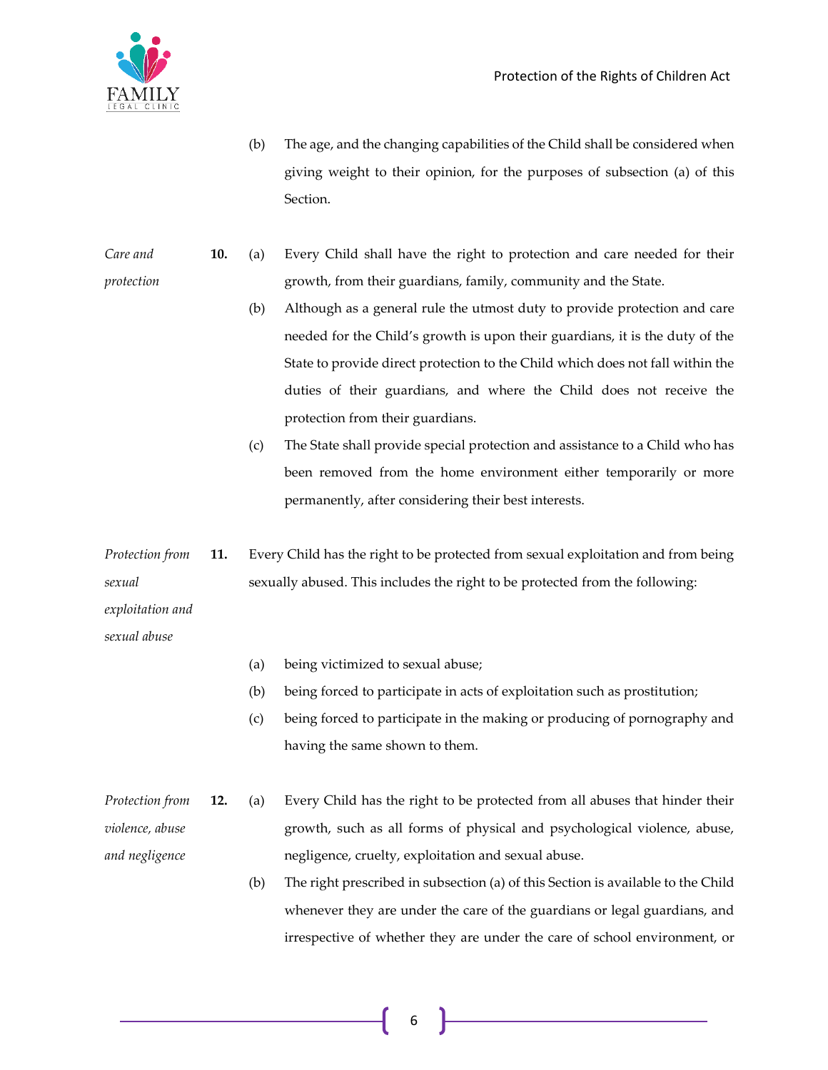(b) The age, and the changing capabilities of the Child shall be considered when giving weight to their opinion, for the purposes of subsection (a) of this Section.

*Care and protection*

**10.** (a) Every Child shall have the right to protection and care needed for their growth, from their guardians, family, community and the State.

(b) Although as a general rule the utmost duty to provide protection and care needed for the Child's growth is upon their guardians, it is the duty of the State to provide direct protection to the Child which does not fall within the duties of their guardians, and where the Child does not receive the protection from their guardians.

(c) The State shall provide special protection and assistance to a Child who has been removed from the home environment either temporarily or more permanently, after considering their best interests.

*Protection from sexual exploitation and sexual abuse*

**11.** Every Child has the right to be protected from sexual exploitation and from being sexually abused. This includes the right to be protected from the following:

(a) being victimized to sexual abuse;

(b) being forced to participate in acts of exploitation such as prostitution;

(c) being forced to participate in the making or producing of pornography and having the same shown to them.

*Protection from violence, abuse and negligence*

**12.** (a) Every Child has the right to be protected from all abuses that hinder their growth, such as all forms of physical and psychological violence, abuse, negligence, cruelty, exploitation and sexual abuse.

(b) The right prescribed in subsection (a) of this Section is available to the Child whenever they are under the care of the guardians or legal guardians, and irrespective of whether they are under the care of school environment, or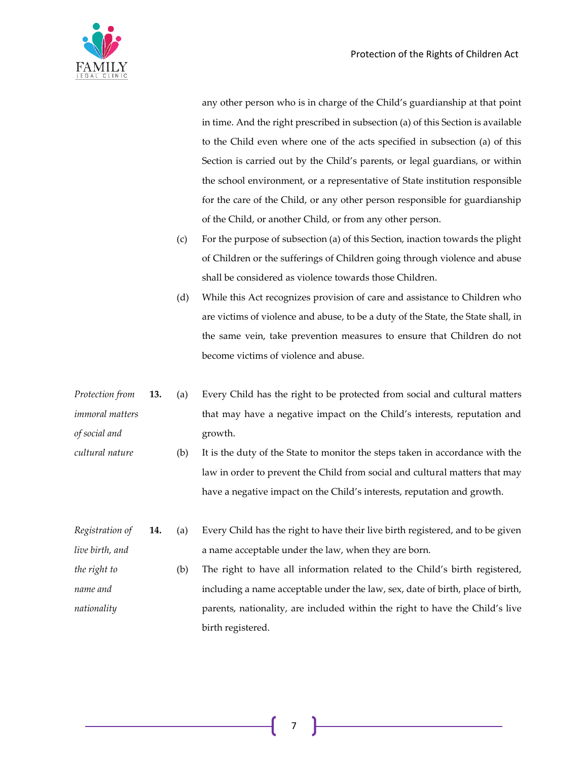any other person who is in charge of the Child's guardianship at that point in time. And the right prescribed in subsection (a) of this Section is available to the Child even where one of the acts specified in subsection (a) of this Section is carried out by the Child's parents, or legal guardians, or within the school environment, or a representative of State institution responsible for the care of the Child, or any other person responsible for guardianship of the Child, or another Child, or from any other person.

(c) For the purpose of subsection (a) of this Section, inaction towards the plight of Children or the sufferings of Children going through violence and abuse shall be considered as violence towards those Children.

(d) While this Act recognizes provision of care and assistance to Children who are victims of violence and abuse, to be a duty of the State, the State shall, in the same vein, take prevention measures to ensure that Children do not become victims of violence and abuse.

*Protection from immoral matters of social and cultural nature*

**13.** (a) Every Child has the right to be protected from social and cultural matters that may have a negative impact on the Child's interests, reputation and growth.

(b) It is the duty of the State to monitor the steps taken in accordance with the law in order to prevent the Child from social and cultural matters that may have a negative impact on the Child's interests, reputation and growth.

*Registration of live birth, and the right to name and nationality*

**14.** (a) Every Child has the right to have their live birth registered, and to be given a name acceptable under the law, when they are born.

(b) The right to have all information related to the Child's birth registered, including a name acceptable under the law, sex, date of birth, place of birth, parents, nationality, are included within the right to have the Child's live birth registered.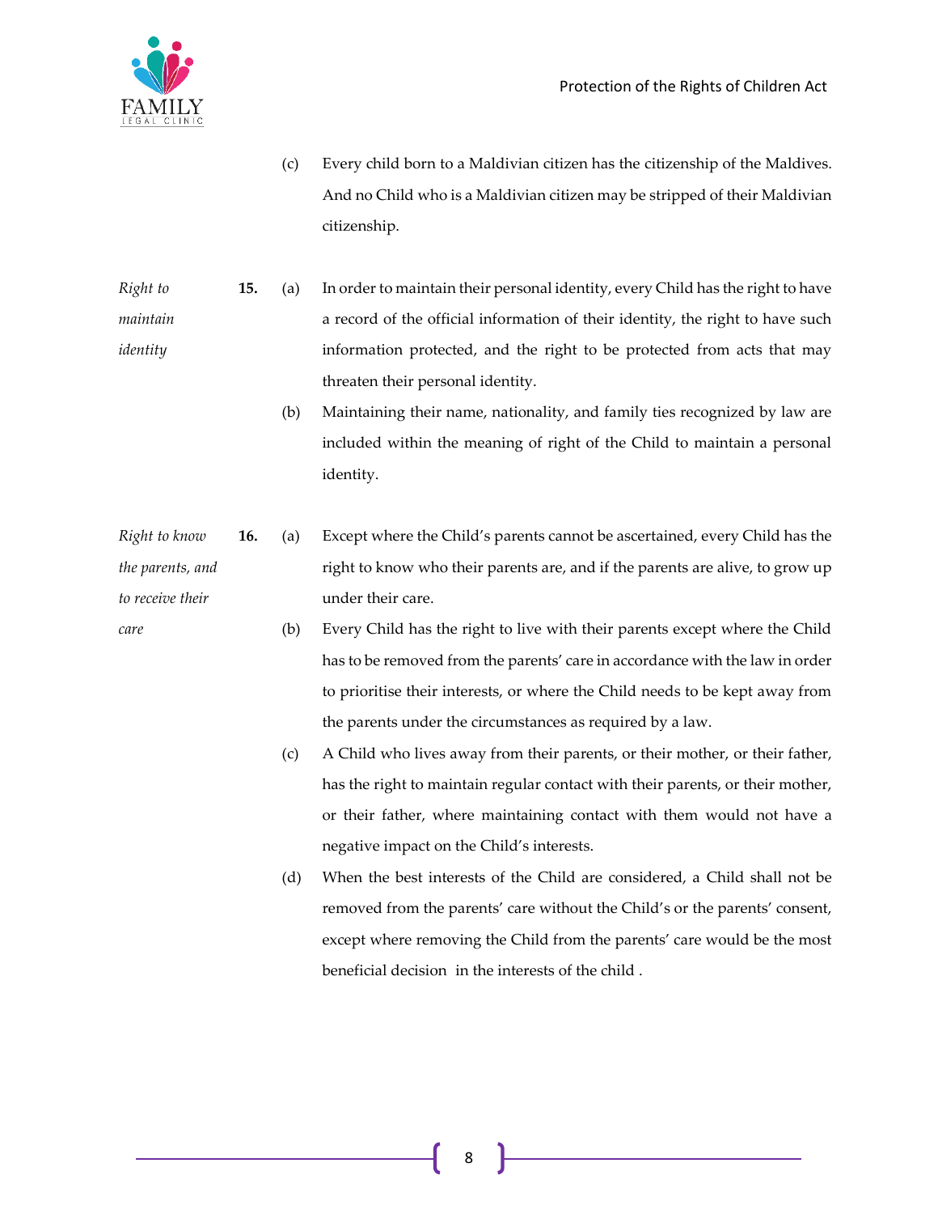(c) Every child born to a Maldivian citizen has the citizenship of the Maldives. And no Child who is a Maldivian citizen may be stripped of their Maldivian citizenship.

*Right to maintain identity*

**15.** (a) In order to maintain their personal identity, every Child has the right to have a record of the official information of their identity, the right to have such information protected, and the right to be protected from acts that may threaten their personal identity.

(b) Maintaining their name, nationality, and family ties recognized by law are included within the meaning of right of the Child to maintain a personal identity.

*Right to know the parents, and to receive their care*

**16.** (a) Except where the Child's parents cannot be ascertained, every Child has the right to know who their parents are, and if the parents are alive, to grow up under their care.

(b) Every Child has the right to live with their parents except where the Child has to be removed from the parents' care in accordance with the law in order to prioritise their interests, or where the Child needs to be kept away from the parents under the circumstances as required by a law.

(c) A Child who lives away from their parents, or their mother, or their father, has the right to maintain regular contact with their parents, or their mother, or their father, where maintaining contact with them would not have a negative impact on the Child's interests.

(d) When the best interests of the Child are considered, a Child shall not be removed from the parents' care without the Child's or the parents' consent, except where removing the Child from the parents' care would be the most beneficial decision in the interests of the child .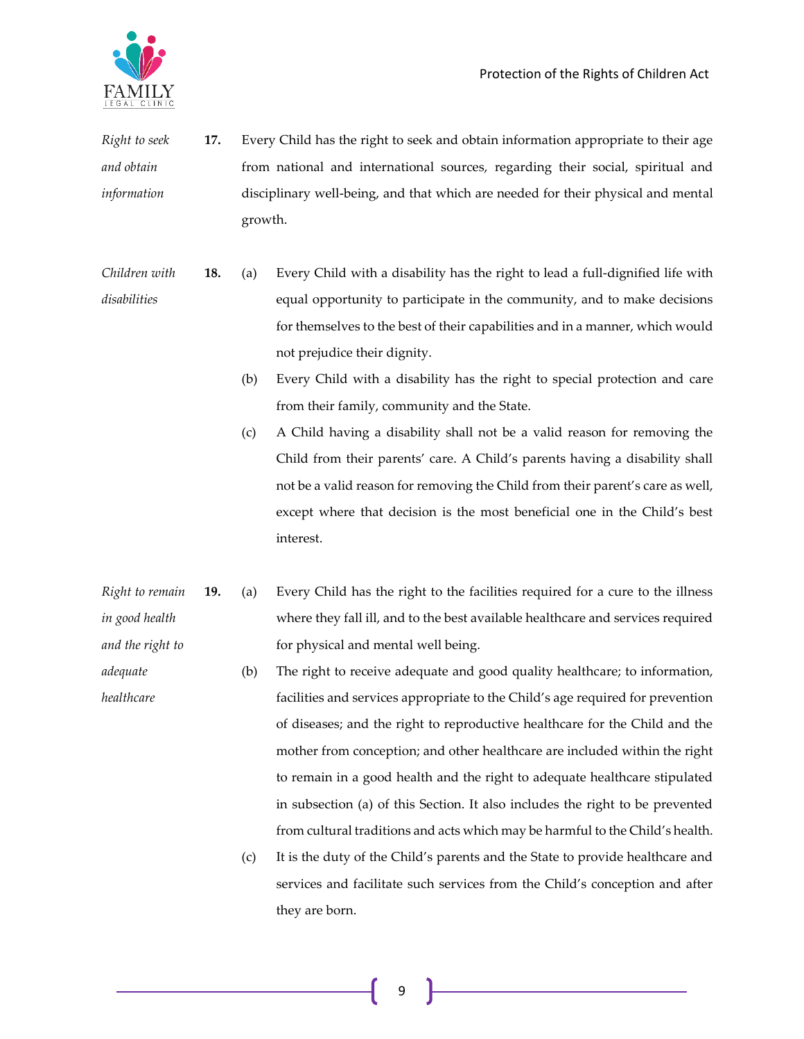*Right to seek and obtain information*

**17.** Every Child has the right to seek and obtain information appropriate to their age from national and international sources, regarding their social, spiritual and disciplinary well-being, and that which are needed for their physical and mental growth.

*Children with disabilities*

**18.** (a) Every Child with a disability has the right to lead a full-dignified life with equal opportunity to participate in the community, and to make decisions for themselves to the best of their capabilities and in a manner, which would not prejudice their dignity.

(b) Every Child with a disability has the right to special protection and care from their family, community and the State.

(c) A Child having a disability shall not be a valid reason for removing the Child from their parents' care. A Child's parents having a disability shall not be a valid reason for removing the Child from their parent's care as well, except where that decision is the most beneficial one in the Child's best interest.

*Right to remain in good health and the right to adequate healthcare*

**19.** (a) Every Child has the right to the facilities required for a cure to the illness where they fall ill, and to the best available healthcare and services required for physical and mental well being.

(b) The right to receive adequate and good quality healthcare; to information, facilities and services appropriate to the Child's age required for prevention of diseases; and the right to reproductive healthcare for the Child and the mother from conception; and other healthcare are included within the right to remain in a good health and the right to adequate healthcare stipulated in subsection (a) of this Section. It also includes the right to be prevented from cultural traditions and acts which may be harmful to the Child's health.

(c) It is the duty of the Child's parents and the State to provide healthcare and services and facilitate such services from the Child's conception and after they are born.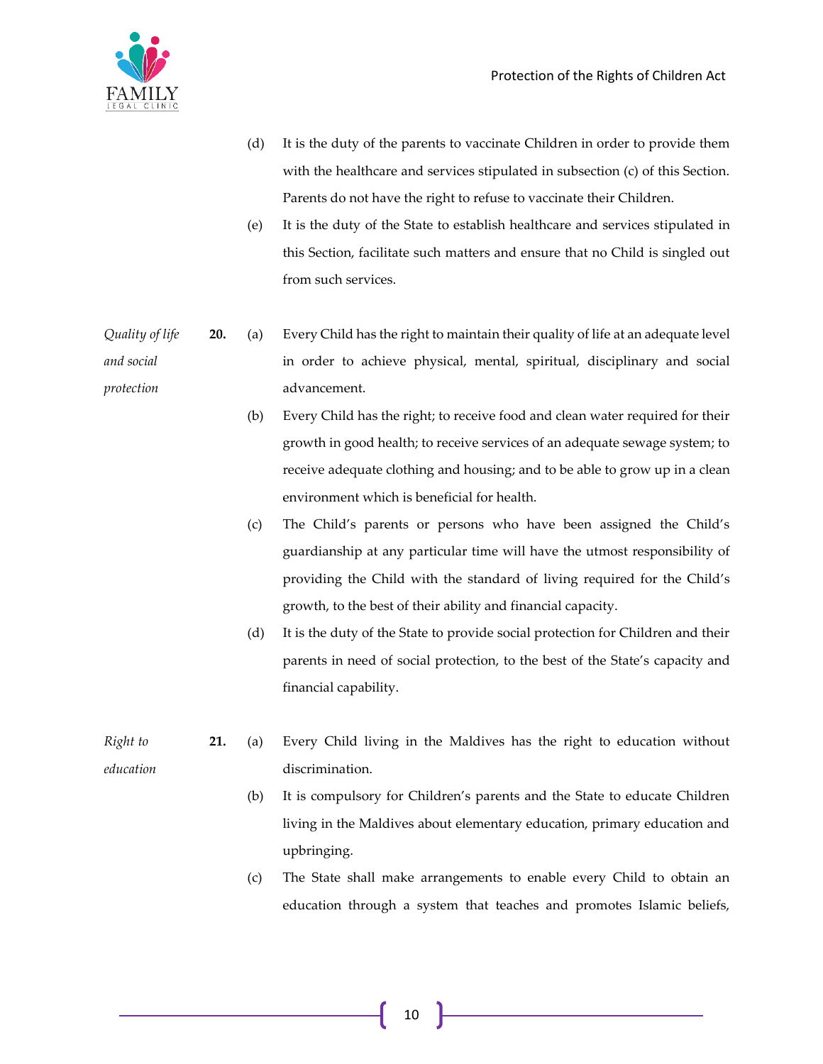(d) It is the duty of the parents to vaccinate Children in order to provide them with the healthcare and services stipulated in subsection (c) of this Section. Parents do not have the right to refuse to vaccinate their Children.

(e) It is the duty of the State to establish healthcare and services stipulated in this Section, facilitate such matters and ensure that no Child is singled out from such services.

*Quality of life and social protection*

**20.** (a) Every Child has the right to maintain their quality of life at an adequate level in order to achieve physical, mental, spiritual, disciplinary and social advancement.

(b) Every Child has the right; to receive food and clean water required for their growth in good health; to receive services of an adequate sewage system; to receive adequate clothing and housing; and to be able to grow up in a clean environment which is beneficial for health.

(c) The Child's parents or persons who have been assigned the Child's guardianship at any particular time will have the utmost responsibility of providing the Child with the standard of living required for the Child's growth, to the best of their ability and financial capacity.

(d) It is the duty of the State to provide social protection for Children and their parents in need of social protection, to the best of the State's capacity and financial capability.

*Right to education*

**21.** (a) Every Child living in the Maldives has the right to education without discrimination.

(b) It is compulsory for Children's parents and the State to educate Children living in the Maldives about elementary education, primary education and upbringing.

(c) The State shall make arrangements to enable every Child to obtain an education through a system that teaches and promotes Islamic beliefs,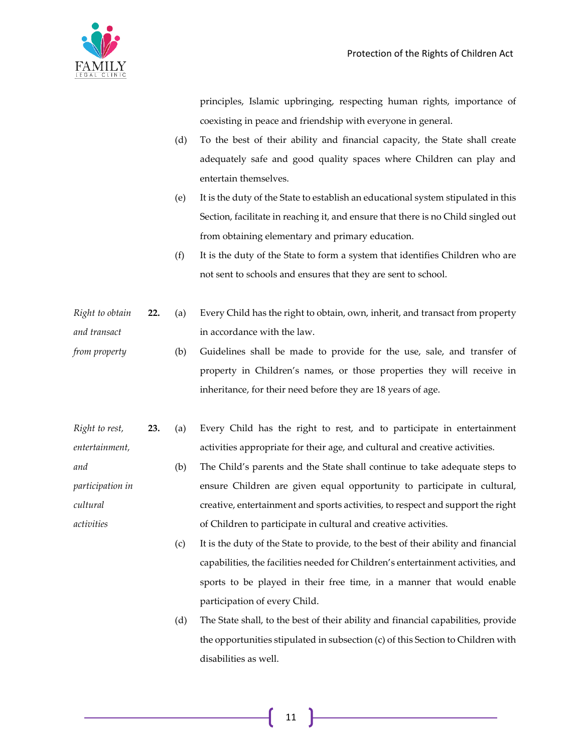principles, Islamic upbringing, respecting human rights, importance of coexisting in peace and friendship with everyone in general.

(d) To the best of their ability and financial capacity, the State shall create adequately safe and good quality spaces where Children can play and entertain themselves.

(e) It is the duty of the State to establish an educational system stipulated in this Section, facilitate in reaching it, and ensure that there is no Child singled out from obtaining elementary and primary education.

(f) It is the duty of the State to form a system that identifies Children who are not sent to schools and ensures that they are sent to school.

*Right to obtain and transact from property*

**22.** (a) Every Child has the right to obtain, own, inherit, and transact from property in accordance with the law.

(b) Guidelines shall be made to provide for the use, sale, and transfer of property in Children's names, or those properties they will receive in inheritance, for their need before they are 18 years of age.

*Right to rest, entertainment, and participation in cultural activities*

**23.** (a) Every Child has the right to rest, and to participate in entertainment activities appropriate for their age, and cultural and creative activities.

(b) The Child's parents and the State shall continue to take adequate steps to ensure Children are given equal opportunity to participate in cultural, creative, entertainment and sports activities, to respect and support the right of Children to participate in cultural and creative activities.

(c) It is the duty of the State to provide, to the best of their ability and financial capabilities, the facilities needed for Children's entertainment activities, and sports to be played in their free time, in a manner that would enable participation of every Child.

(d) The State shall, to the best of their ability and financial capabilities, provide the opportunities stipulated in subsection (c) of this Section to Children with disabilities as well.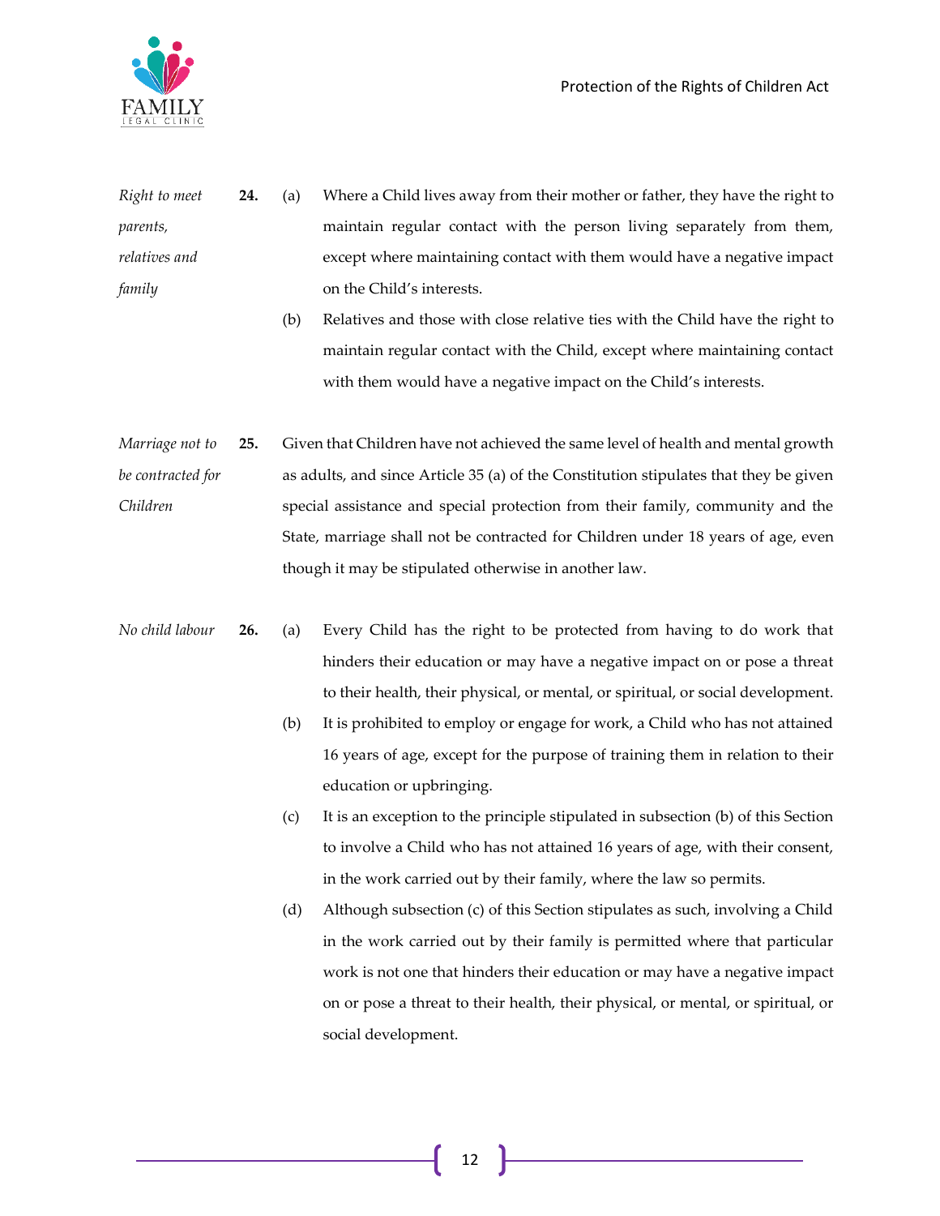*Right to meet parents, relatives and family*

**24.** (a) Where a Child lives away from their mother or father, they have the right to maintain regular contact with the person living separately from them, except where maintaining contact with them would have a negative impact on the Child's interests.

(b) Relatives and those with close relative ties with the Child have the right to maintain regular contact with the Child, except where maintaining contact with them would have a negative impact on the Child's interests.

*Marriage not to be contracted for Children*

**25.** Given that Children have not achieved the same level of health and mental growth as adults, and since Article 35 (a) of the Constitution stipulates that they be given special assistance and special protection from their family, community and the State, marriage shall not be contracted for Children under 18 years of age, even though it may be stipulated otherwise in another law.

*No child labour*

**26.** (a) Every Child has the right to be protected from having to do work that hinders their education or may have a negative impact on or pose a threat to their health, their physical, or mental, or spiritual, or social development.

(b) It is prohibited to employ or engage for work, a Child who has not attained 16 years of age, except for the purpose of training them in relation to their education or upbringing.

(c) It is an exception to the principle stipulated in subsection (b) of this Section to involve a Child who has not attained 16 years of age, with their consent, in the work carried out by their family, where the law so permits.

(d) Although subsection (c) of this Section stipulates as such, involving a Child in the work carried out by their family is permitted where that particular work is not one that hinders their education or may have a negative impact on or pose a threat to their health, their physical, or mental, or spiritual, or social development.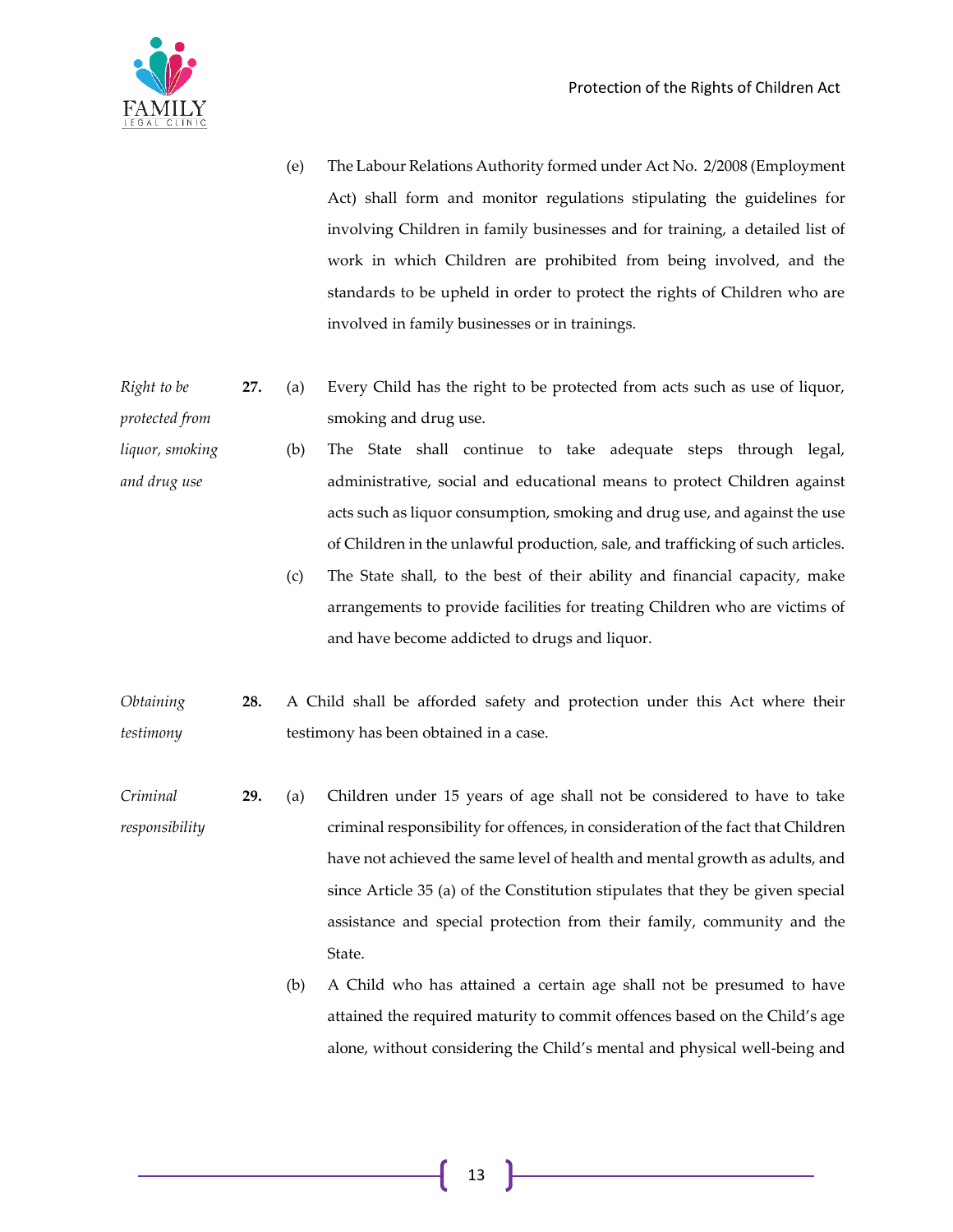(e) The Labour Relations Authority formed under Act No. 2/2008 (Employment Act) shall form and monitor regulations stipulating the guidelines for involving Children in family businesses and for training, a detailed list of work in which Children are prohibited from being involved, and the standards to be upheld in order to protect the rights of Children who are involved in family businesses or in trainings.

*Right to be protected from liquor, smoking and drug use*

**27.** (a) Every Child has the right to be protected from acts such as use of liquor, smoking and drug use.

(b) The State shall continue to take adequate steps through legal, administrative, social and educational means to protect Children against acts such as liquor consumption, smoking and drug use, and against the use of Children in the unlawful production, sale, and trafficking of such articles.

(c) The State shall, to the best of their ability and financial capacity, make arrangements to provide facilities for treating Children who are victims of and have become addicted to drugs and liquor.

*Obtaining testimony*

**28.** A Child shall be afforded safety and protection under this Act where their testimony has been obtained in a case.

*Criminal responsibility*

**29.** (a) Children under 15 years of age shall not be considered to have to take criminal responsibility for offences, in consideration of the fact that Children have not achieved the same level of health and mental growth as adults, and since Article 35 (a) of the Constitution stipulates that they be given special assistance and special protection from their family, community and the State.

(b) A Child who has attained a certain age shall not be presumed to have attained the required maturity to commit offences based on the Child's age alone, without considering the Child's mental and physical well-being and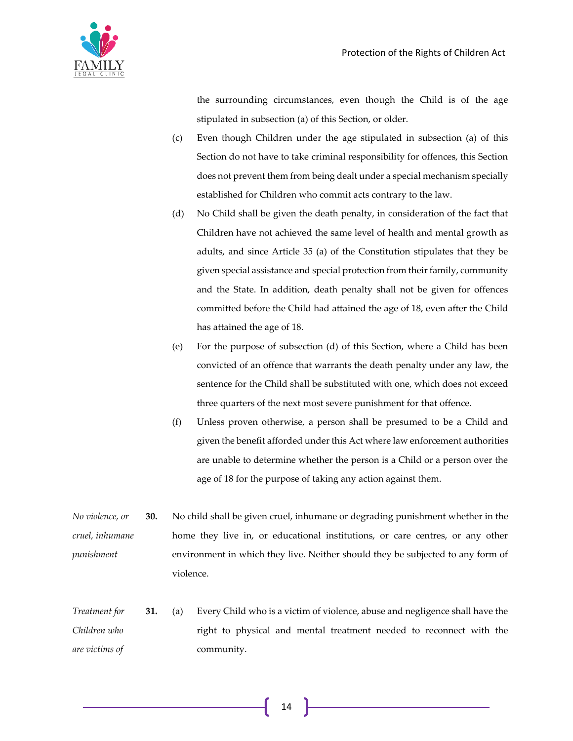the surrounding circumstances, even though the Child is of the age stipulated in subsection (a) of this Section, or older.

(c) Even though Children under the age stipulated in subsection (a) of this Section do not have to take criminal responsibility for offences, this Section does not prevent them from being dealt under a special mechanism specially established for Children who commit acts contrary to the law.

(d) No Child shall be given the death penalty, in consideration of the fact that Children have not achieved the same level of health and mental growth as adults, and since Article 35 (a) of the Constitution stipulates that they be given special assistance and special protection from their family, community and the State. In addition, death penalty shall not be given for offences committed before the Child had attained the age of 18, even after the Child has attained the age of 18.

(e) For the purpose of subsection (d) of this Section, where a Child has been convicted of an offence that warrants the death penalty under any law, the sentence for the Child shall be substituted with one, which does not exceed three quarters of the next most severe punishment for that offence.

(f) Unless proven otherwise, a person shall be presumed to be a Child and given the benefit afforded under this Act where law enforcement authorities are unable to determine whether the person is a Child or a person over the age of 18 for the purpose of taking any action against them.

*No violence, or cruel, inhumane punishment*

**30.** No child shall be given cruel, inhumane or degrading punishment whether in the home they live in, or educational institutions, or care centres, or any other environment in which they live. Neither should they be subjected to any form of violence.

*Treatment for Children who are victims of*

**31.** (a) Every Child who is a victim of violence, abuse and negligence shall have the right to physical and mental treatment needed to reconnect with the community.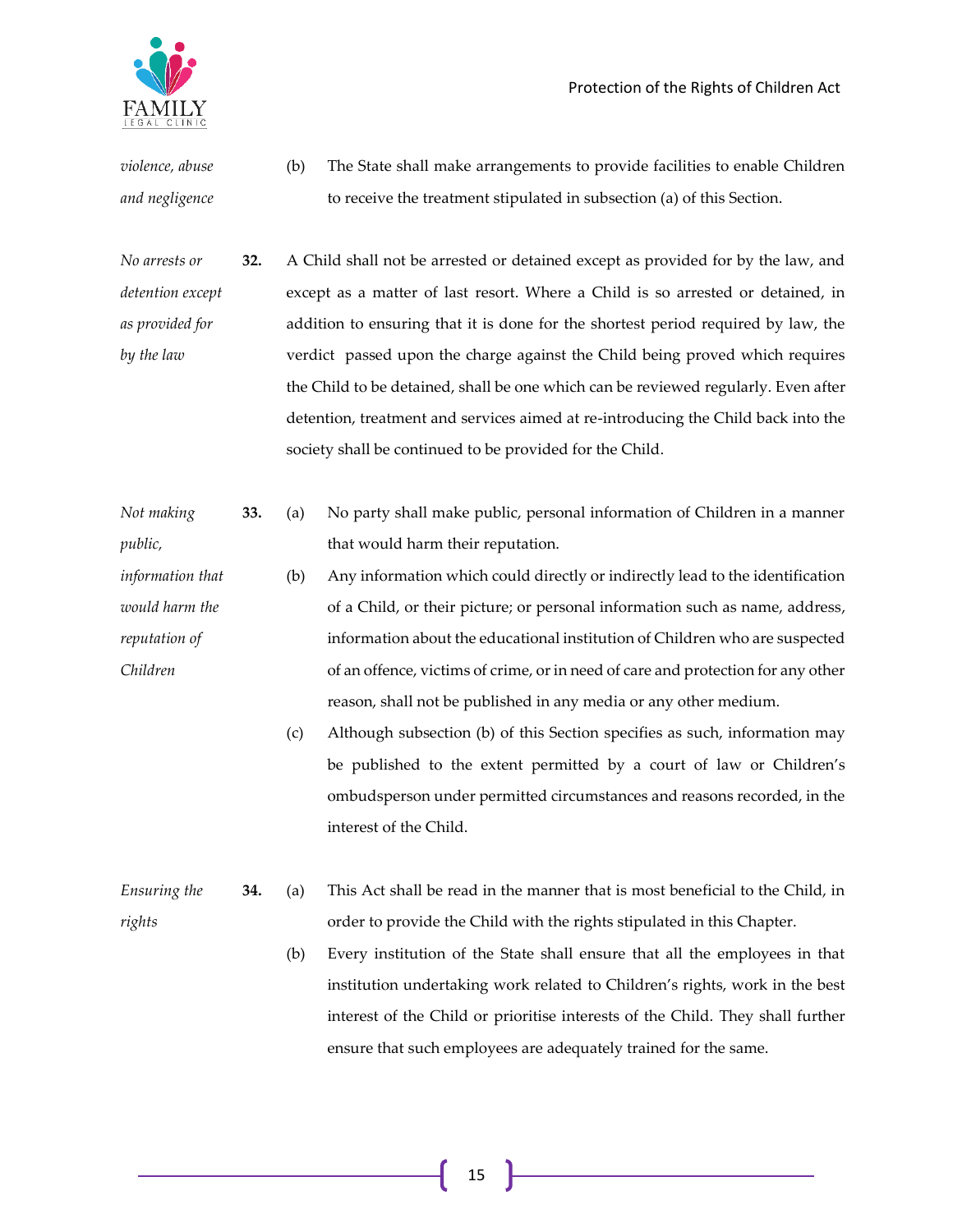*violence, abuse and negligence*

(b) The State shall make arrangements to provide facilities to enable Children to receive the treatment stipulated in subsection (a) of this Section.

*No arrests or detention except as provided for by the law*

**32.** A Child shall not be arrested or detained except as provided for by the law, and except as a matter of last resort. Where a Child is so arrested or detained, in addition to ensuring that it is done for the shortest period required by law, the verdict passed upon the charge against the Child being proved which requires the Child to be detained, shall be one which can be reviewed regularly. Even after detention, treatment and services aimed at re-introducing the Child back into the society shall be continued to be provided for the Child.

*Not making public, information that would harm the reputation of Children*

**33.** (a) No party shall make public, personal information of Children in a manner that would harm their reputation.

(b) Any information which could directly or indirectly lead to the identification of a Child, or their picture; or personal information such as name, address, information about the educational institution of Children who are suspected of an offence, victims of crime, or in need of care and protection for any other reason, shall not be published in any media or any other medium.

(c) Although subsection (b) of this Section specifies as such, information may be published to the extent permitted by a court of law or Children's ombudsperson under permitted circumstances and reasons recorded, in the interest of the Child.

*Ensuring the rights*

**34.** (a) This Act shall be read in the manner that is most beneficial to the Child, in order to provide the Child with the rights stipulated in this Chapter.

(b) Every institution of the State shall ensure that all the employees in that institution undertaking work related to Children's rights, work in the best interest of the Child or prioritise interests of the Child. They shall further ensure that such employees are adequately trained for the same.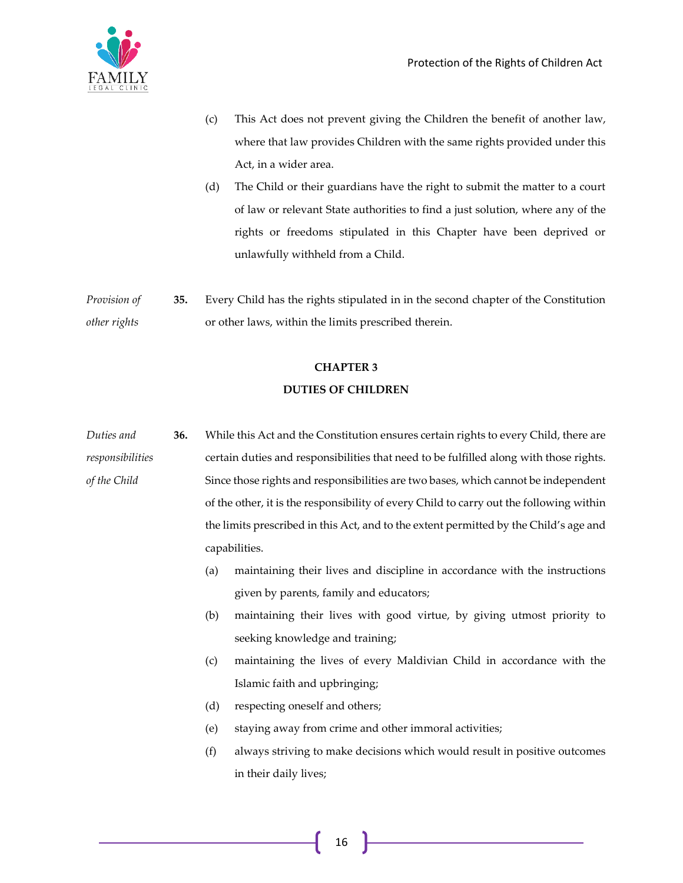(c) This Act does not prevent giving the Children the benefit of another law, where that law provides Children with the same rights provided under this Act, in a wider area.

(d) The Child or their guardians have the right to submit the matter to a court of law or relevant State authorities to find a just solution, where any of the rights or freedoms stipulated in this Chapter have been deprived or unlawfully withheld from a Child.

*Provision of other rights*

**35.** Every Child has the rights stipulated in in the second chapter of the Constitution or other laws, within the limits prescribed therein.

## CHAPTER 3

## DUTIES OF CHILDREN

*Duties and responsibilities of the Child*

**36.** While this Act and the Constitution ensures certain rights to every Child, there are certain duties and responsibilities that need to be fulfilled along with those rights. Since those rights and responsibilities are two bases, which cannot be independent of the other, it is the responsibility of every Child to carry out the following within the limits prescribed in this Act, and to the extent permitted by the Child's age and capabilities.

(a) maintaining their lives and discipline in accordance with the instructions given by parents, family and educators;

(b) maintaining their lives with good virtue, by giving utmost priority to seeking knowledge and training;

(c) maintaining the lives of every Maldivian Child in accordance with the Islamic faith and upbringing;

(d) respecting oneself and others;

(e) staying away from crime and other immoral activities;

(f) always striving to make decisions which would result in positive outcomes in their daily lives;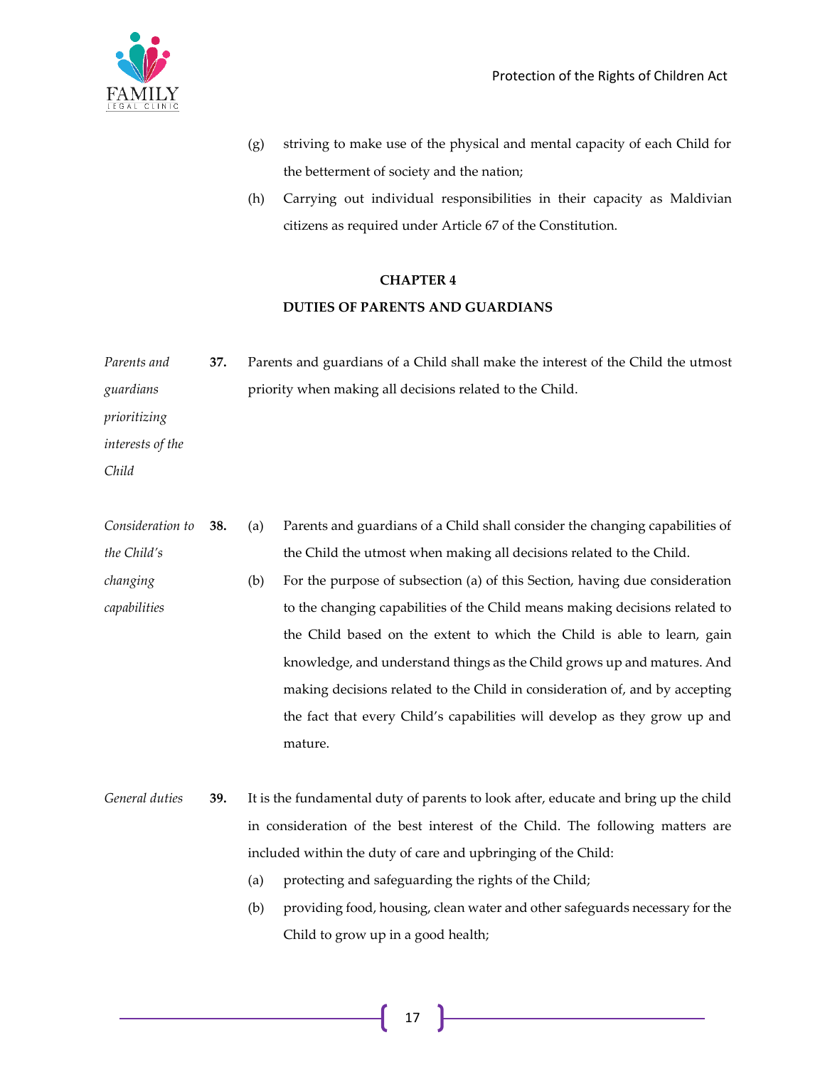(g) striving to make use of the physical and mental capacity of each Child for the betterment of society and the nation;

(h) Carrying out individual responsibilities in their capacity as Maldivian citizens as required under Article 67 of the Constitution.

## CHAPTER 4
## DUTIES OF PARENTS AND GUARDIANS

*Parents and guardians prioritizing interests of the Child*

**37.** Parents and guardians of a Child shall make the interest of the Child the utmost priority when making all decisions related to the Child.

*Consideration to the Child's changing capabilities*

**38.** (a) Parents and guardians of a Child shall consider the changing capabilities of the Child the utmost when making all decisions related to the Child.

(b) For the purpose of subsection (a) of this Section, having due consideration to the changing capabilities of the Child means making decisions related to the Child based on the extent to which the Child is able to learn, gain knowledge, and understand things as the Child grows up and matures. And making decisions related to the Child in consideration of, and by accepting the fact that every Child's capabilities will develop as they grow up and mature.

*General duties*

**39.** It is the fundamental duty of parents to look after, educate and bring up the child in consideration of the best interest of the Child. The following matters are included within the duty of care and upbringing of the Child:

(a) protecting and safeguarding the rights of the Child;

(b) providing food, housing, clean water and other safeguards necessary for the Child to grow up in a good health;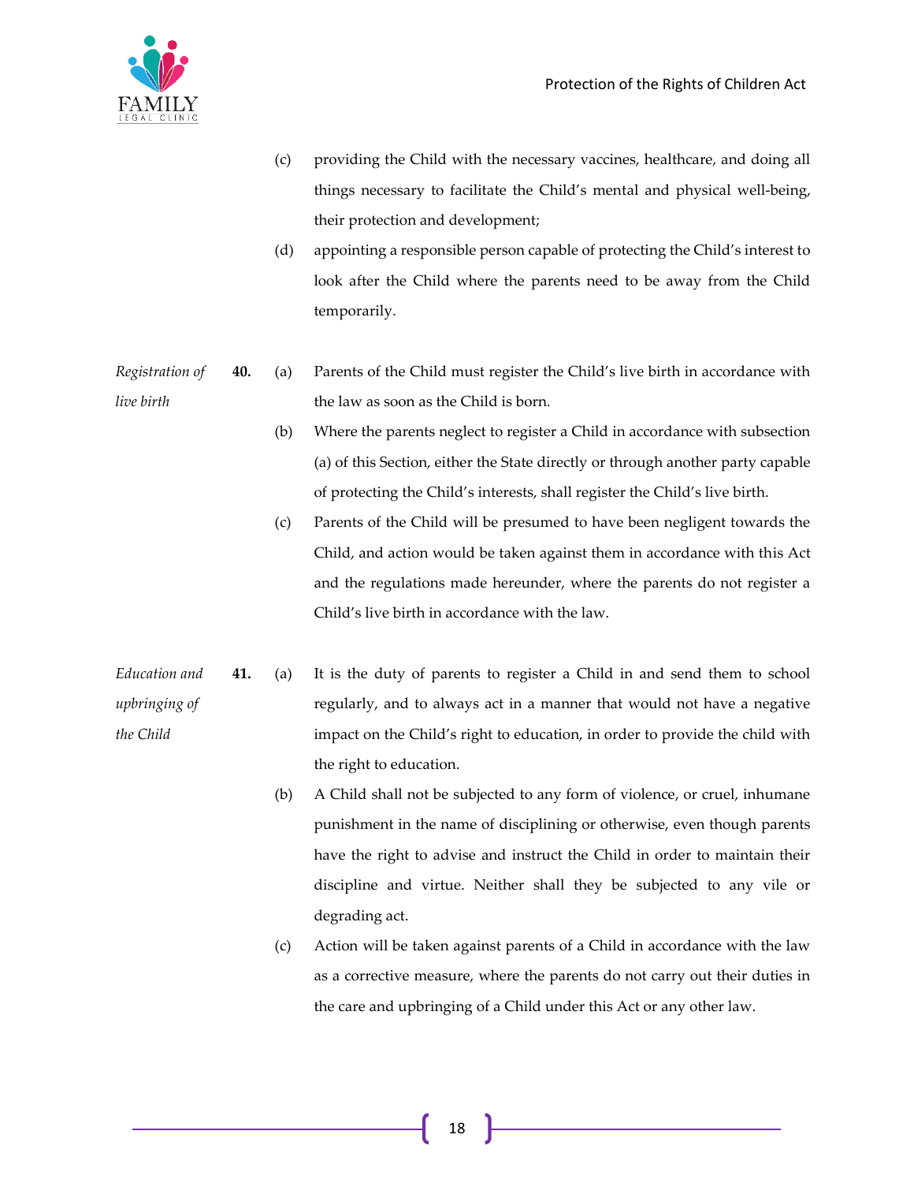(c) providing the Child with the necessary vaccines, healthcare, and doing all things necessary to facilitate the Child's mental and physical well-being, their protection and development;

(d) appointing a responsible person capable of protecting the Child's interest to look after the Child where the parents need to be away from the Child temporarily.

*Registration of live birth*

**40.** (a) Parents of the Child must register the Child's live birth in accordance with the law as soon as the Child is born.

(b) Where the parents neglect to register a Child in accordance with subsection (a) of this Section, either the State directly or through another party capable of protecting the Child's interests, shall register the Child's live birth.

(c) Parents of the Child will be presumed to have been negligent towards the Child, and action would be taken against them in accordance with this Act and the regulations made hereunder, where the parents do not register a Child's live birth in accordance with the law.

*Education and upbringing of the Child*

**41.** (a) It is the duty of parents to register a Child in and send them to school regularly, and to always act in a manner that would not have a negative impact on the Child's right to education, in order to provide the child with the right to education.

(b) A Child shall not be subjected to any form of violence, or cruel, inhumane punishment in the name of disciplining or otherwise, even though parents have the right to advise and instruct the Child in order to maintain their discipline and virtue. Neither shall they be subjected to any vile or degrading act.

(c) Action will be taken against parents of a Child in accordance with the law as a corrective measure, where the parents do not carry out their duties in the care and upbringing of a Child under this Act or any other law.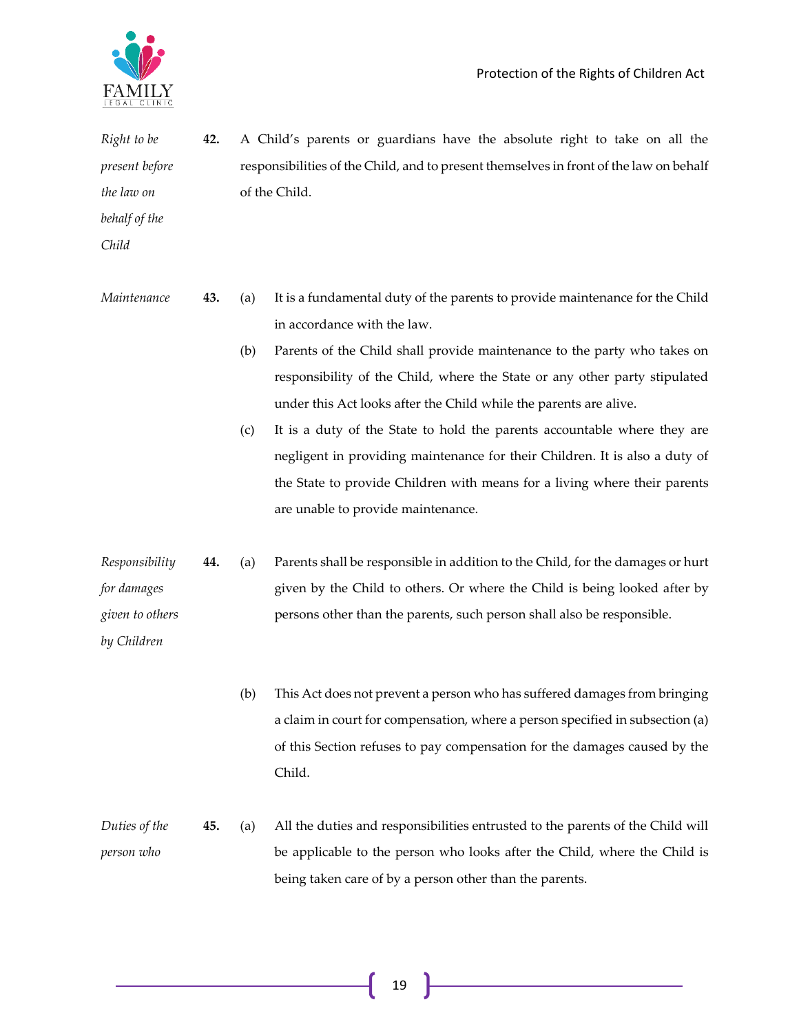*Right to be present before the law on behalf of the Child*

**42.** A Child's parents or guardians have the absolute right to take on all the responsibilities of the Child, and to present themselves in front of the law on behalf of the Child.

*Maintenance*

**43.** (a) It is a fundamental duty of the parents to provide maintenance for the Child in accordance with the law.

(b) Parents of the Child shall provide maintenance to the party who takes on responsibility of the Child, where the State or any other party stipulated under this Act looks after the Child while the parents are alive.

(c) It is a duty of the State to hold the parents accountable where they are negligent in providing maintenance for their Children. It is also a duty of the State to provide Children with means for a living where their parents are unable to provide maintenance.

*Responsibility for damages given to others by Children*

**44.** (a) Parents shall be responsible in addition to the Child, for the damages or hurt given by the Child to others. Or where the Child is being looked after by persons other than the parents, such person shall also be responsible.

(b) This Act does not prevent a person who has suffered damages from bringing a claim in court for compensation, where a person specified in subsection (a) of this Section refuses to pay compensation for the damages caused by the Child.

*Duties of the person who*

**45.** (a) All the duties and responsibilities entrusted to the parents of the Child will be applicable to the person who looks after the Child, where the Child is being taken care of by a person other than the parents.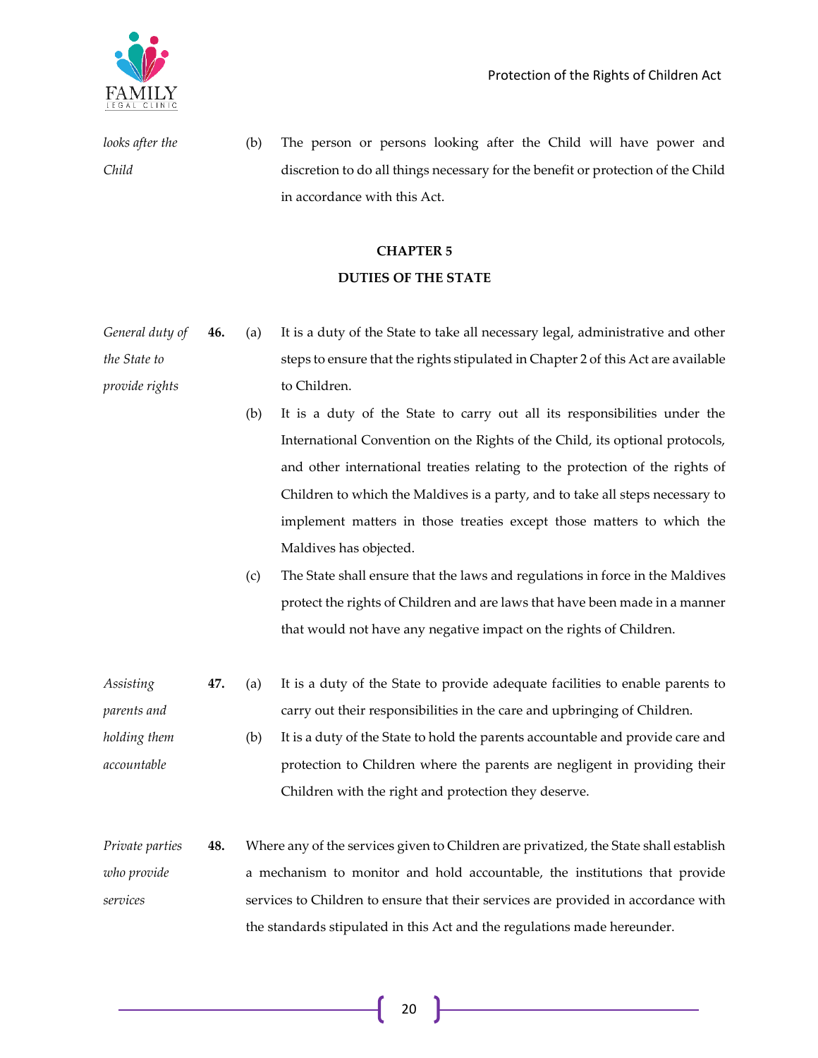*looks after the Child*

(b) The person or persons looking after the Child will have power and discretion to do all things necessary for the benefit or protection of the Child in accordance with this Act.

## CHAPTER 5

## DUTIES OF THE STATE

*General duty of the State to provide rights*

**46.** (a) It is a duty of the State to take all necessary legal, administrative and other steps to ensure that the rights stipulated in Chapter 2 of this Act are available to Children.

(b) It is a duty of the State to carry out all its responsibilities under the International Convention on the Rights of the Child, its optional protocols, and other international treaties relating to the protection of the rights of Children to which the Maldives is a party, and to take all steps necessary to implement matters in those treaties except those matters to which the Maldives has objected.

(c) The State shall ensure that the laws and regulations in force in the Maldives protect the rights of Children and are laws that have been made in a manner that would not have any negative impact on the rights of Children.

*Assisting parents and holding them accountable*

**47.** (a) It is a duty of the State to provide adequate facilities to enable parents to carry out their responsibilities in the care and upbringing of Children.

(b) It is a duty of the State to hold the parents accountable and provide care and protection to Children where the parents are negligent in providing their Children with the right and protection they deserve.

*Private parties who provide services*

**48.** Where any of the services given to Children are privatized, the State shall establish a mechanism to monitor and hold accountable, the institutions that provide services to Children to ensure that their services are provided in accordance with the standards stipulated in this Act and the regulations made hereunder.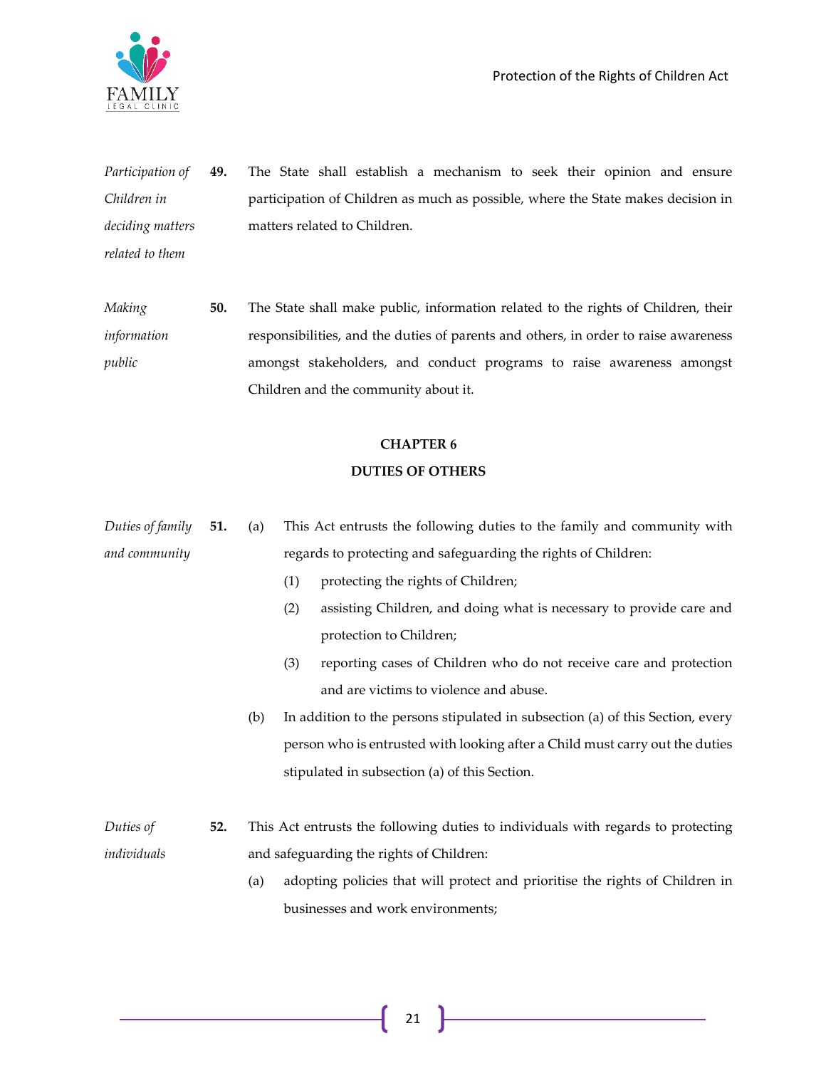*Participation of Children in deciding matters related to them*

**49.** The State shall establish a mechanism to seek their opinion and ensure participation of Children as much as possible, where the State makes decision in matters related to Children.

*Making information public*

**50.** The State shall make public, information related to the rights of Children, their responsibilities, and the duties of parents and others, in order to raise awareness amongst stakeholders, and conduct programs to raise awareness amongst Children and the community about it.

## CHAPTER 6

## DUTIES OF OTHERS

*Duties of family and community*

**51.** (a) This Act entrusts the following duties to the family and community with regards to protecting and safeguarding the rights of Children:

(1) protecting the rights of Children;

(2) assisting Children, and doing what is necessary to provide care and protection to Children;

(3) reporting cases of Children who do not receive care and protection and are victims to violence and abuse.

(b) In addition to the persons stipulated in subsection (a) of this Section, every person who is entrusted with looking after a Child must carry out the duties stipulated in subsection (a) of this Section.

*Duties of individuals*

**52.** This Act entrusts the following duties to individuals with regards to protecting and safeguarding the rights of Children:

(a) adopting policies that will protect and prioritise the rights of Children in businesses and work environments;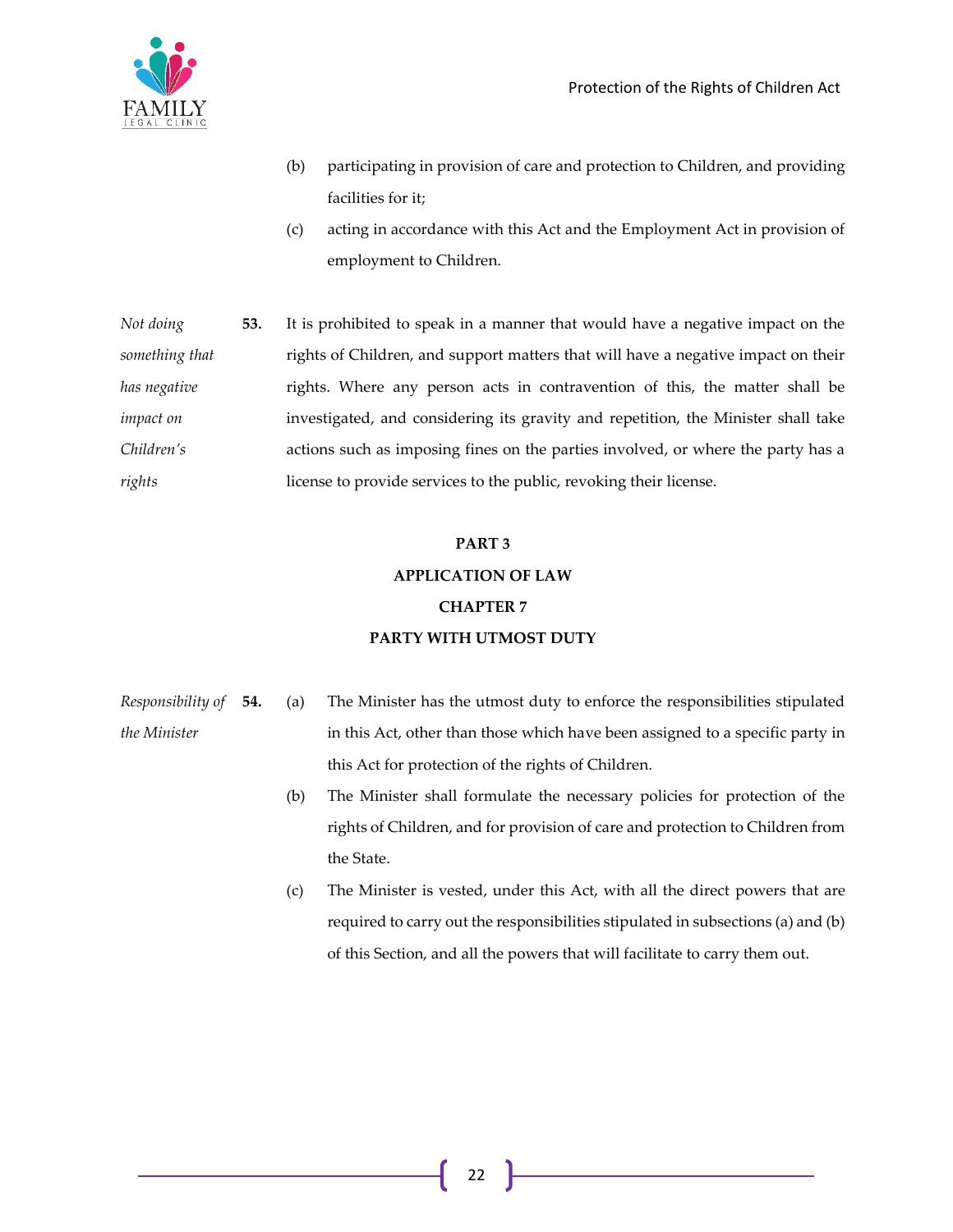(b) participating in provision of care and protection to Children, and providing facilities for it;

(c) acting in accordance with this Act and the Employment Act in provision of employment to Children.

*Not doing something that has negative impact on Children's rights*

**53.** It is prohibited to speak in a manner that would have a negative impact on the rights of Children, and support matters that will have a negative impact on their rights. Where any person acts in contravention of this, the matter shall be investigated, and considering its gravity and repetition, the Minister shall take actions such as imposing fines on the parties involved, or where the party has a license to provide services to the public, revoking their license.

## PART 3

## APPLICATION OF LAW

## CHAPTER 7

## PARTY WITH UTMOST DUTY

*Responsibility of the Minister*

**54.** (a) The Minister has the utmost duty to enforce the responsibilities stipulated in this Act, other than those which have been assigned to a specific party in this Act for protection of the rights of Children.

(b) The Minister shall formulate the necessary policies for protection of the rights of Children, and for provision of care and protection to Children from the State.

(c) The Minister is vested, under this Act, with all the direct powers that are required to carry out the responsibilities stipulated in subsections (a) and (b) of this Section, and all the powers that will facilitate to carry them out.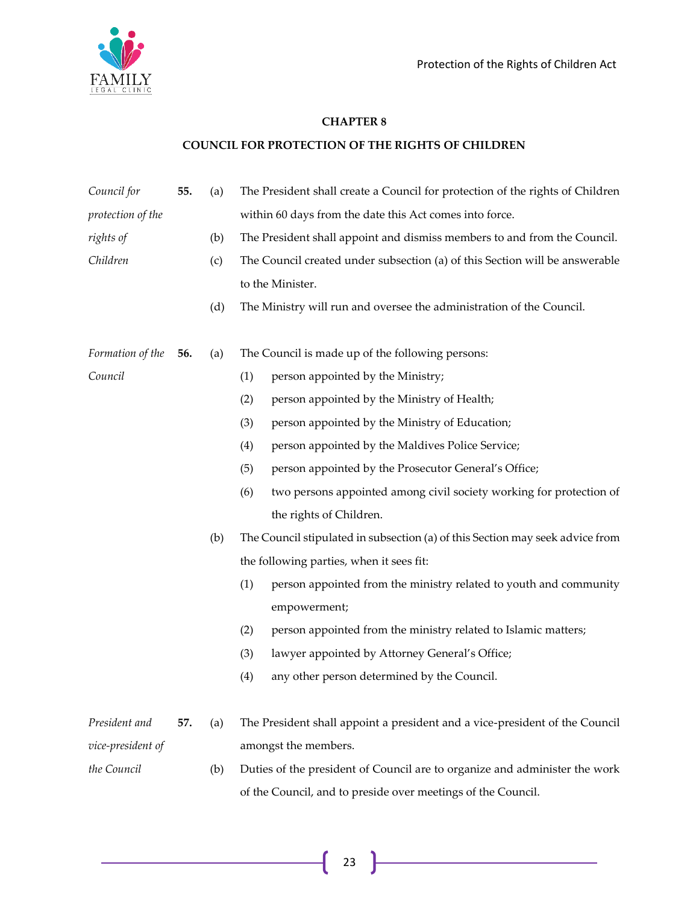## CHAPTER 8

## COUNCIL FOR PROTECTION OF THE RIGHTS OF CHILDREN

*Council for protection of the rights of Children*

**55.** (a) The President shall create a Council for protection of the rights of Children within 60 days from the date this Act comes into force.

(b) The President shall appoint and dismiss members to and from the Council.

(c) The Council created under subsection (a) of this Section will be answerable to the Minister.

(d) The Ministry will run and oversee the administration of the Council.

*Formation of the Council*

**56.** (a) The Council is made up of the following persons:

(1) person appointed by the Ministry;

(2) person appointed by the Ministry of Health;

(3) person appointed by the Ministry of Education;

(4) person appointed by the Maldives Police Service;

(5) person appointed by the Prosecutor General's Office;

(6) two persons appointed among civil society working for protection of the rights of Children.

(b) The Council stipulated in subsection (a) of this Section may seek advice from the following parties, when it sees fit:

(1) person appointed from the ministry related to youth and community empowerment;

(2) person appointed from the ministry related to Islamic matters;

(3) lawyer appointed by Attorney General's Office;

(4) any other person determined by the Council.

*President and vice-president of the Council*

**57.** (a) The President shall appoint a president and a vice-president of the Council amongst the members.

(b) Duties of the president of Council are to organize and administer the work of the Council, and to preside over meetings of the Council.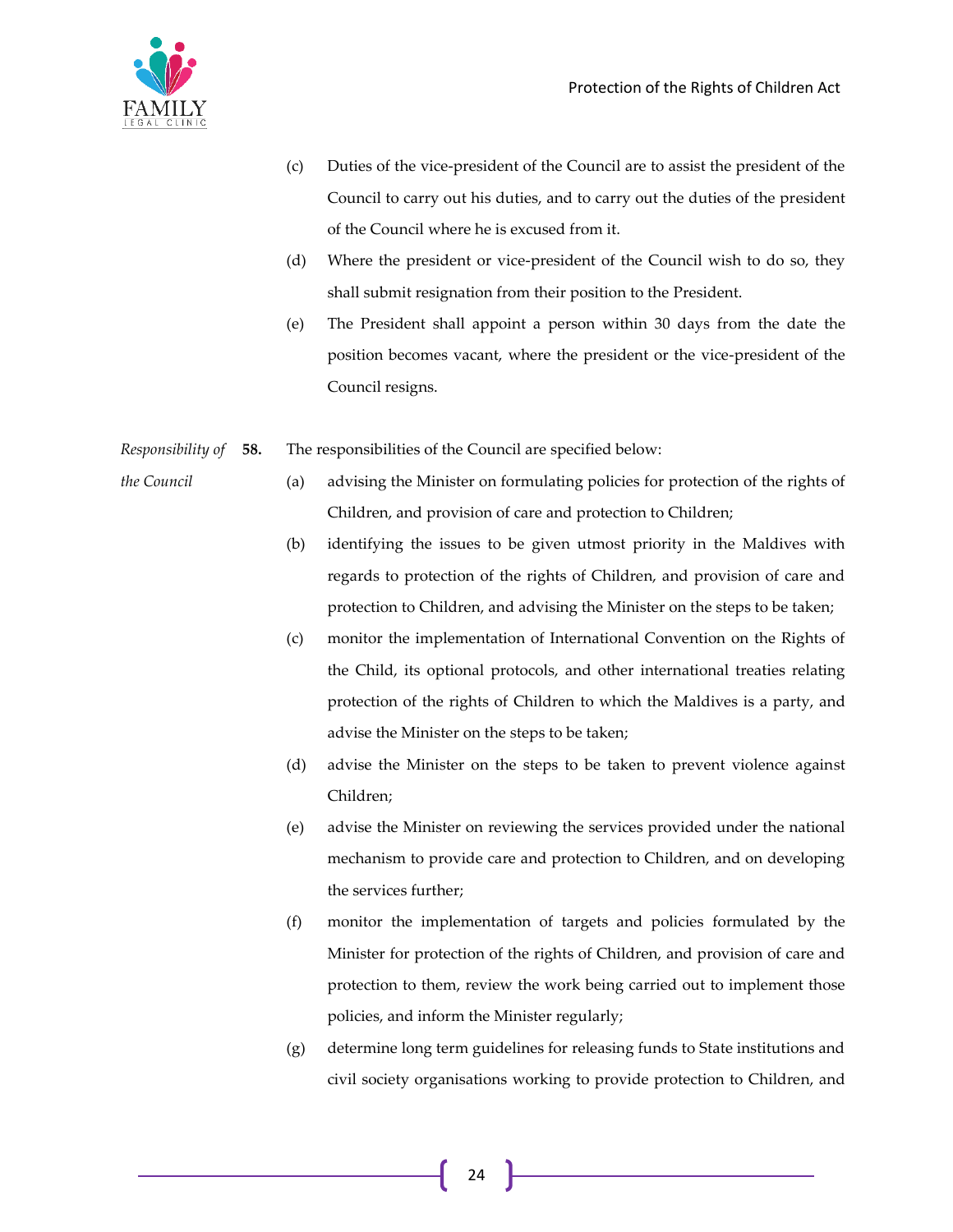(c) Duties of the vice-president of the Council are to assist the president of the Council to carry out his duties, and to carry out the duties of the president of the Council where he is excused from it.

(d) Where the president or vice-president of the Council wish to do so, they shall submit resignation from their position to the President.

(e) The President shall appoint a person within 30 days from the date the position becomes vacant, where the president or the vice-president of the Council resigns.

*Responsibility of the Council*

**58.** The responsibilities of the Council are specified below:

(a) advising the Minister on formulating policies for protection of the rights of Children, and provision of care and protection to Children;

(b) identifying the issues to be given utmost priority in the Maldives with regards to protection of the rights of Children, and provision of care and protection to Children, and advising the Minister on the steps to be taken;

(c) monitor the implementation of International Convention on the Rights of the Child, its optional protocols, and other international treaties relating protection of the rights of Children to which the Maldives is a party, and advise the Minister on the steps to be taken;

(d) advise the Minister on the steps to be taken to prevent violence against Children;

(e) advise the Minister on reviewing the services provided under the national mechanism to provide care and protection to Children, and on developing the services further;

(f) monitor the implementation of targets and policies formulated by the Minister for protection of the rights of Children, and provision of care and protection to them, review the work being carried out to implement those policies, and inform the Minister regularly;

(g) determine long term guidelines for releasing funds to State institutions and civil society organisations working to provide protection to Children, and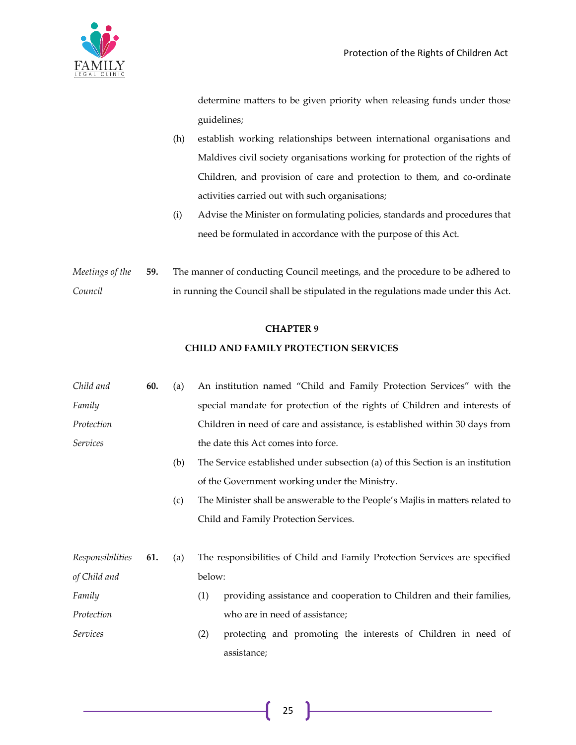determine matters to be given priority when releasing funds under those guidelines;

(h) establish working relationships between international organisations and Maldives civil society organisations working for protection of the rights of Children, and provision of care and protection to them, and co-ordinate activities carried out with such organisations;

(i) Advise the Minister on formulating policies, standards and procedures that need be formulated in accordance with the purpose of this Act.

*Meetings of the Council*

**59.** The manner of conducting Council meetings, and the procedure to be adhered to in running the Council shall be stipulated in the regulations made under this Act.

## CHAPTER 9

## CHILD AND FAMILY PROTECTION SERVICES

*Child and Family Protection Services*

**60.** (a) An institution named "Child and Family Protection Services" with the special mandate for protection of the rights of Children and interests of Children in need of care and assistance, is established within 30 days from the date this Act comes into force.

(b) The Service established under subsection (a) of this Section is an institution of the Government working under the Ministry.

(c) The Minister shall be answerable to the People's Majlis in matters related to Child and Family Protection Services.

*Responsibilities of Child and Family Protection Services*

**61.** (a) The responsibilities of Child and Family Protection Services are specified below:

(1) providing assistance and cooperation to Children and their families, who are in need of assistance;

(2) protecting and promoting the interests of Children in need of assistance;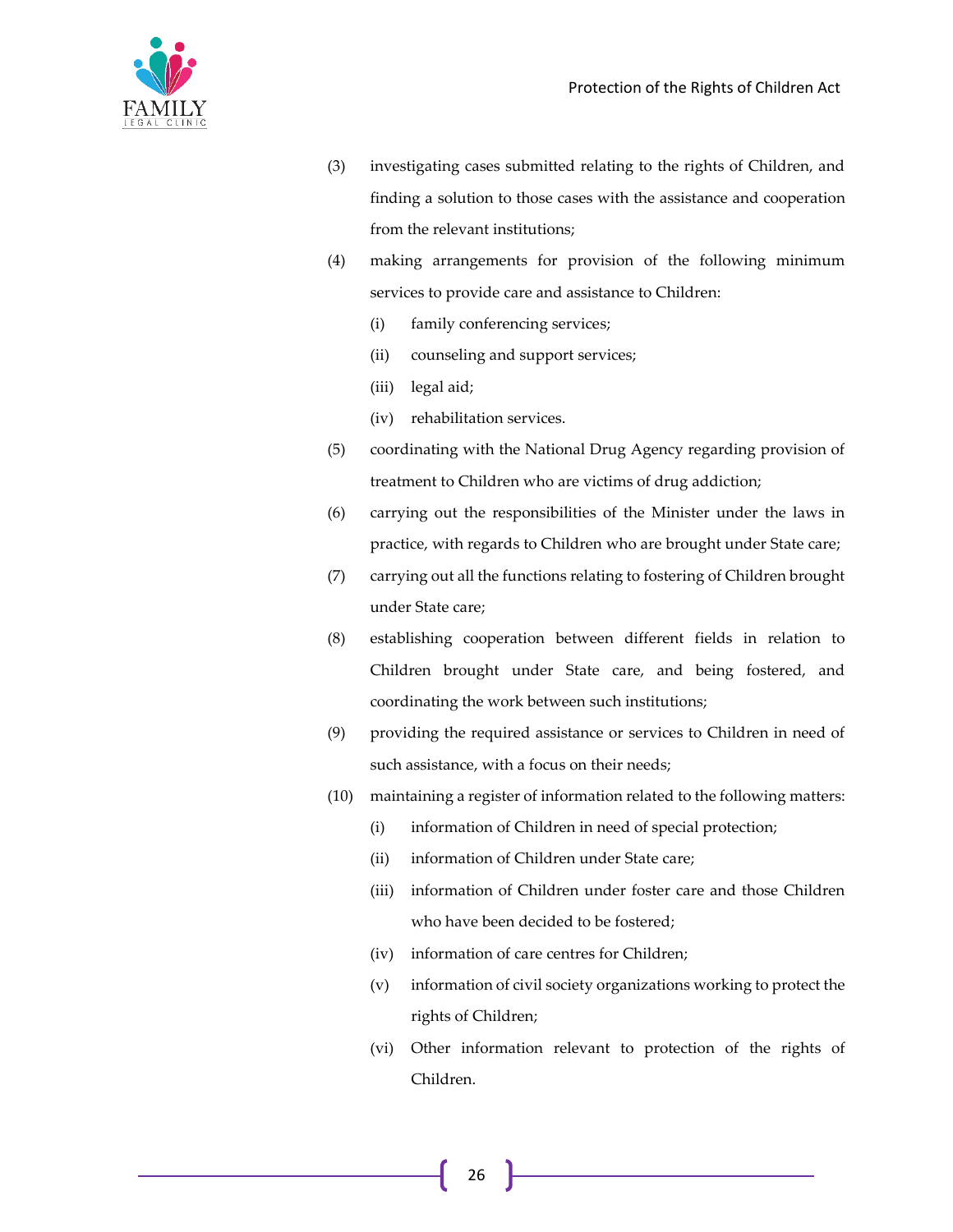(3) investigating cases submitted relating to the rights of Children, and finding a solution to those cases with the assistance and cooperation from the relevant institutions;

(4) making arrangements for provision of the following minimum services to provide care and assistance to Children:

   (i) family conferencing services;

   (ii) counseling and support services;

   (iii) legal aid;

   (iv) rehabilitation services.

(5) coordinating with the National Drug Agency regarding provision of treatment to Children who are victims of drug addiction;

(6) carrying out the responsibilities of the Minister under the laws in practice, with regards to Children who are brought under State care;

(7) carrying out all the functions relating to fostering of Children brought under State care;

(8) establishing cooperation between different fields in relation to Children brought under State care, and being fostered, and coordinating the work between such institutions;

(9) providing the required assistance or services to Children in need of such assistance, with a focus on their needs;

(10) maintaining a register of information related to the following matters:

   (i) information of Children in need of special protection;

   (ii) information of Children under State care;

   (iii) information of Children under foster care and those Children who have been decided to be fostered;

   (iv) information of care centres for Children;

   (v) information of civil society organizations working to protect the rights of Children;

   (vi) Other information relevant to protection of the rights of Children.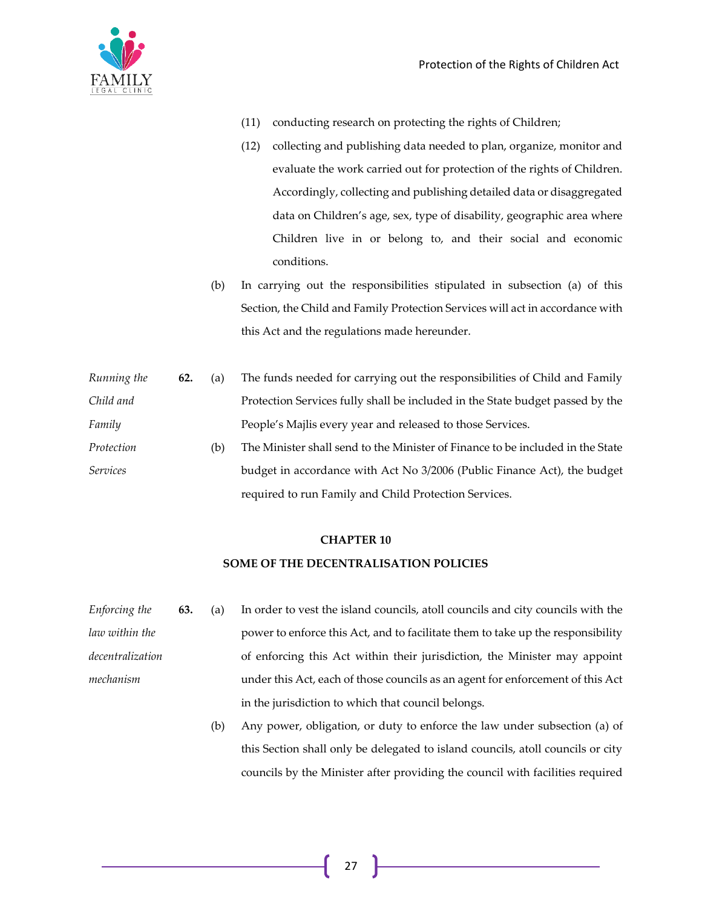(11) conducting research on protecting the rights of Children;

(12) collecting and publishing data needed to plan, organize, monitor and evaluate the work carried out for protection of the rights of Children. Accordingly, collecting and publishing detailed data or disaggregated data on Children's age, sex, type of disability, geographic area where Children live in or belong to, and their social and economic conditions.

(b) In carrying out the responsibilities stipulated in subsection (a) of this Section, the Child and Family Protection Services will act in accordance with this Act and the regulations made hereunder.

*Running the Child and Family Protection Services*

**62.** (a) The funds needed for carrying out the responsibilities of Child and Family Protection Services fully shall be included in the State budget passed by the People's Majlis every year and released to those Services.

(b) The Minister shall send to the Minister of Finance to be included in the State budget in accordance with Act No 3/2006 (Public Finance Act), the budget required to run Family and Child Protection Services.

## CHAPTER 10

## SOME OF THE DECENTRALISATION POLICIES

*Enforcing the law within the decentralization mechanism*

**63.** (a) In order to vest the island councils, atoll councils and city councils with the power to enforce this Act, and to facilitate them to take up the responsibility of enforcing this Act within their jurisdiction, the Minister may appoint under this Act, each of those councils as an agent for enforcement of this Act in the jurisdiction to which that council belongs.

(b) Any power, obligation, or duty to enforce the law under subsection (a) of this Section shall only be delegated to island councils, atoll councils or city councils by the Minister after providing the council with facilities required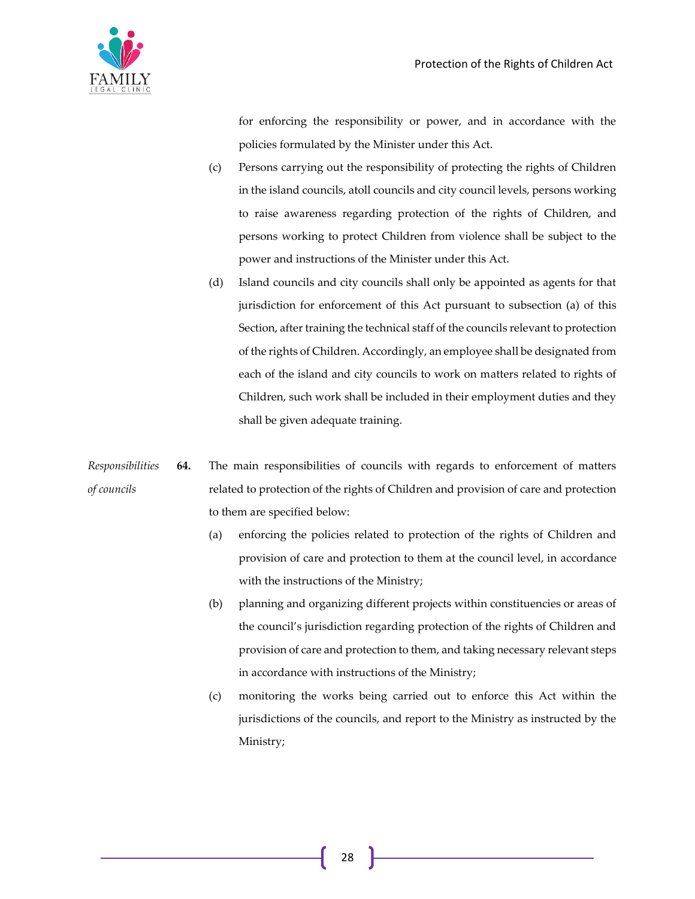for enforcing the responsibility or power, and in accordance with the policies formulated by the Minister under this Act.

(c) Persons carrying out the responsibility of protecting the rights of Children in the island councils, atoll councils and city council levels, persons working to raise awareness regarding protection of the rights of Children, and persons working to protect Children from violence shall be subject to the power and instructions of the Minister under this Act.

(d) Island councils and city councils shall only be appointed as agents for that jurisdiction for enforcement of this Act pursuant to subsection (a) of this Section, after training the technical staff of the councils relevant to protection of the rights of Children. Accordingly, an employee shall be designated from each of the island and city councils to work on matters related to rights of Children, such work shall be included in their employment duties and they shall be given adequate training.

*Responsibilities of councils*

**64.** The main responsibilities of councils with regards to enforcement of matters related to protection of the rights of Children and provision of care and protection to them are specified below:

(a) enforcing the policies related to protection of the rights of Children and provision of care and protection to them at the council level, in accordance with the instructions of the Ministry;

(b) planning and organizing different projects within constituencies or areas of the council's jurisdiction regarding protection of the rights of Children and provision of care and protection to them, and taking necessary relevant steps in accordance with instructions of the Ministry;

(c) monitoring the works being carried out to enforce this Act within the jurisdictions of the councils, and report to the Ministry as instructed by the Ministry;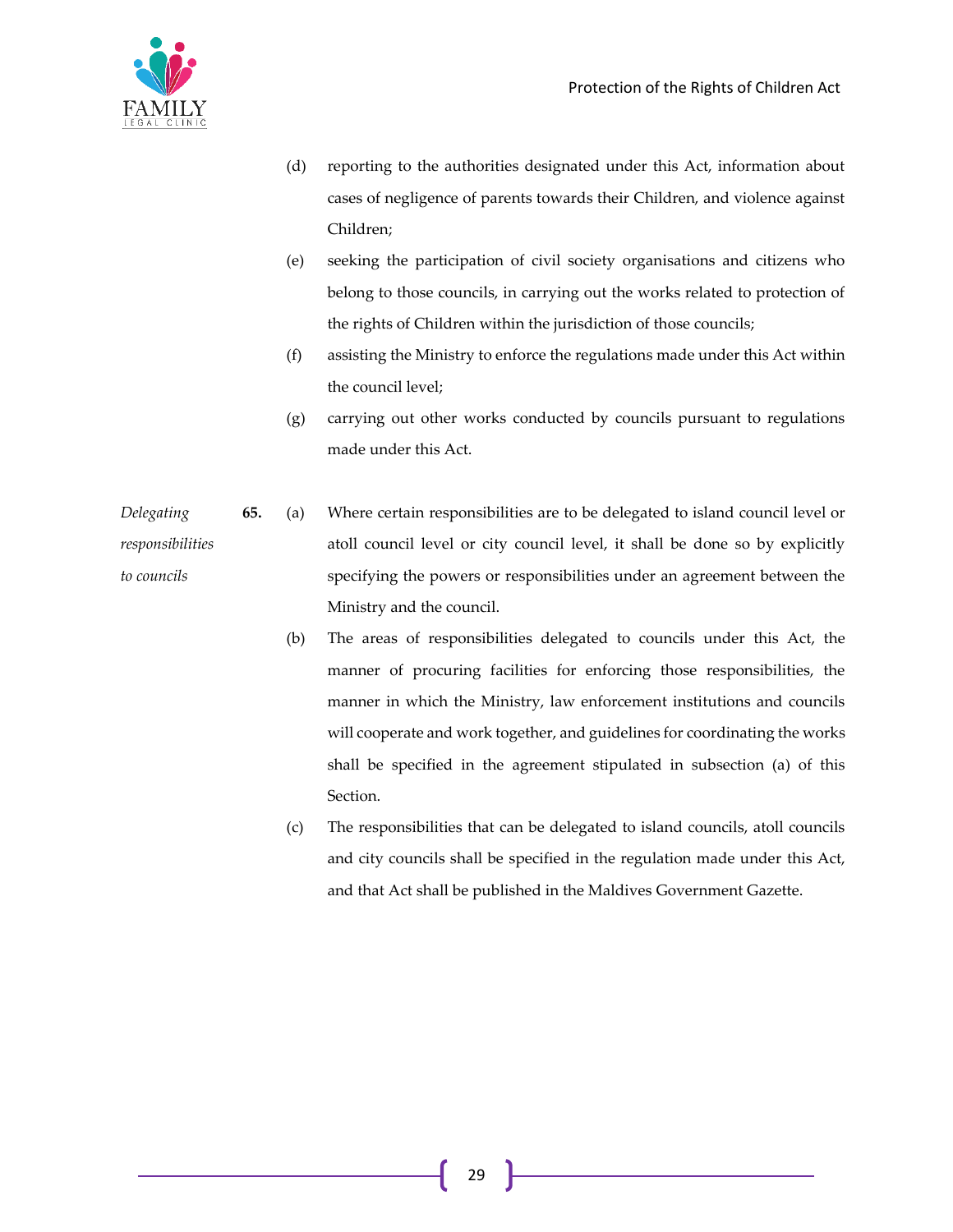(d) reporting to the authorities designated under this Act, information about cases of negligence of parents towards their Children, and violence against Children;

(e) seeking the participation of civil society organisations and citizens who belong to those councils, in carrying out the works related to protection of the rights of Children within the jurisdiction of those councils;

(f) assisting the Ministry to enforce the regulations made under this Act within the council level;

(g) carrying out other works conducted by councils pursuant to regulations made under this Act.

*Delegating responsibilities to councils*

**65.** (a) Where certain responsibilities are to be delegated to island council level or atoll council level or city council level, it shall be done so by explicitly specifying the powers or responsibilities under an agreement between the Ministry and the council.

(b) The areas of responsibilities delegated to councils under this Act, the manner of procuring facilities for enforcing those responsibilities, the manner in which the Ministry, law enforcement institutions and councils will cooperate and work together, and guidelines for coordinating the works shall be specified in the agreement stipulated in subsection (a) of this Section.

(c) The responsibilities that can be delegated to island councils, atoll councils and city councils shall be specified in the regulation made under this Act, and that Act shall be published in the Maldives Government Gazette.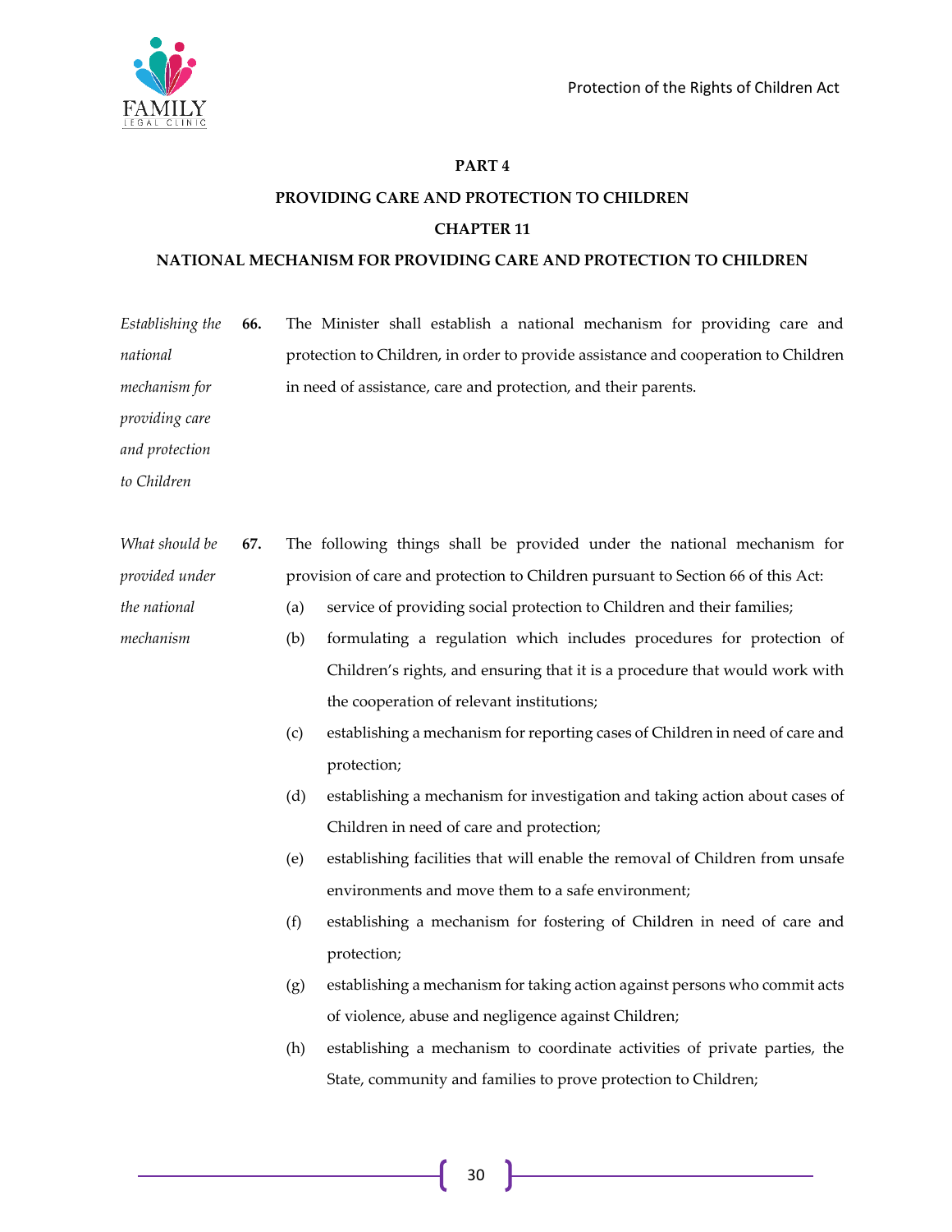## PART 4

## PROVIDING CARE AND PROTECTION TO CHILDREN

### CHAPTER 11

### NATIONAL MECHANISM FOR PROVIDING CARE AND PROTECTION TO CHILDREN

*Establishing the national mechanism for providing care and protection to Children*

**66.** The Minister shall establish a national mechanism for providing care and protection to Children, in order to provide assistance and cooperation to Children in need of assistance, care and protection, and their parents.

*What should be provided under the national mechanism*

**67.** The following things shall be provided under the national mechanism for provision of care and protection to Children pursuant to Section 66 of this Act:

(a) service of providing social protection to Children and their families;

(b) formulating a regulation which includes procedures for protection of Children's rights, and ensuring that it is a procedure that would work with the cooperation of relevant institutions;

(c) establishing a mechanism for reporting cases of Children in need of care and protection;

(d) establishing a mechanism for investigation and taking action about cases of Children in need of care and protection;

(e) establishing facilities that will enable the removal of Children from unsafe environments and move them to a safe environment;

(f) establishing a mechanism for fostering of Children in need of care and protection;

(g) establishing a mechanism for taking action against persons who commit acts of violence, abuse and negligence against Children;

(h) establishing a mechanism to coordinate activities of private parties, the State, community and families to prove protection to Children;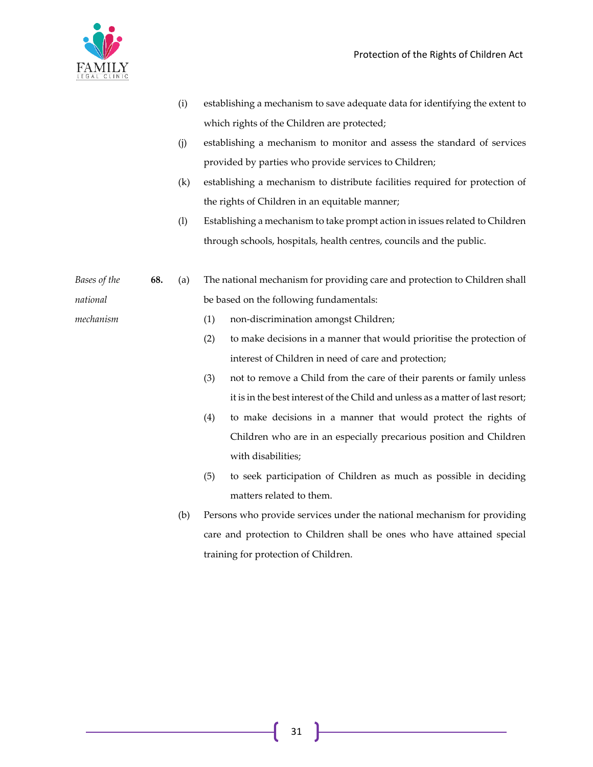(i) establishing a mechanism to save adequate data for identifying the extent to which rights of the Children are protected;

(j) establishing a mechanism to monitor and assess the standard of services provided by parties who provide services to Children;

(k) establishing a mechanism to distribute facilities required for protection of the rights of Children in an equitable manner;

(l) Establishing a mechanism to take prompt action in issues related to Children through schools, hospitals, health centres, councils and the public.

*Bases of the national mechanism*

**68.** (a) The national mechanism for providing care and protection to Children shall be based on the following fundamentals:

(1) non-discrimination amongst Children;

(2) to make decisions in a manner that would prioritise the protection of interest of Children in need of care and protection;

(3) not to remove a Child from the care of their parents or family unless it is in the best interest of the Child and unless as a matter of last resort;

(4) to make decisions in a manner that would protect the rights of Children who are in an especially precarious position and Children with disabilities;

(5) to seek participation of Children as much as possible in deciding matters related to them.

(b) Persons who provide services under the national mechanism for providing care and protection to Children shall be ones who have attained special training for protection of Children.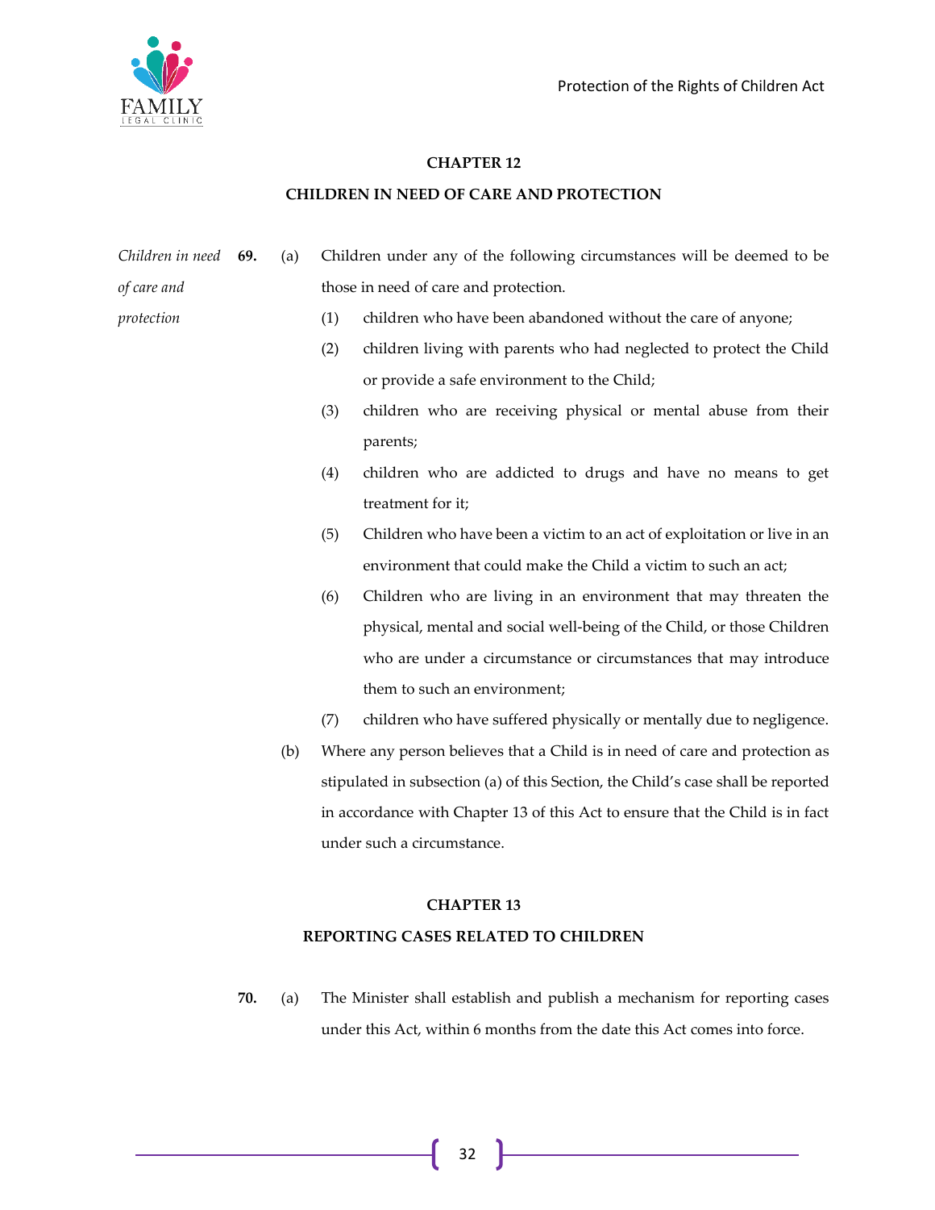## CHAPTER 12

## CHILDREN IN NEED OF CARE AND PROTECTION

*Children in need of care and protection*

**69.** (a) Children under any of the following circumstances will be deemed to be those in need of care and protection.

(1) children who have been abandoned without the care of anyone;

(2) children living with parents who had neglected to protect the Child or provide a safe environment to the Child;

(3) children who are receiving physical or mental abuse from their parents;

(4) children who are addicted to drugs and have no means to get treatment for it;

(5) Children who have been a victim to an act of exploitation or live in an environment that could make the Child a victim to such an act;

(6) Children who are living in an environment that may threaten the physical, mental and social well-being of the Child, or those Children who are under a circumstance or circumstances that may introduce them to such an environment;

(7) children who have suffered physically or mentally due to negligence.

(b) Where any person believes that a Child is in need of care and protection as stipulated in subsection (a) of this Section, the Child's case shall be reported in accordance with Chapter 13 of this Act to ensure that the Child is in fact under such a circumstance.

## CHAPTER 13

## REPORTING CASES RELATED TO CHILDREN

**70.** (a) The Minister shall establish and publish a mechanism for reporting cases under this Act, within 6 months from the date this Act comes into force.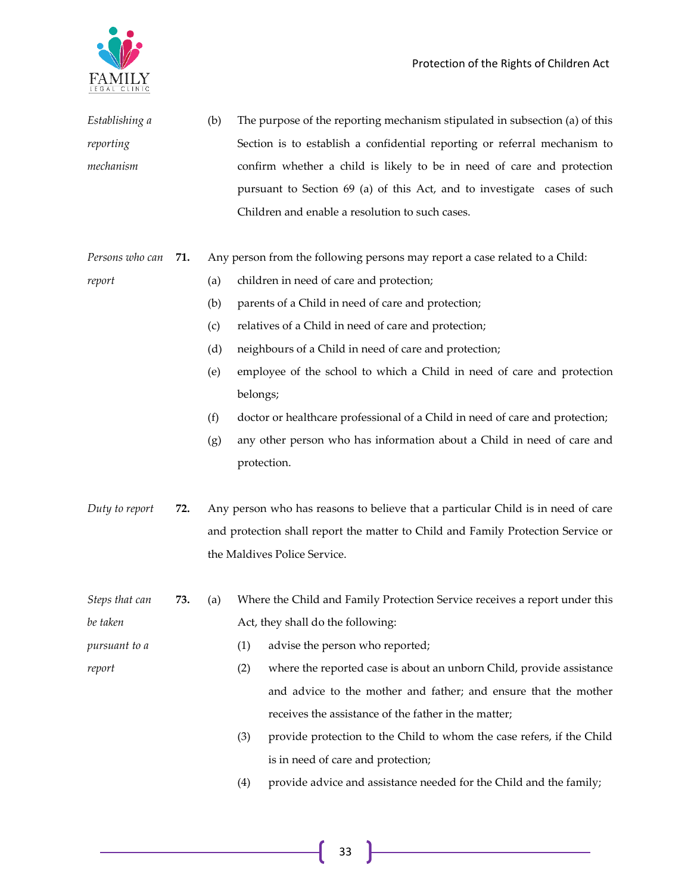*Establishing a reporting mechanism*

(b) The purpose of the reporting mechanism stipulated in subsection (a) of this Section is to establish a confidential reporting or referral mechanism to confirm whether a child is likely to be in need of care and protection pursuant to Section 69 (a) of this Act, and to investigate cases of such Children and enable a resolution to such cases.

*Persons who can report*

**71.** Any person from the following persons may report a case related to a Child:

(a) children in need of care and protection;

(b) parents of a Child in need of care and protection;

(c) relatives of a Child in need of care and protection;

(d) neighbours of a Child in need of care and protection;

(e) employee of the school to which a Child in need of care and protection belongs;

(f) doctor or healthcare professional of a Child in need of care and protection;

(g) any other person who has information about a Child in need of care and protection.

*Duty to report*

**72.** Any person who has reasons to believe that a particular Child is in need of care and protection shall report the matter to Child and Family Protection Service or the Maldives Police Service.

*Steps that can be taken pursuant to a report*

**73.** (a) Where the Child and Family Protection Service receives a report under this Act, they shall do the following:

(1) advise the person who reported;

(2) where the reported case is about an unborn Child, provide assistance and advice to the mother and father; and ensure that the mother receives the assistance of the father in the matter;

(3) provide protection to the Child to whom the case refers, if the Child is in need of care and protection;

(4) provide advice and assistance needed for the Child and the family;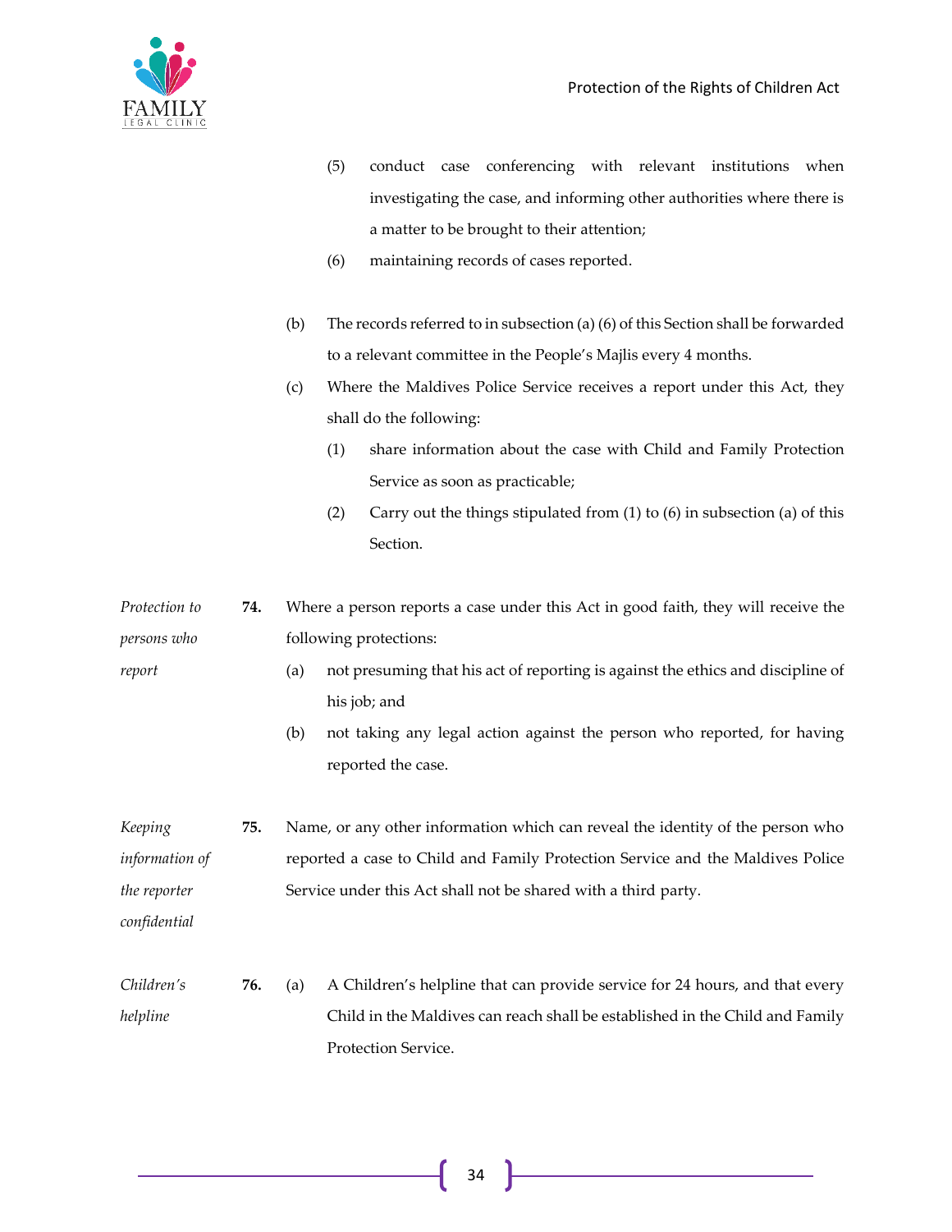(5) conduct case conferencing with relevant institutions when investigating the case, and informing other authorities where there is a matter to be brought to their attention;

(6) maintaining records of cases reported.

(b) The records referred to in subsection (a) (6) of this Section shall be forwarded to a relevant committee in the People's Majlis every 4 months.

(c) Where the Maldives Police Service receives a report under this Act, they shall do the following:

(1) share information about the case with Child and Family Protection Service as soon as practicable;

(2) Carry out the things stipulated from (1) to (6) in subsection (a) of this Section.

*Protection to persons who report*

**74.** Where a person reports a case under this Act in good faith, they will receive the following protections:

(a) not presuming that his act of reporting is against the ethics and discipline of his job; and

(b) not taking any legal action against the person who reported, for having reported the case.

*Keeping information of the reporter confidential*

**75.** Name, or any other information which can reveal the identity of the person who reported a case to Child and Family Protection Service and the Maldives Police Service under this Act shall not be shared with a third party.

*Children's helpline*

**76.** (a) A Children's helpline that can provide service for 24 hours, and that every Child in the Maldives can reach shall be established in the Child and Family Protection Service.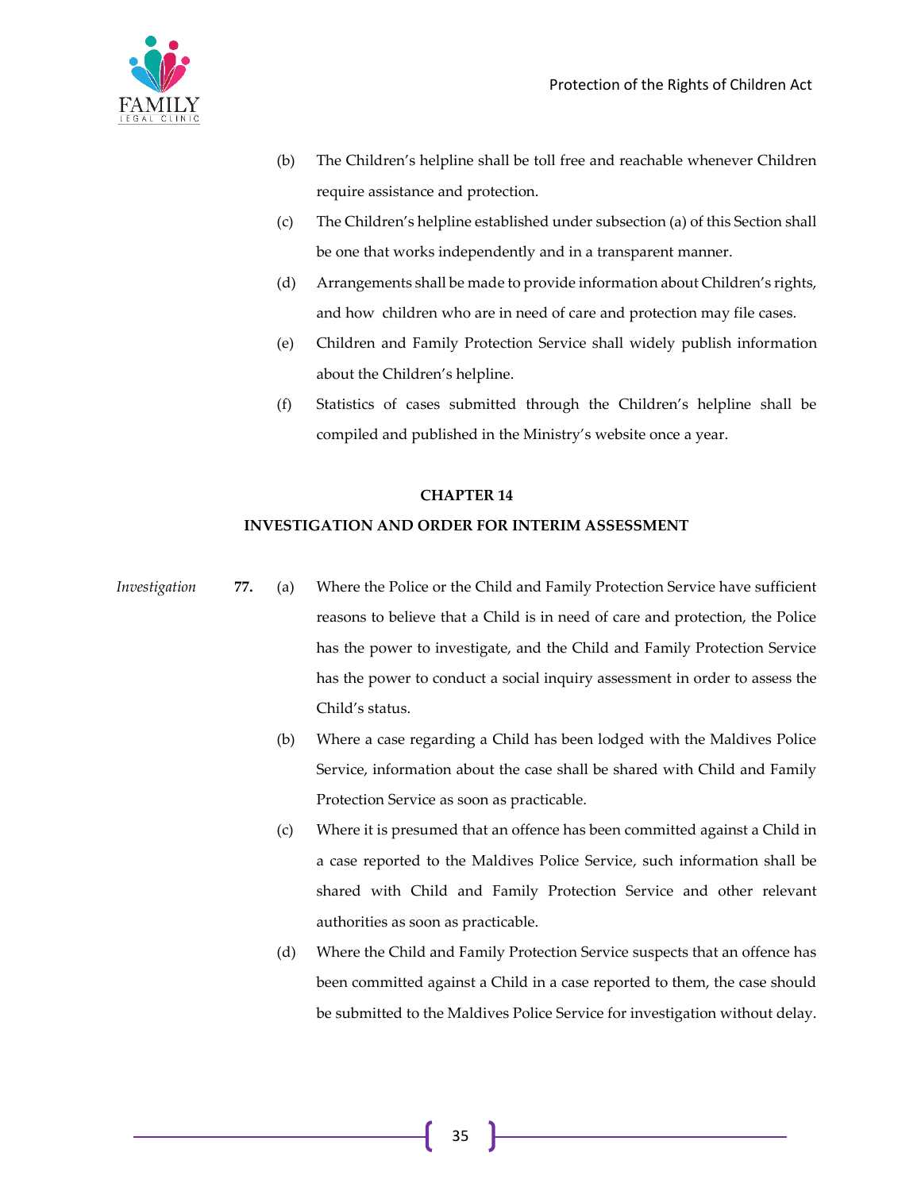(b) The Children's helpline shall be toll free and reachable whenever Children require assistance and protection.

(c) The Children's helpline established under subsection (a) of this Section shall be one that works independently and in a transparent manner.

(d) Arrangements shall be made to provide information about Children's rights, and how children who are in need of care and protection may file cases.

(e) Children and Family Protection Service shall widely publish information about the Children's helpline.

(f) Statistics of cases submitted through the Children's helpline shall be compiled and published in the Ministry's website once a year.

## CHAPTER 14

## INVESTIGATION AND ORDER FOR INTERIM ASSESSMENT

*Investigation*

**77.** (a) Where the Police or the Child and Family Protection Service have sufficient reasons to believe that a Child is in need of care and protection, the Police has the power to investigate, and the Child and Family Protection Service has the power to conduct a social inquiry assessment in order to assess the Child's status.

(b) Where a case regarding a Child has been lodged with the Maldives Police Service, information about the case shall be shared with Child and Family Protection Service as soon as practicable.

(c) Where it is presumed that an offence has been committed against a Child in a case reported to the Maldives Police Service, such information shall be shared with Child and Family Protection Service and other relevant authorities as soon as practicable.

(d) Where the Child and Family Protection Service suspects that an offence has been committed against a Child in a case reported to them, the case should be submitted to the Maldives Police Service for investigation without delay.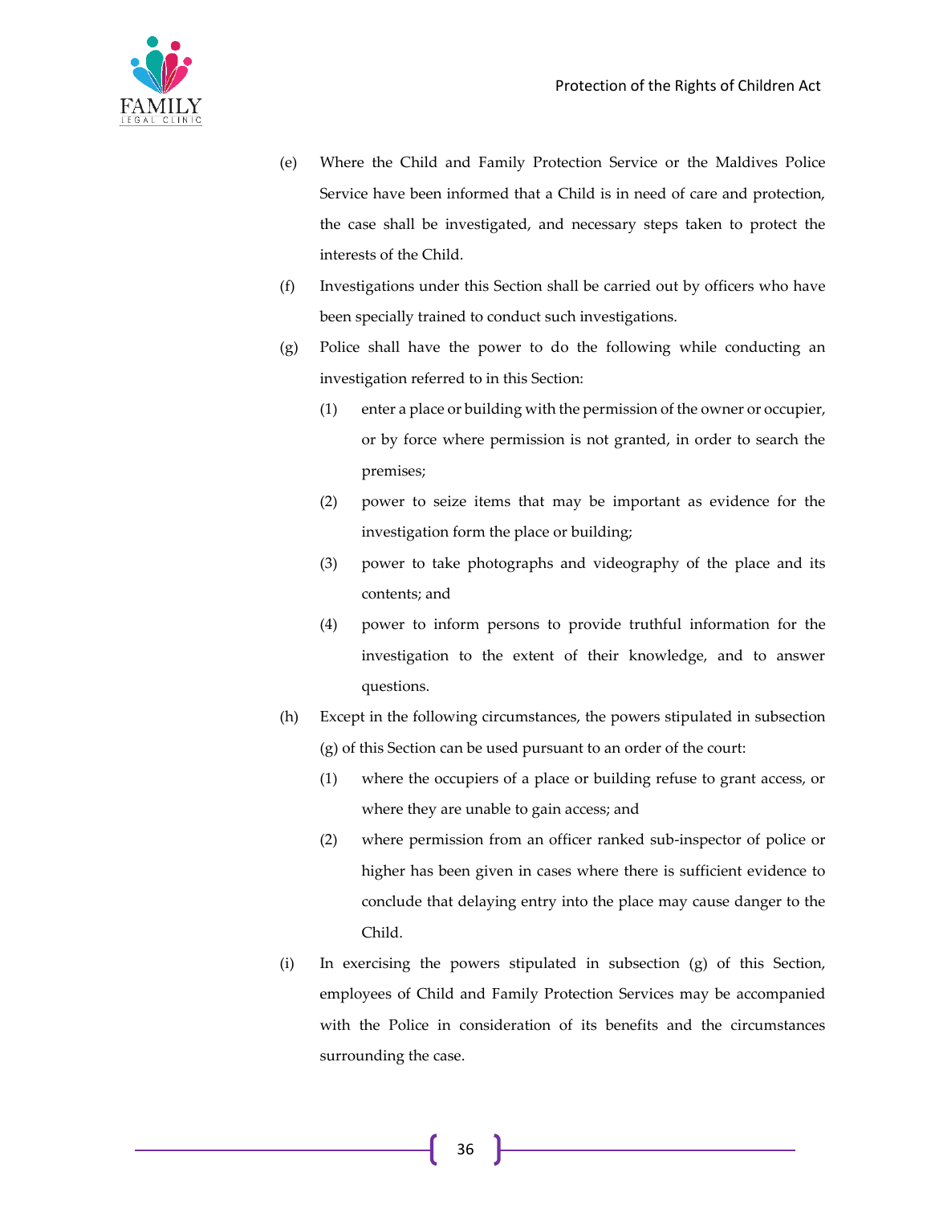(e) Where the Child and Family Protection Service or the Maldives Police Service have been informed that a Child is in need of care and protection, the case shall be investigated, and necessary steps taken to protect the interests of the Child.

(f) Investigations under this Section shall be carried out by officers who have been specially trained to conduct such investigations.

(g) Police shall have the power to do the following while conducting an investigation referred to in this Section:

 (1) enter a place or building with the permission of the owner or occupier, or by force where permission is not granted, in order to search the premises;

 (2) power to seize items that may be important as evidence for the investigation form the place or building;

 (3) power to take photographs and videography of the place and its contents; and

 (4) power to inform persons to provide truthful information for the investigation to the extent of their knowledge, and to answer questions.

(h) Except in the following circumstances, the powers stipulated in subsection (g) of this Section can be used pursuant to an order of the court:

 (1) where the occupiers of a place or building refuse to grant access, or where they are unable to gain access; and

 (2) where permission from an officer ranked sub-inspector of police or higher has been given in cases where there is sufficient evidence to conclude that delaying entry into the place may cause danger to the Child.

(i) In exercising the powers stipulated in subsection (g) of this Section, employees of Child and Family Protection Services may be accompanied with the Police in consideration of its benefits and the circumstances surrounding the case.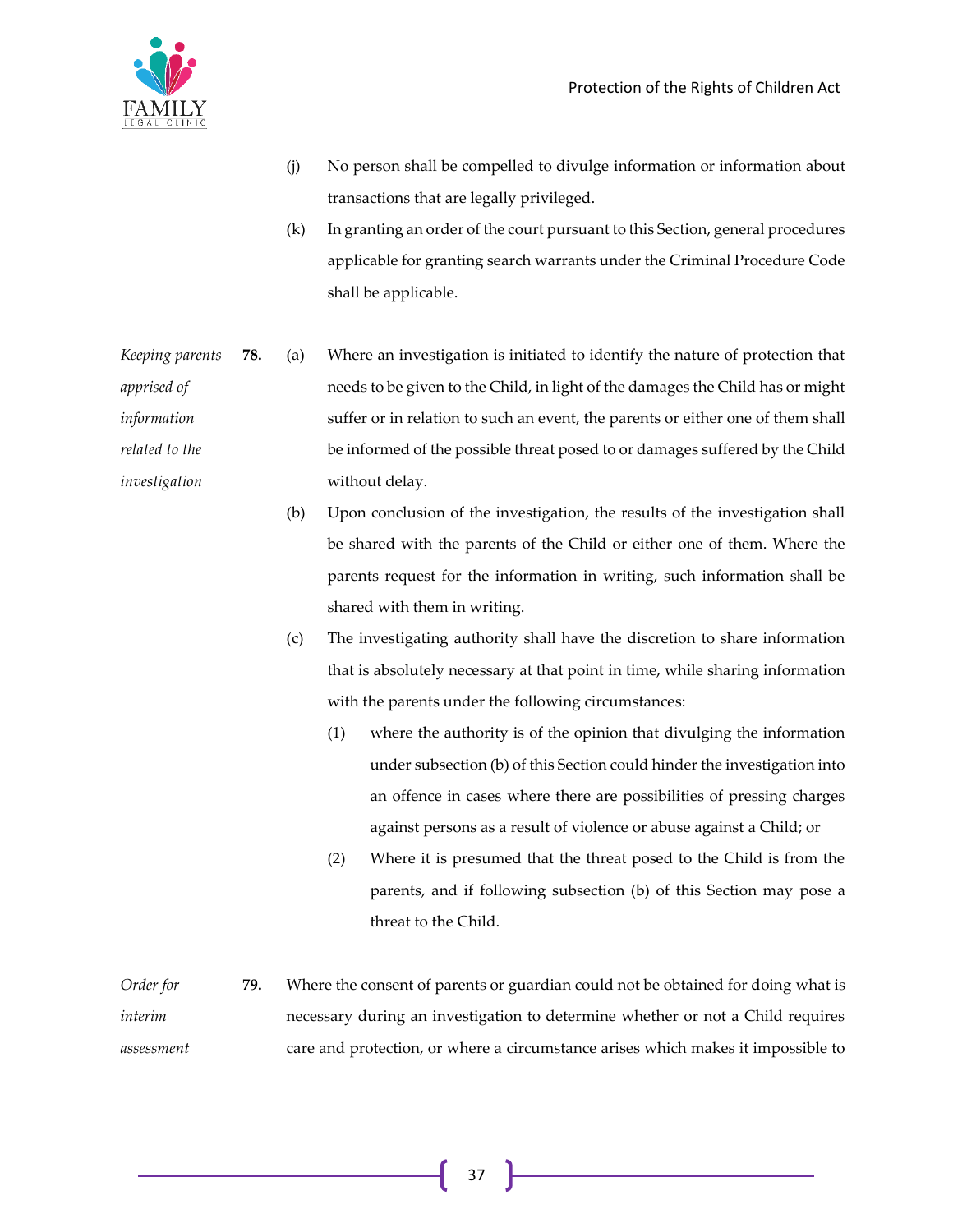(j) No person shall be compelled to divulge information or information about transactions that are legally privileged.

(k) In granting an order of the court pursuant to this Section, general procedures applicable for granting search warrants under the Criminal Procedure Code shall be applicable.

*Keeping parents apprised of information related to the investigation*

**78.** (a) Where an investigation is initiated to identify the nature of protection that needs to be given to the Child, in light of the damages the Child has or might suffer or in relation to such an event, the parents or either one of them shall be informed of the possible threat posed to or damages suffered by the Child without delay.

(b) Upon conclusion of the investigation, the results of the investigation shall be shared with the parents of the Child or either one of them. Where the parents request for the information in writing, such information shall be shared with them in writing.

(c) The investigating authority shall have the discretion to share information that is absolutely necessary at that point in time, while sharing information with the parents under the following circumstances:

(1) where the authority is of the opinion that divulging the information under subsection (b) of this Section could hinder the investigation into an offence in cases where there are possibilities of pressing charges against persons as a result of violence or abuse against a Child; or

(2) Where it is presumed that the threat posed to the Child is from the parents, and if following subsection (b) of this Section may pose a threat to the Child.

*Order for interim assessment*

**79.** Where the consent of parents or guardian could not be obtained for doing what is necessary during an investigation to determine whether or not a Child requires care and protection, or where a circumstance arises which makes it impossible to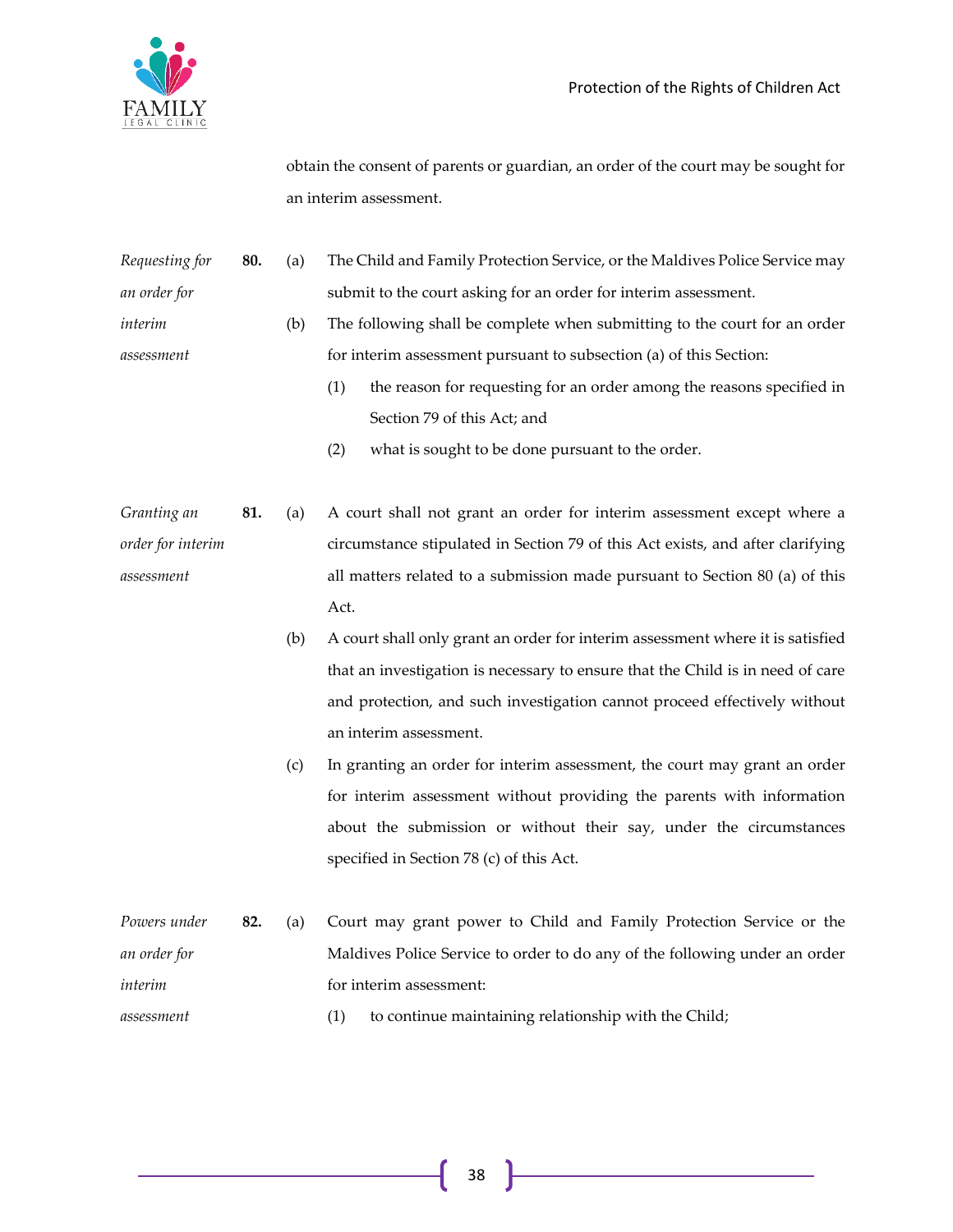obtain the consent of parents or guardian, an order of the court may be sought for an interim assessment.

*Requesting for an order for interim assessment*

**80.** (a) The Child and Family Protection Service, or the Maldives Police Service may submit to the court asking for an order for interim assessment.

(b) The following shall be complete when submitting to the court for an order for interim assessment pursuant to subsection (a) of this Section:

(1) the reason for requesting for an order among the reasons specified in Section 79 of this Act; and

(2) what is sought to be done pursuant to the order.

*Granting an order for interim assessment*

**81.** (a) A court shall not grant an order for interim assessment except where a circumstance stipulated in Section 79 of this Act exists, and after clarifying all matters related to a submission made pursuant to Section 80 (a) of this Act.

(b) A court shall only grant an order for interim assessment where it is satisfied that an investigation is necessary to ensure that the Child is in need of care and protection, and such investigation cannot proceed effectively without an interim assessment.

(c) In granting an order for interim assessment, the court may grant an order for interim assessment without providing the parents with information about the submission or without their say, under the circumstances specified in Section 78 (c) of this Act.

*Powers under an order for interim assessment*

**82.** (a) Court may grant power to Child and Family Protection Service or the Maldives Police Service to order to do any of the following under an order for interim assessment:

(1) to continue maintaining relationship with the Child;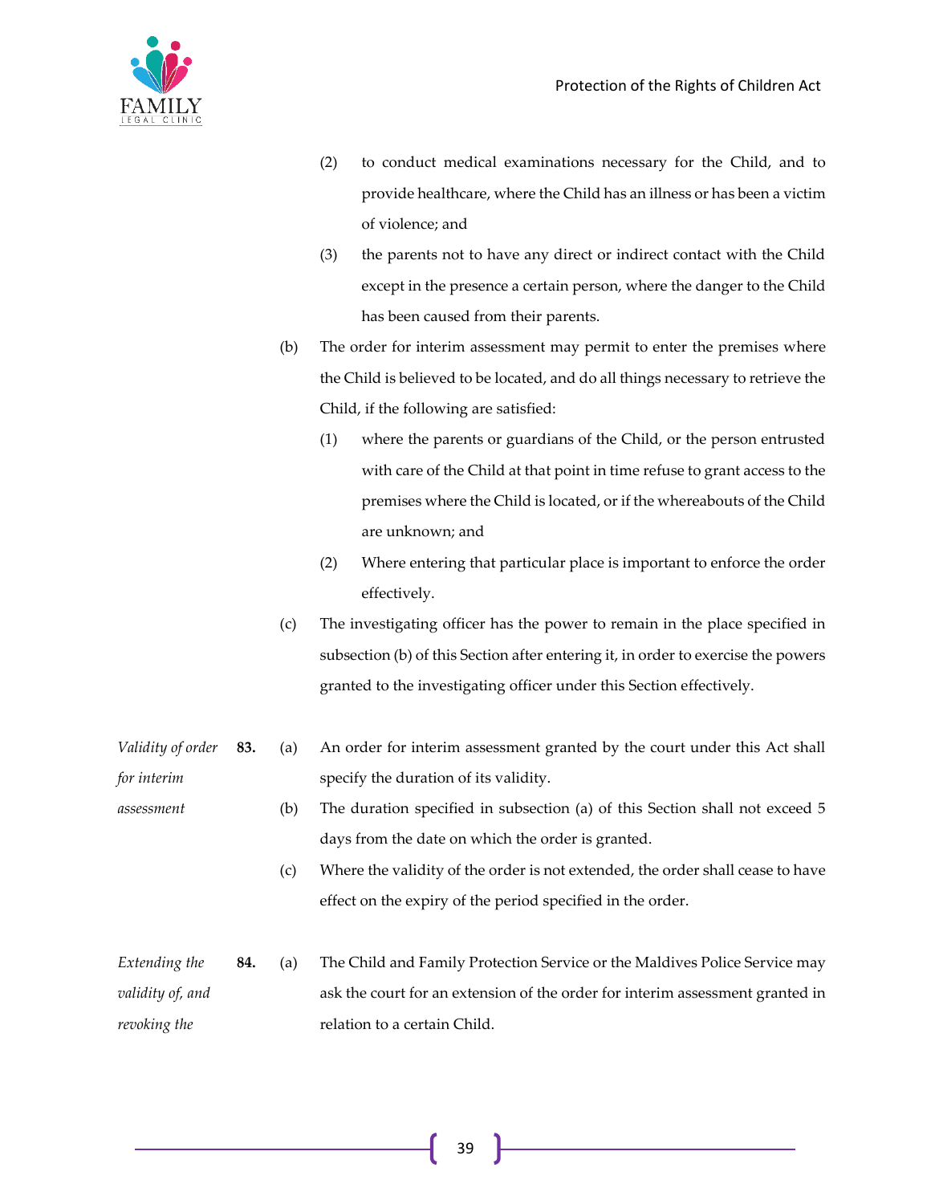(2) to conduct medical examinations necessary for the Child, and to provide healthcare, where the Child has an illness or has been a victim of violence; and

(3) the parents not to have any direct or indirect contact with the Child except in the presence a certain person, where the danger to the Child has been caused from their parents.

(b) The order for interim assessment may permit to enter the premises where the Child is believed to be located, and do all things necessary to retrieve the Child, if the following are satisfied:

(1) where the parents or guardians of the Child, or the person entrusted with care of the Child at that point in time refuse to grant access to the premises where the Child is located, or if the whereabouts of the Child are unknown; and

(2) Where entering that particular place is important to enforce the order effectively.

(c) The investigating officer has the power to remain in the place specified in subsection (b) of this Section after entering it, in order to exercise the powers granted to the investigating officer under this Section effectively.

*Validity of order for interim assessment*

**83.** (a) An order for interim assessment granted by the court under this Act shall specify the duration of its validity.

(b) The duration specified in subsection (a) of this Section shall not exceed 5 days from the date on which the order is granted.

(c) Where the validity of the order is not extended, the order shall cease to have effect on the expiry of the period specified in the order.

*Extending the validity of, and revoking the*

**84.** (a) The Child and Family Protection Service or the Maldives Police Service may ask the court for an extension of the order for interim assessment granted in relation to a certain Child.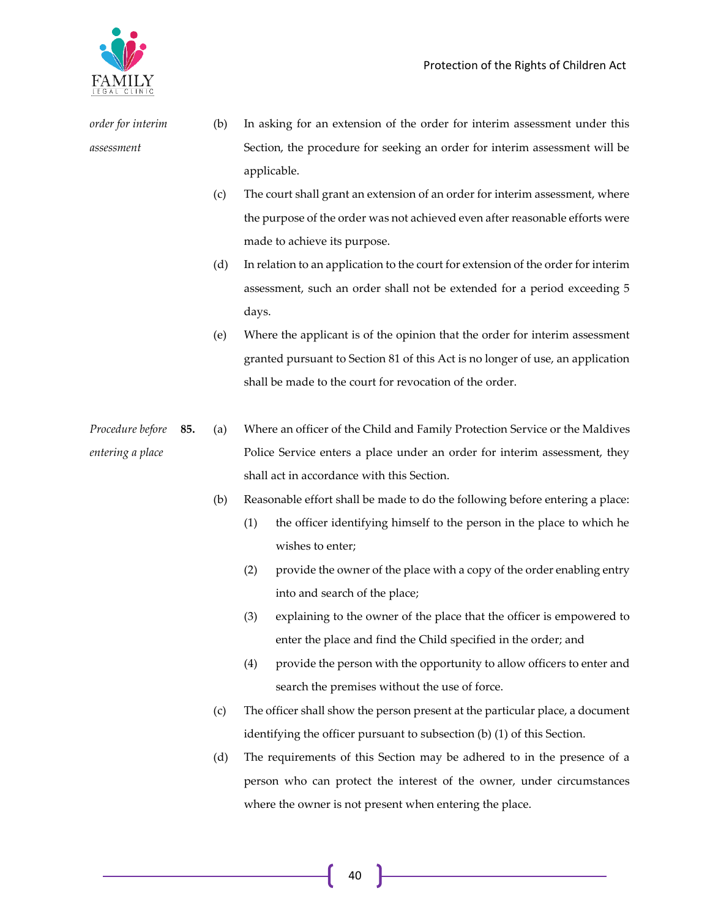*order for interim assessment*

(b) In asking for an extension of the order for interim assessment under this Section, the procedure for seeking an order for interim assessment will be applicable.

(c) The court shall grant an extension of an order for interim assessment, where the purpose of the order was not achieved even after reasonable efforts were made to achieve its purpose.

(d) In relation to an application to the court for extension of the order for interim assessment, such an order shall not be extended for a period exceeding 5 days.

(e) Where the applicant is of the opinion that the order for interim assessment granted pursuant to Section 81 of this Act is no longer of use, an application shall be made to the court for revocation of the order.

*Procedure before entering a place*

**85.** (a) Where an officer of the Child and Family Protection Service or the Maldives Police Service enters a place under an order for interim assessment, they shall act in accordance with this Section.

(b) Reasonable effort shall be made to do the following before entering a place:

(1) the officer identifying himself to the person in the place to which he wishes to enter;

(2) provide the owner of the place with a copy of the order enabling entry into and search of the place;

(3) explaining to the owner of the place that the officer is empowered to enter the place and find the Child specified in the order; and

(4) provide the person with the opportunity to allow officers to enter and search the premises without the use of force.

(c) The officer shall show the person present at the particular place, a document identifying the officer pursuant to subsection (b) (1) of this Section.

(d) The requirements of this Section may be adhered to in the presence of a person who can protect the interest of the owner, under circumstances where the owner is not present when entering the place.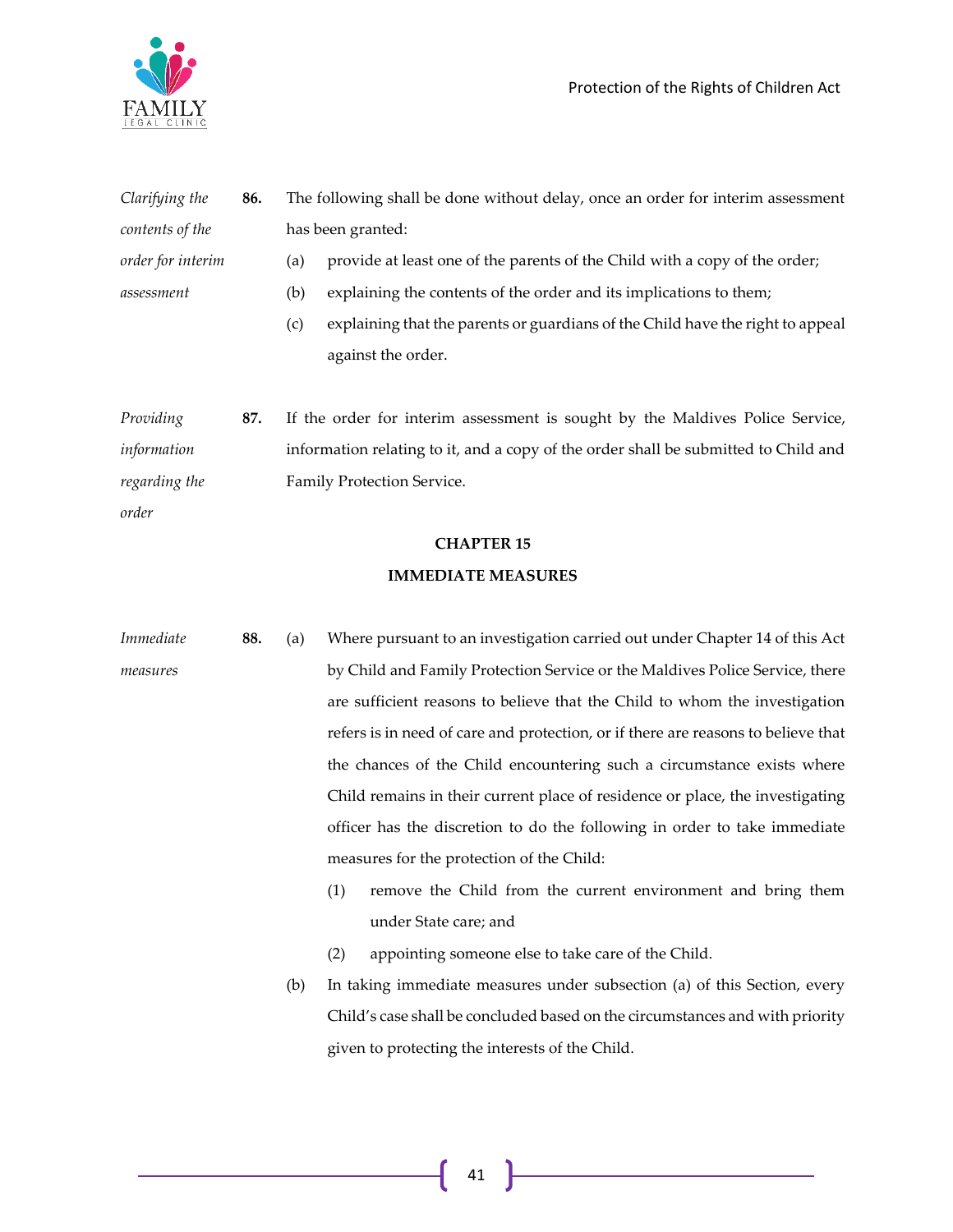*Clarifying the contents of the order for interim assessment*

**86.** The following shall be done without delay, once an order for interim assessment has been granted:

(a) provide at least one of the parents of the Child with a copy of the order;

(b) explaining the contents of the order and its implications to them;

(c) explaining that the parents or guardians of the Child have the right to appeal against the order.

*Providing information regarding the order*

**87.** If the order for interim assessment is sought by the Maldives Police Service, information relating to it, and a copy of the order shall be submitted to Child and Family Protection Service.

## CHAPTER 15

## IMMEDIATE MEASURES

*Immediate measures*

**88.** (a) Where pursuant to an investigation carried out under Chapter 14 of this Act by Child and Family Protection Service or the Maldives Police Service, there are sufficient reasons to believe that the Child to whom the investigation refers is in need of care and protection, or if there are reasons to believe that the chances of the Child encountering such a circumstance exists where Child remains in their current place of residence or place, the investigating officer has the discretion to do the following in order to take immediate measures for the protection of the Child:

(1) remove the Child from the current environment and bring them under State care; and

(2) appointing someone else to take care of the Child.

(b) In taking immediate measures under subsection (a) of this Section, every Child's case shall be concluded based on the circumstances and with priority given to protecting the interests of the Child.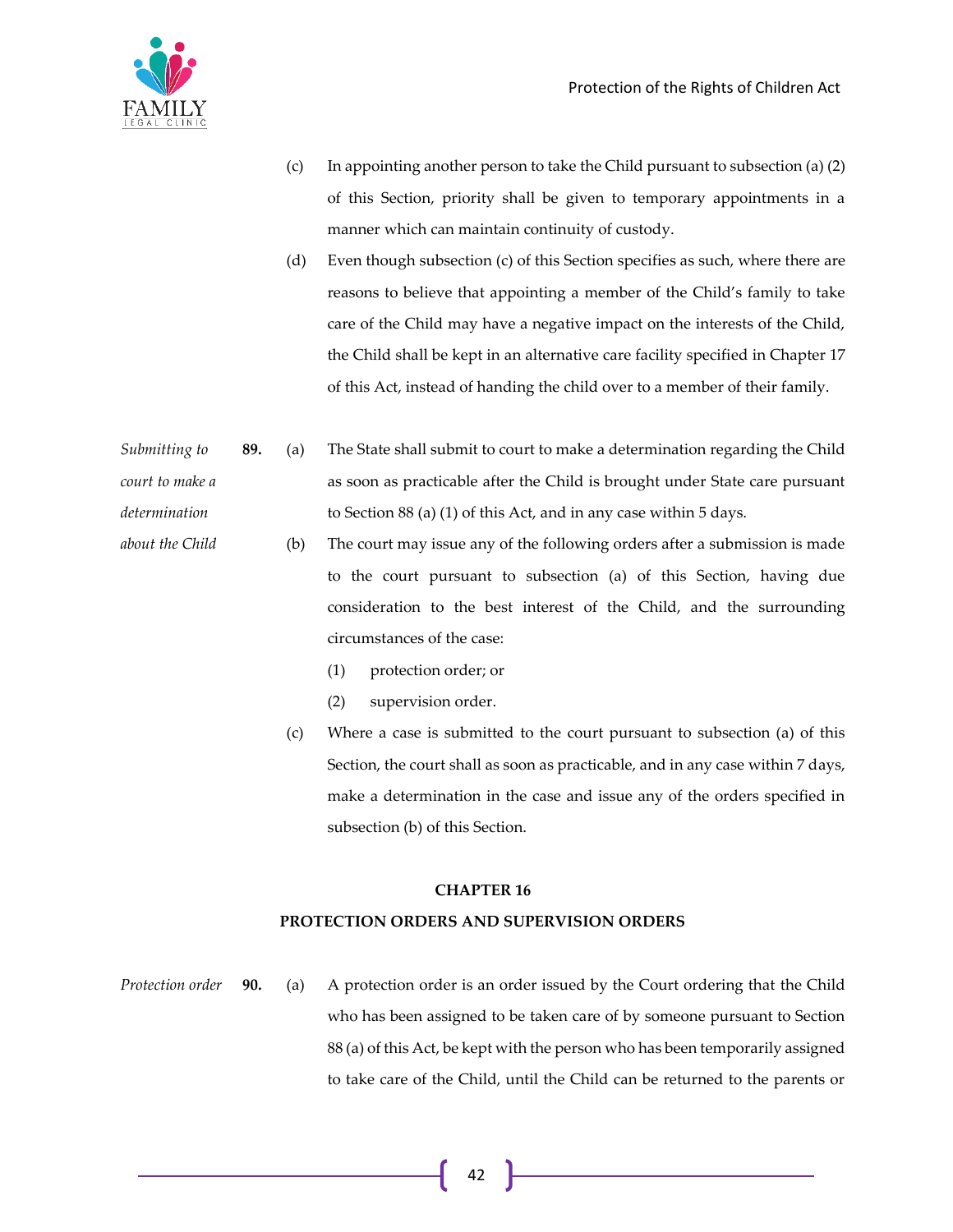(c) In appointing another person to take the Child pursuant to subsection (a) (2) of this Section, priority shall be given to temporary appointments in a manner which can maintain continuity of custody.

(d) Even though subsection (c) of this Section specifies as such, where there are reasons to believe that appointing a member of the Child's family to take care of the Child may have a negative impact on the interests of the Child, the Child shall be kept in an alternative care facility specified in Chapter 17 of this Act, instead of handing the child over to a member of their family.

*Submitting to court to make a determination about the Child*

**89.** (a) The State shall submit to court to make a determination regarding the Child as soon as practicable after the Child is brought under State care pursuant to Section 88 (a) (1) of this Act, and in any case within 5 days.

(b) The court may issue any of the following orders after a submission is made to the court pursuant to subsection (a) of this Section, having due consideration to the best interest of the Child, and the surrounding circumstances of the case:

(1) protection order; or

(2) supervision order.

(c) Where a case is submitted to the court pursuant to subsection (a) of this Section, the court shall as soon as practicable, and in any case within 7 days, make a determination in the case and issue any of the orders specified in subsection (b) of this Section.

## CHAPTER 16

## PROTECTION ORDERS AND SUPERVISION ORDERS

*Protection order*

**90.** (a) A protection order is an order issued by the Court ordering that the Child who has been assigned to be taken care of by someone pursuant to Section 88 (a) of this Act, be kept with the person who has been temporarily assigned to take care of the Child, until the Child can be returned to the parents or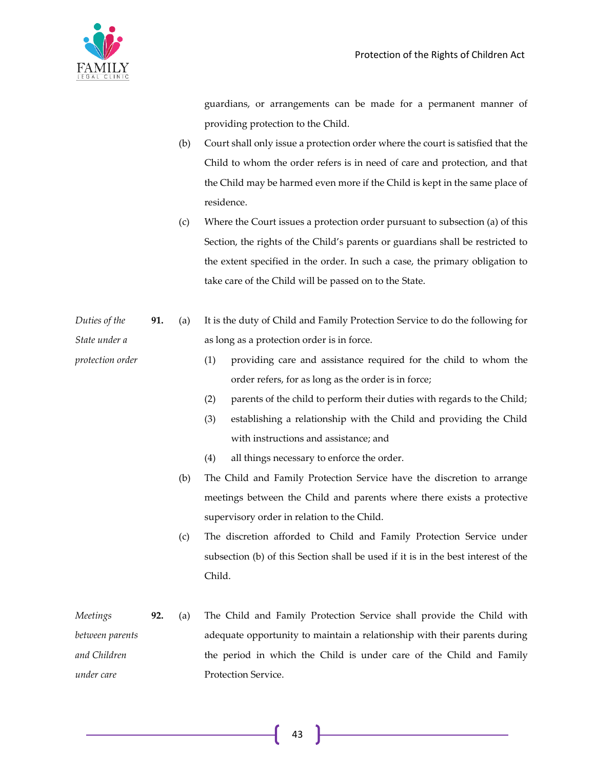guardians, or arrangements can be made for a permanent manner of providing protection to the Child.

(b) Court shall only issue a protection order where the court is satisfied that the Child to whom the order refers is in need of care and protection, and that the Child may be harmed even more if the Child is kept in the same place of residence.

(c) Where the Court issues a protection order pursuant to subsection (a) of this Section, the rights of the Child's parents or guardians shall be restricted to the extent specified in the order. In such a case, the primary obligation to take care of the Child will be passed on to the State.

*Duties of the State under a protection order*

**91.** (a) It is the duty of Child and Family Protection Service to do the following for as long as a protection order is in force.

(1) providing care and assistance required for the child to whom the order refers, for as long as the order is in force;

(2) parents of the child to perform their duties with regards to the Child;

(3) establishing a relationship with the Child and providing the Child with instructions and assistance; and

(4) all things necessary to enforce the order.

(b) The Child and Family Protection Service have the discretion to arrange meetings between the Child and parents where there exists a protective supervisory order in relation to the Child.

(c) The discretion afforded to Child and Family Protection Service under subsection (b) of this Section shall be used if it is in the best interest of the Child.

*Meetings between parents and Children under care*

**92.** (a) The Child and Family Protection Service shall provide the Child with adequate opportunity to maintain a relationship with their parents during the period in which the Child is under care of the Child and Family Protection Service.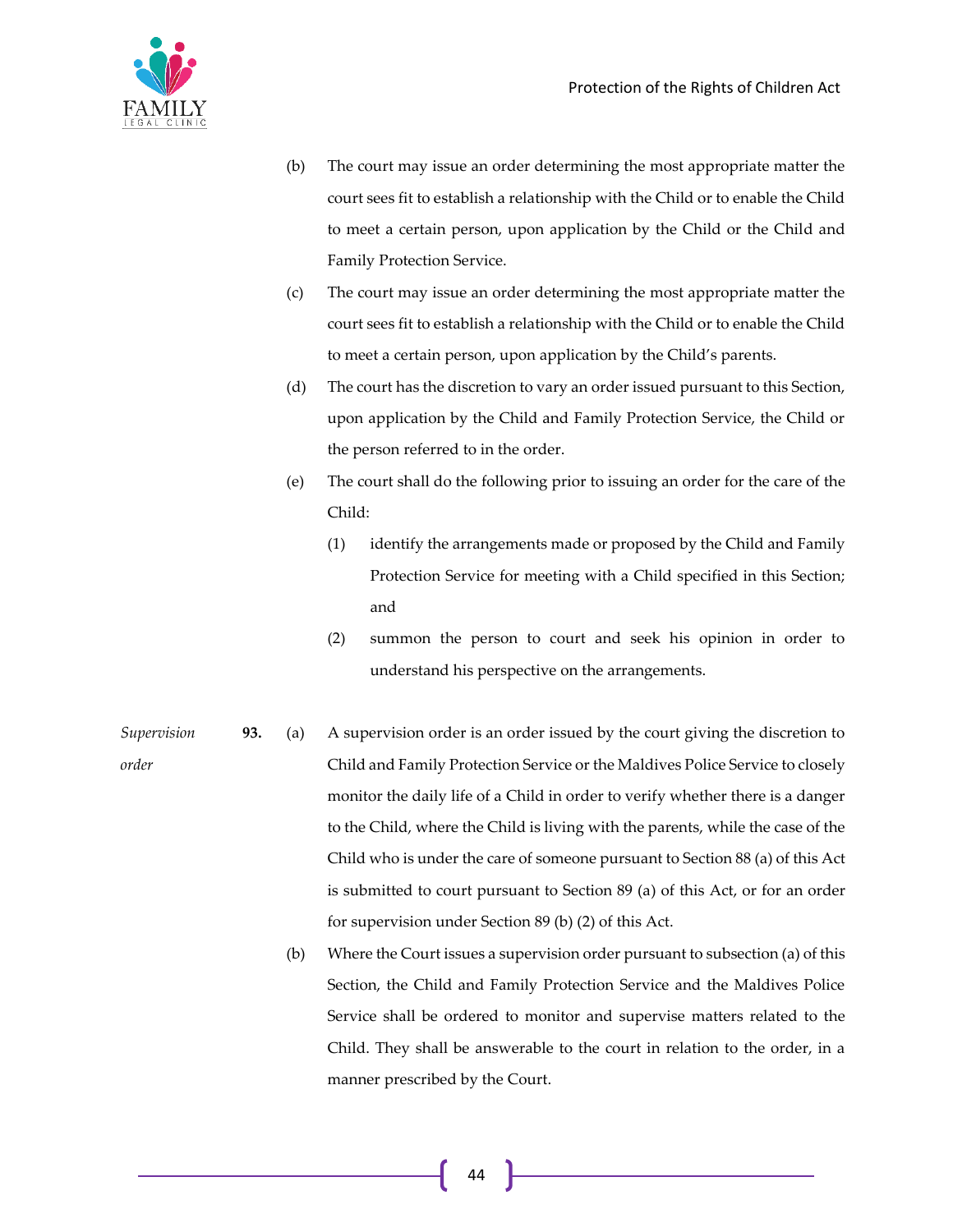(b) The court may issue an order determining the most appropriate matter the court sees fit to establish a relationship with the Child or to enable the Child to meet a certain person, upon application by the Child or the Child and Family Protection Service.

(c) The court may issue an order determining the most appropriate matter the court sees fit to establish a relationship with the Child or to enable the Child to meet a certain person, upon application by the Child's parents.

(d) The court has the discretion to vary an order issued pursuant to this Section, upon application by the Child and Family Protection Service, the Child or the person referred to in the order.

(e) The court shall do the following prior to issuing an order for the care of the Child:

(1) identify the arrangements made or proposed by the Child and Family Protection Service for meeting with a Child specified in this Section; and

(2) summon the person to court and seek his opinion in order to understand his perspective on the arrangements.

*Supervision order*

**93.** (a) A supervision order is an order issued by the court giving the discretion to Child and Family Protection Service or the Maldives Police Service to closely monitor the daily life of a Child in order to verify whether there is a danger to the Child, where the Child is living with the parents, while the case of the Child who is under the care of someone pursuant to Section 88 (a) of this Act is submitted to court pursuant to Section 89 (a) of this Act, or for an order for supervision under Section 89 (b) (2) of this Act.

(b) Where the Court issues a supervision order pursuant to subsection (a) of this Section, the Child and Family Protection Service and the Maldives Police Service shall be ordered to monitor and supervise matters related to the Child. They shall be answerable to the court in relation to the order, in a manner prescribed by the Court.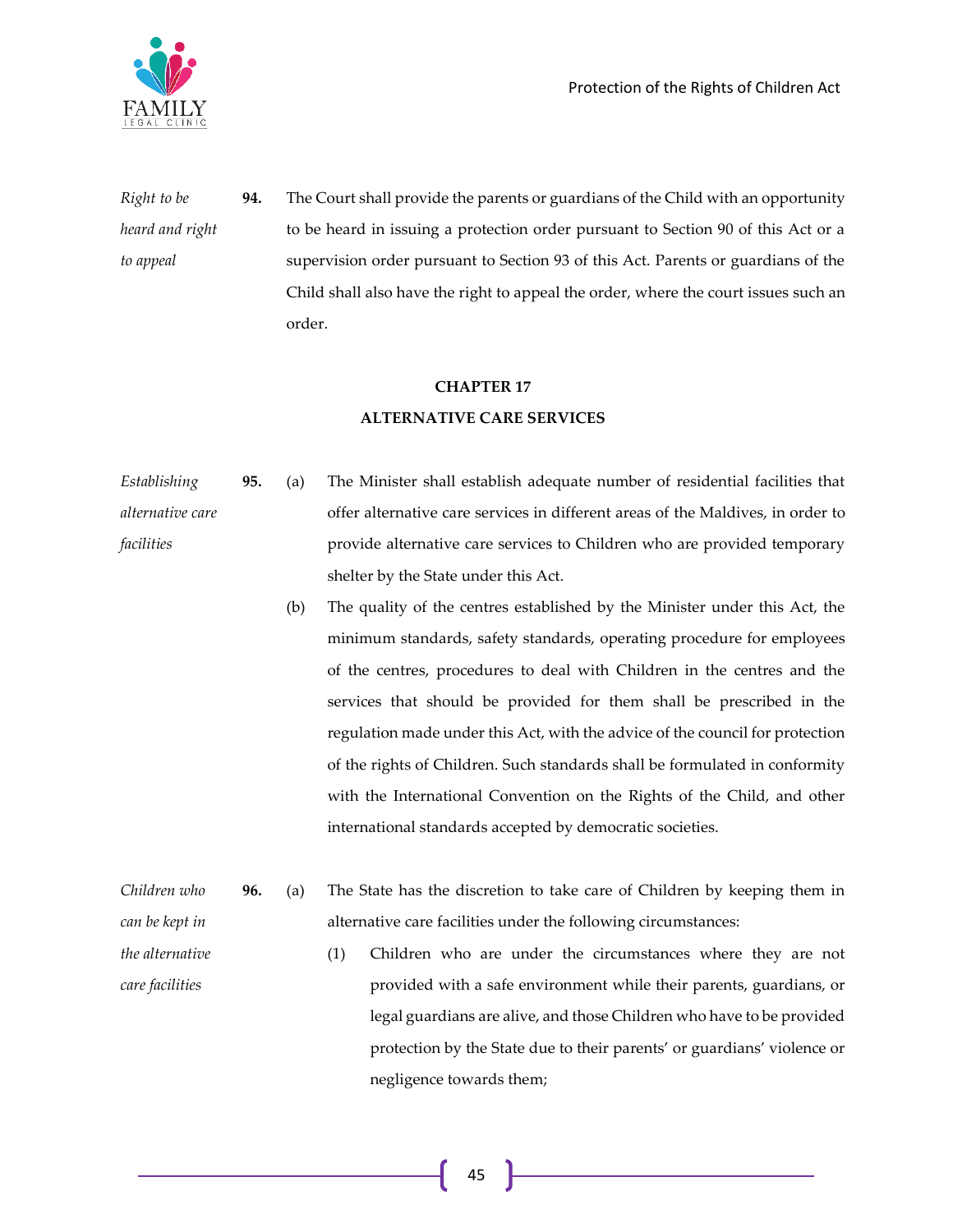*Right to be heard and right to appeal*

**94.** The Court shall provide the parents or guardians of the Child with an opportunity to be heard in issuing a protection order pursuant to Section 90 of this Act or a supervision order pursuant to Section 93 of this Act. Parents or guardians of the Child shall also have the right to appeal the order, where the court issues such an order.

## CHAPTER 17
## ALTERNATIVE CARE SERVICES

*Establishing alternative care facilities*

**95.** (a) The Minister shall establish adequate number of residential facilities that offer alternative care services in different areas of the Maldives, in order to provide alternative care services to Children who are provided temporary shelter by the State under this Act.

(b) The quality of the centres established by the Minister under this Act, the minimum standards, safety standards, operating procedure for employees of the centres, procedures to deal with Children in the centres and the services that should be provided for them shall be prescribed in the regulation made under this Act, with the advice of the council for protection of the rights of Children. Such standards shall be formulated in conformity with the International Convention on the Rights of the Child, and other international standards accepted by democratic societies.

*Children who can be kept in the alternative care facilities*

**96.** (a) The State has the discretion to take care of Children by keeping them in alternative care facilities under the following circumstances:

(1) Children who are under the circumstances where they are not provided with a safe environment while their parents, guardians, or legal guardians are alive, and those Children who have to be provided protection by the State due to their parents' or guardians' violence or negligence towards them;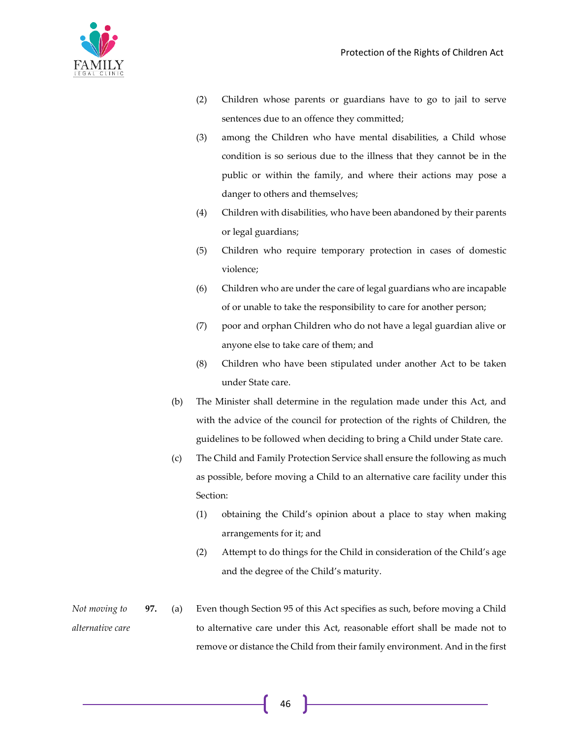(2) Children whose parents or guardians have to go to jail to serve sentences due to an offence they committed;

(3) among the Children who have mental disabilities, a Child whose condition is so serious due to the illness that they cannot be in the public or within the family, and where their actions may pose a danger to others and themselves;

(4) Children with disabilities, who have been abandoned by their parents or legal guardians;

(5) Children who require temporary protection in cases of domestic violence;

(6) Children who are under the care of legal guardians who are incapable of or unable to take the responsibility to care for another person;

(7) poor and orphan Children who do not have a legal guardian alive or anyone else to take care of them; and

(8) Children who have been stipulated under another Act to be taken under State care.

(b) The Minister shall determine in the regulation made under this Act, and with the advice of the council for protection of the rights of Children, the guidelines to be followed when deciding to bring a Child under State care.

(c) The Child and Family Protection Service shall ensure the following as much as possible, before moving a Child to an alternative care facility under this Section:

(1) obtaining the Child's opinion about a place to stay when making arrangements for it; and

(2) Attempt to do things for the Child in consideration of the Child's age and the degree of the Child's maturity.

*Not moving to alternative care*

**97.** (a) Even though Section 95 of this Act specifies as such, before moving a Child to alternative care under this Act, reasonable effort shall be made not to remove or distance the Child from their family environment. And in the first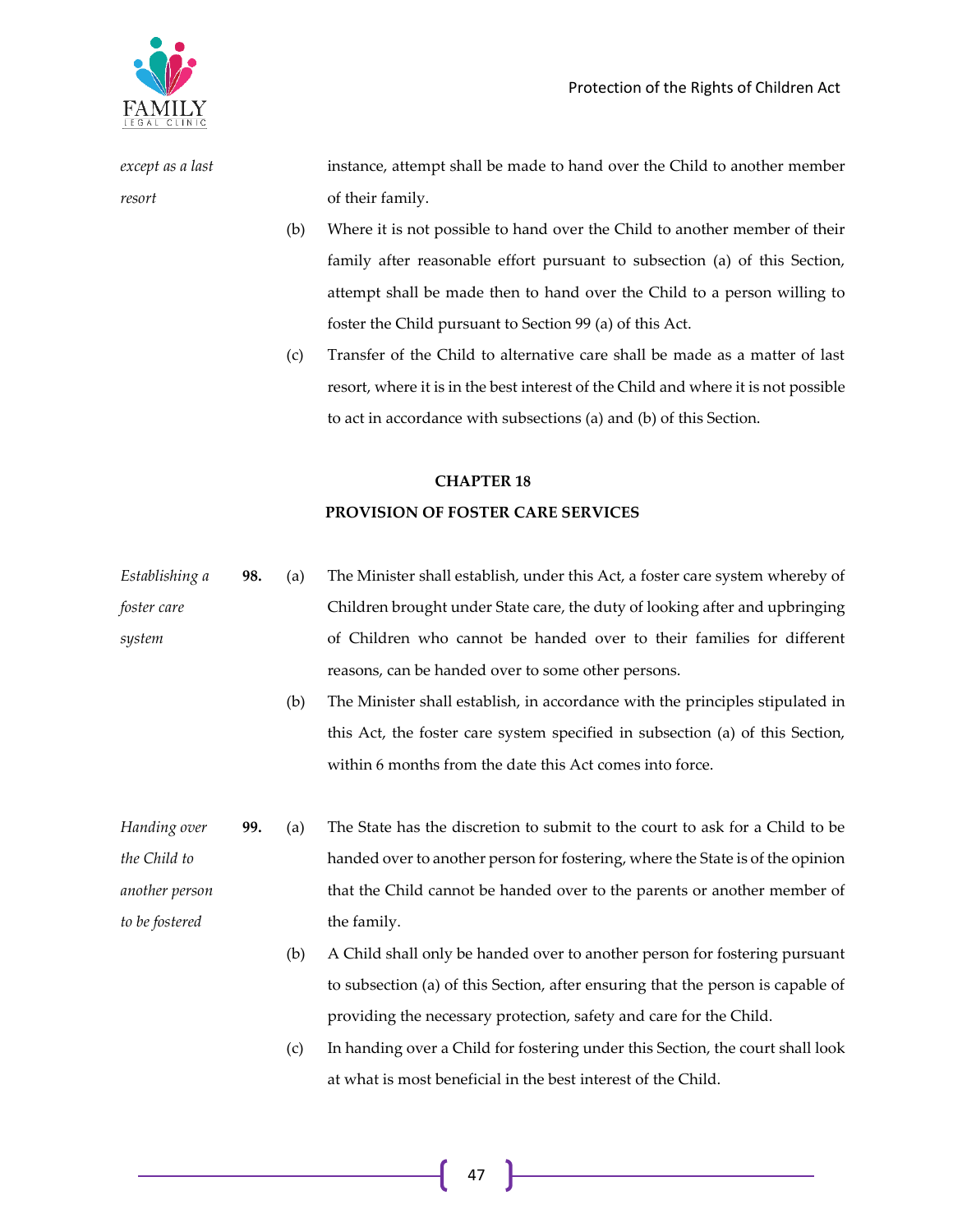*except as a last resort*

instance, attempt shall be made to hand over the Child to another member of their family.

(b) Where it is not possible to hand over the Child to another member of their family after reasonable effort pursuant to subsection (a) of this Section, attempt shall be made then to hand over the Child to a person willing to foster the Child pursuant to Section 99 (a) of this Act.

(c) Transfer of the Child to alternative care shall be made as a matter of last resort, where it is in the best interest of the Child and where it is not possible to act in accordance with subsections (a) and (b) of this Section.

## CHAPTER 18

## PROVISION OF FOSTER CARE SERVICES

*Establishing a foster care system*

**98.** (a) The Minister shall establish, under this Act, a foster care system whereby of Children brought under State care, the duty of looking after and upbringing of Children who cannot be handed over to their families for different reasons, can be handed over to some other persons.

(b) The Minister shall establish, in accordance with the principles stipulated in this Act, the foster care system specified in subsection (a) of this Section, within 6 months from the date this Act comes into force.

*Handing over the Child to another person to be fostered*

**99.** (a) The State has the discretion to submit to the court to ask for a Child to be handed over to another person for fostering, where the State is of the opinion that the Child cannot be handed over to the parents or another member of the family.

(b) A Child shall only be handed over to another person for fostering pursuant to subsection (a) of this Section, after ensuring that the person is capable of providing the necessary protection, safety and care for the Child.

(c) In handing over a Child for fostering under this Section, the court shall look at what is most beneficial in the best interest of the Child.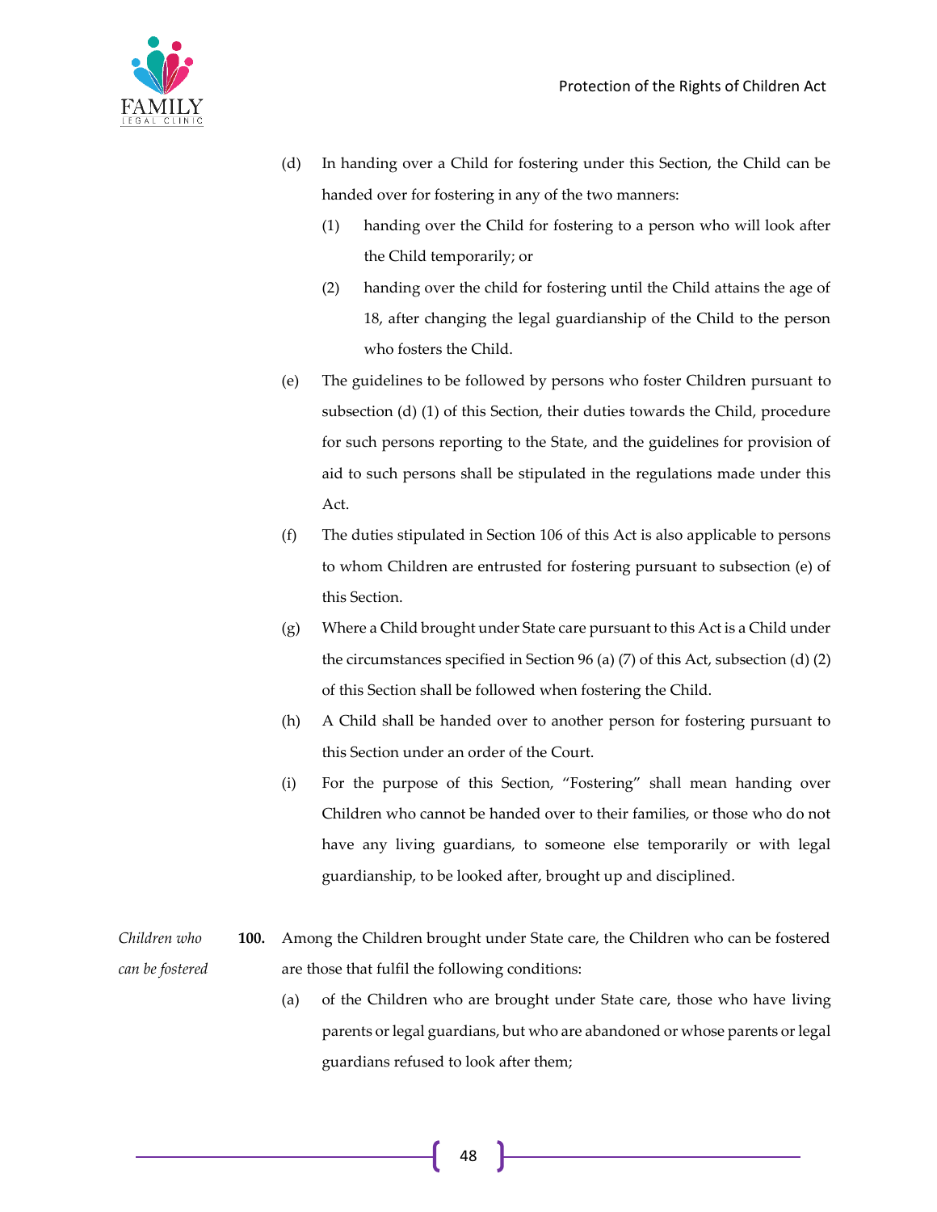(d) In handing over a Child for fostering under this Section, the Child can be handed over for fostering in any of the two manners:

   (1) handing over the Child for fostering to a person who will look after the Child temporarily; or

   (2) handing over the child for fostering until the Child attains the age of 18, after changing the legal guardianship of the Child to the person who fosters the Child.

(e) The guidelines to be followed by persons who foster Children pursuant to subsection (d) (1) of this Section, their duties towards the Child, procedure for such persons reporting to the State, and the guidelines for provision of aid to such persons shall be stipulated in the regulations made under this Act.

(f) The duties stipulated in Section 106 of this Act is also applicable to persons to whom Children are entrusted for fostering pursuant to subsection (e) of this Section.

(g) Where a Child brought under State care pursuant to this Act is a Child under the circumstances specified in Section 96 (a) (7) of this Act, subsection (d) (2) of this Section shall be followed when fostering the Child.

(h) A Child shall be handed over to another person for fostering pursuant to this Section under an order of the Court.

(i) For the purpose of this Section, "Fostering" shall mean handing over Children who cannot be handed over to their families, or those who do not have any living guardians, to someone else temporarily or with legal guardianship, to be looked after, brought up and disciplined.

*Children who can be fostered*

**100.** Among the Children brought under State care, the Children who can be fostered are those that fulfil the following conditions:

(a) of the Children who are brought under State care, those who have living parents or legal guardians, but who are abandoned or whose parents or legal guardians refused to look after them;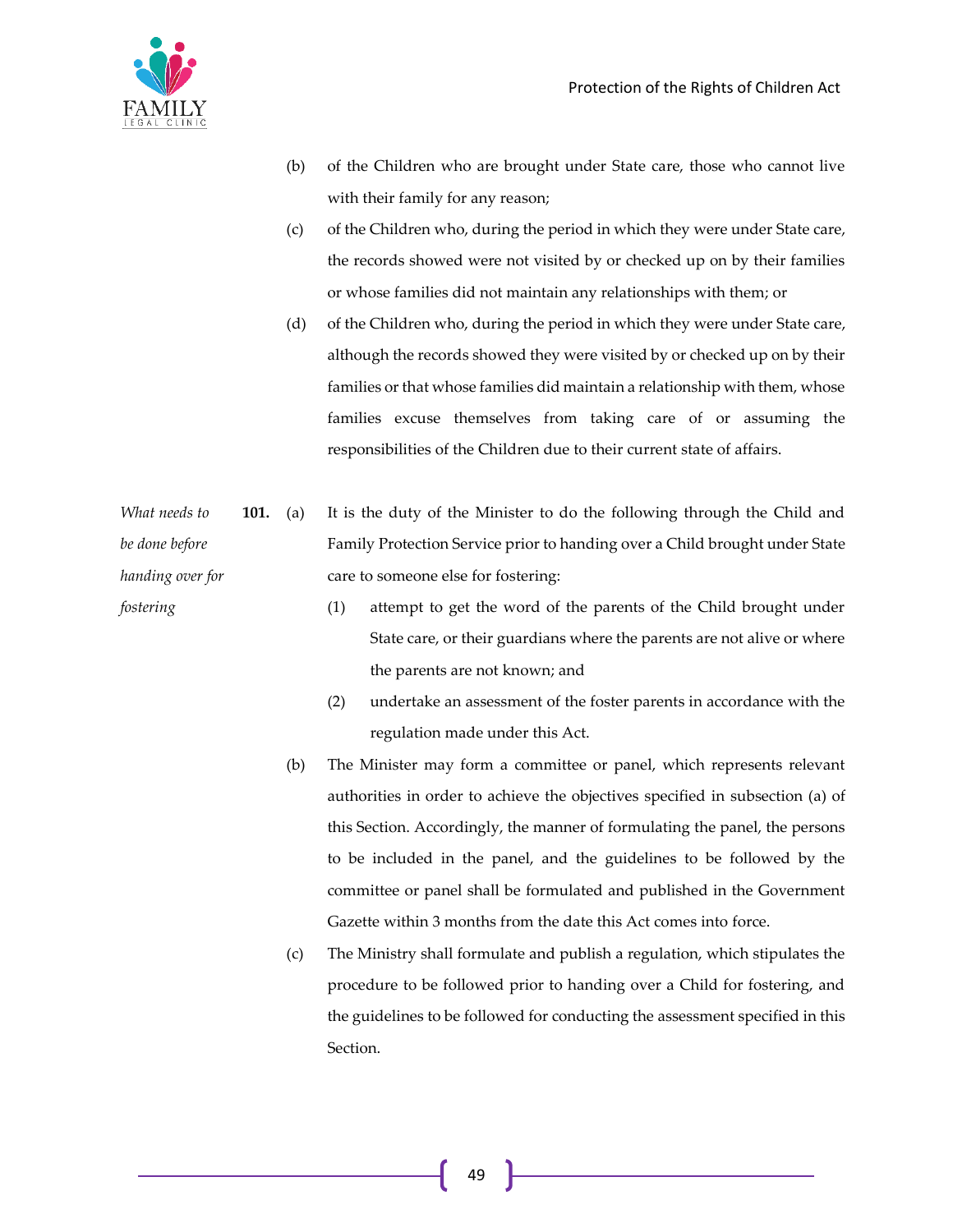(b) of the Children who are brought under State care, those who cannot live with their family for any reason;

(c) of the Children who, during the period in which they were under State care, the records showed were not visited by or checked up on by their families or whose families did not maintain any relationships with them; or

(d) of the Children who, during the period in which they were under State care, although the records showed they were visited by or checked up on by their families or that whose families did maintain a relationship with them, whose families excuse themselves from taking care of or assuming the responsibilities of the Children due to their current state of affairs.

*What needs to be done before handing over for fostering*

**101.** (a) It is the duty of the Minister to do the following through the Child and Family Protection Service prior to handing over a Child brought under State care to someone else for fostering:

(1) attempt to get the word of the parents of the Child brought under State care, or their guardians where the parents are not alive or where the parents are not known; and

(2) undertake an assessment of the foster parents in accordance with the regulation made under this Act.

(b) The Minister may form a committee or panel, which represents relevant authorities in order to achieve the objectives specified in subsection (a) of this Section. Accordingly, the manner of formulating the panel, the persons to be included in the panel, and the guidelines to be followed by the committee or panel shall be formulated and published in the Government Gazette within 3 months from the date this Act comes into force.

(c) The Ministry shall formulate and publish a regulation, which stipulates the procedure to be followed prior to handing over a Child for fostering, and the guidelines to be followed for conducting the assessment specified in this Section.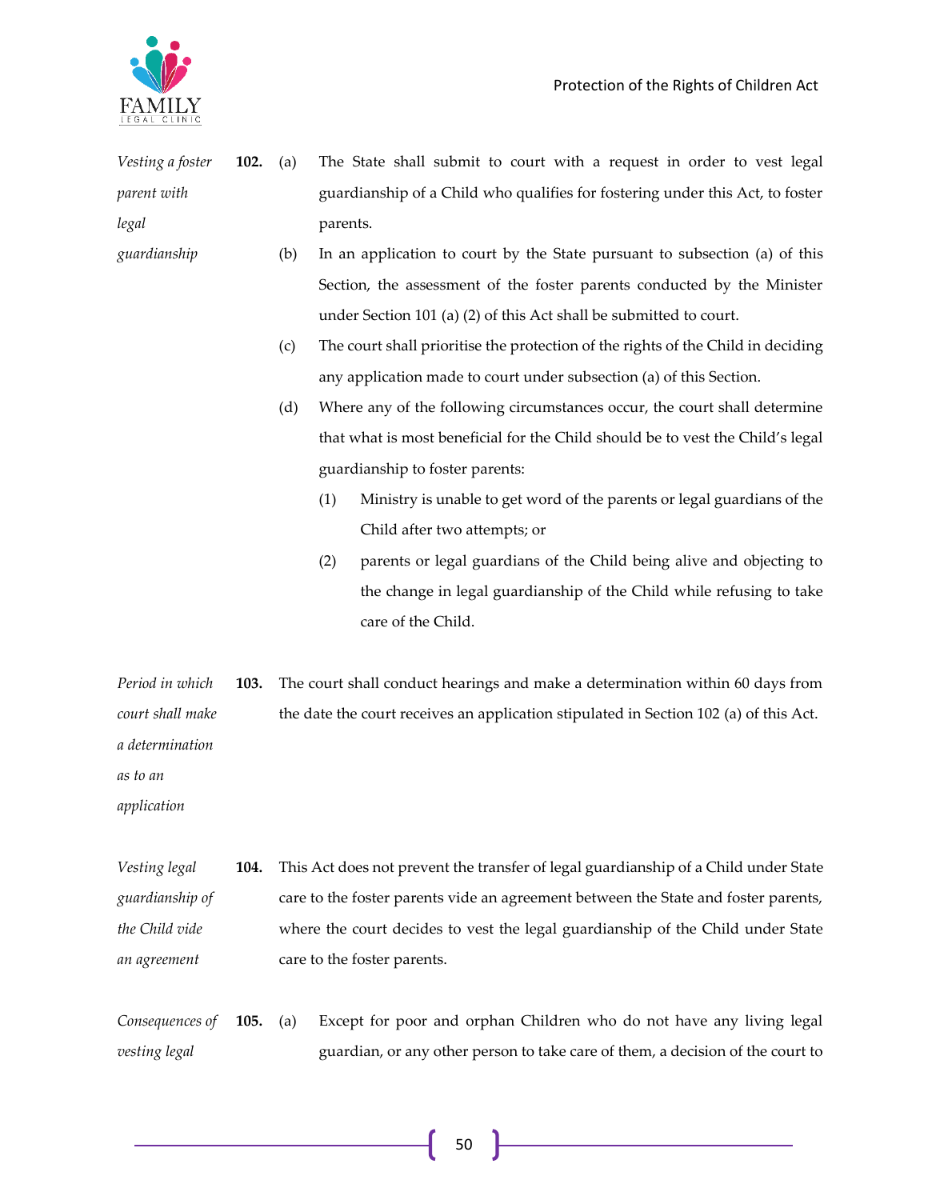*Vesting a foster parent with legal guardianship*

**102.** (a) The State shall submit to court with a request in order to vest legal guardianship of a Child who qualifies for fostering under this Act, to foster parents.

(b) In an application to court by the State pursuant to subsection (a) of this Section, the assessment of the foster parents conducted by the Minister under Section 101 (a) (2) of this Act shall be submitted to court.

(c) The court shall prioritise the protection of the rights of the Child in deciding any application made to court under subsection (a) of this Section.

(d) Where any of the following circumstances occur, the court shall determine that what is most beneficial for the Child should be to vest the Child's legal guardianship to foster parents:

(1) Ministry is unable to get word of the parents or legal guardians of the Child after two attempts; or

(2) parents or legal guardians of the Child being alive and objecting to the change in legal guardianship of the Child while refusing to take care of the Child.

*Period in which court shall make a determination as to an application*

**103.** The court shall conduct hearings and make a determination within 60 days from the date the court receives an application stipulated in Section 102 (a) of this Act.

*Vesting legal guardianship of the Child vide an agreement*

**104.** This Act does not prevent the transfer of legal guardianship of a Child under State care to the foster parents vide an agreement between the State and foster parents, where the court decides to vest the legal guardianship of the Child under State care to the foster parents.

*Consequences of vesting legal*

**105.** (a) Except for poor and orphan Children who do not have any living legal guardian, or any other person to take care of them, a decision of the court to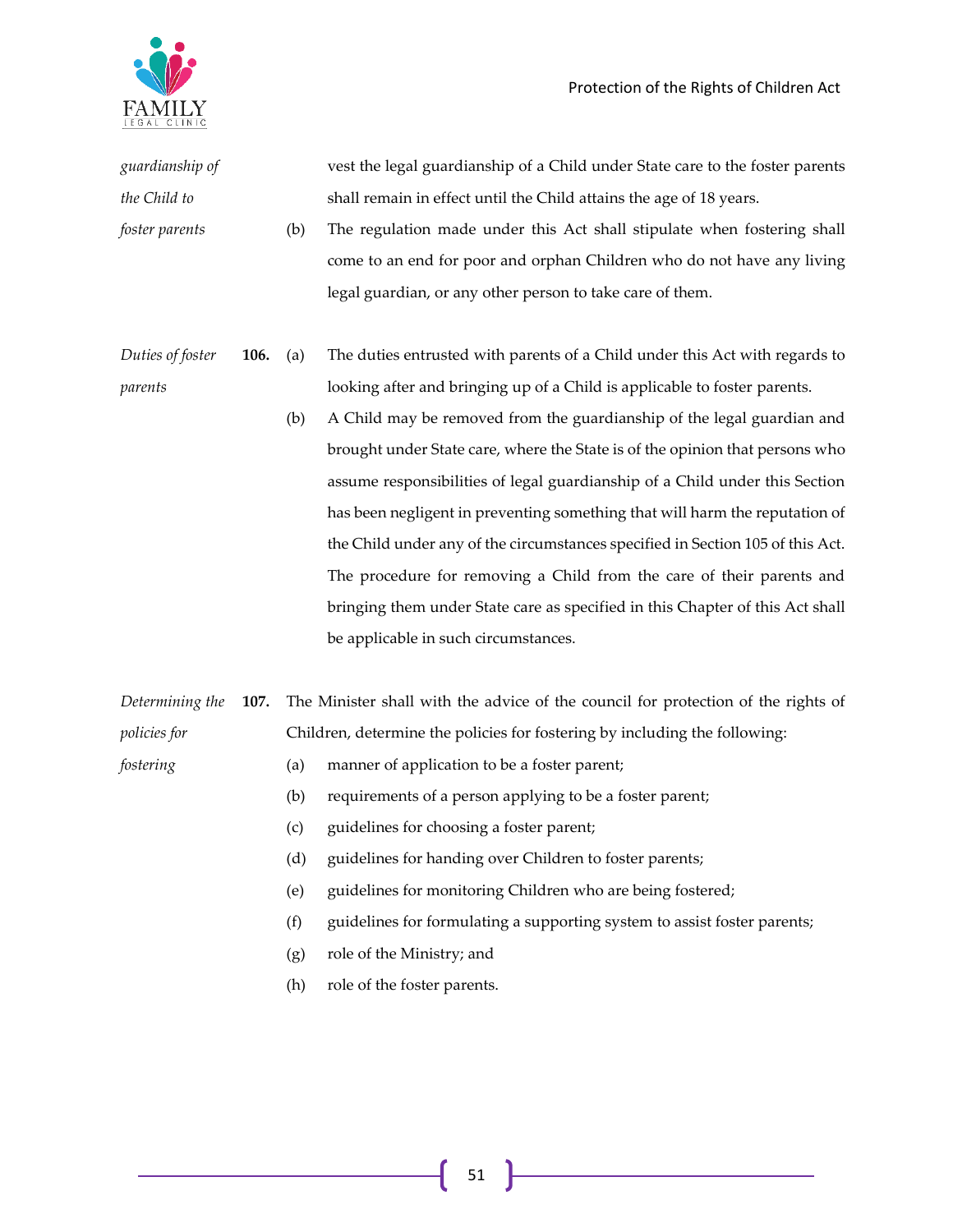*guardianship of the Child to foster parents*

vest the legal guardianship of a Child under State care to the foster parents shall remain in effect until the Child attains the age of 18 years.

(b) The regulation made under this Act shall stipulate when fostering shall come to an end for poor and orphan Children who do not have any living legal guardian, or any other person to take care of them.

*Duties of foster parents*

**106.** (a) The duties entrusted with parents of a Child under this Act with regards to looking after and bringing up of a Child is applicable to foster parents.

(b) A Child may be removed from the guardianship of the legal guardian and brought under State care, where the State is of the opinion that persons who assume responsibilities of legal guardianship of a Child under this Section has been negligent in preventing something that will harm the reputation of the Child under any of the circumstances specified in Section 105 of this Act. The procedure for removing a Child from the care of their parents and bringing them under State care as specified in this Chapter of this Act shall be applicable in such circumstances.

*Determining the policies for fostering*

**107.** The Minister shall with the advice of the council for protection of the rights of Children, determine the policies for fostering by including the following:

(a) manner of application to be a foster parent;

(b) requirements of a person applying to be a foster parent;

(c) guidelines for choosing a foster parent;

(d) guidelines for handing over Children to foster parents;

(e) guidelines for monitoring Children who are being fostered;

(f) guidelines for formulating a supporting system to assist foster parents;

(g) role of the Ministry; and

(h) role of the foster parents.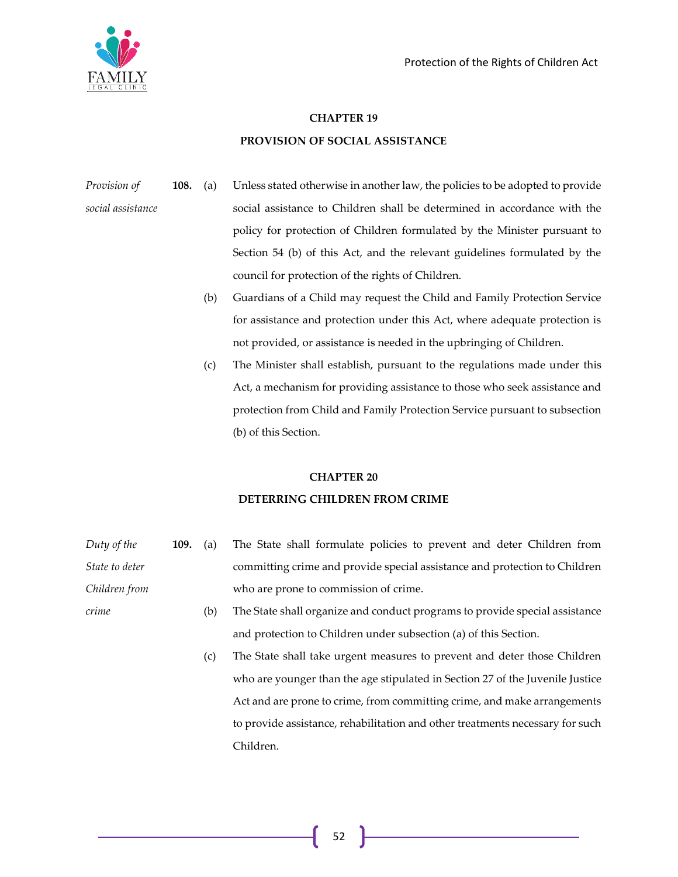## CHAPTER 19

## PROVISION OF SOCIAL ASSISTANCE

*Provision of social assistance*

**108.** (a) Unless stated otherwise in another law, the policies to be adopted to provide social assistance to Children shall be determined in accordance with the policy for protection of Children formulated by the Minister pursuant to Section 54 (b) of this Act, and the relevant guidelines formulated by the council for protection of the rights of Children.

(b) Guardians of a Child may request the Child and Family Protection Service for assistance and protection under this Act, where adequate protection is not provided, or assistance is needed in the upbringing of Children.

(c) The Minister shall establish, pursuant to the regulations made under this Act, a mechanism for providing assistance to those who seek assistance and protection from Child and Family Protection Service pursuant to subsection (b) of this Section.

## CHAPTER 20

## DETERRING CHILDREN FROM CRIME

*Duty of the State to deter Children from crime*

**109.** (a) The State shall formulate policies to prevent and deter Children from committing crime and provide special assistance and protection to Children who are prone to commission of crime.

(b) The State shall organize and conduct programs to provide special assistance and protection to Children under subsection (a) of this Section.

(c) The State shall take urgent measures to prevent and deter those Children who are younger than the age stipulated in Section 27 of the Juvenile Justice Act and are prone to crime, from committing crime, and make arrangements to provide assistance, rehabilitation and other treatments necessary for such Children.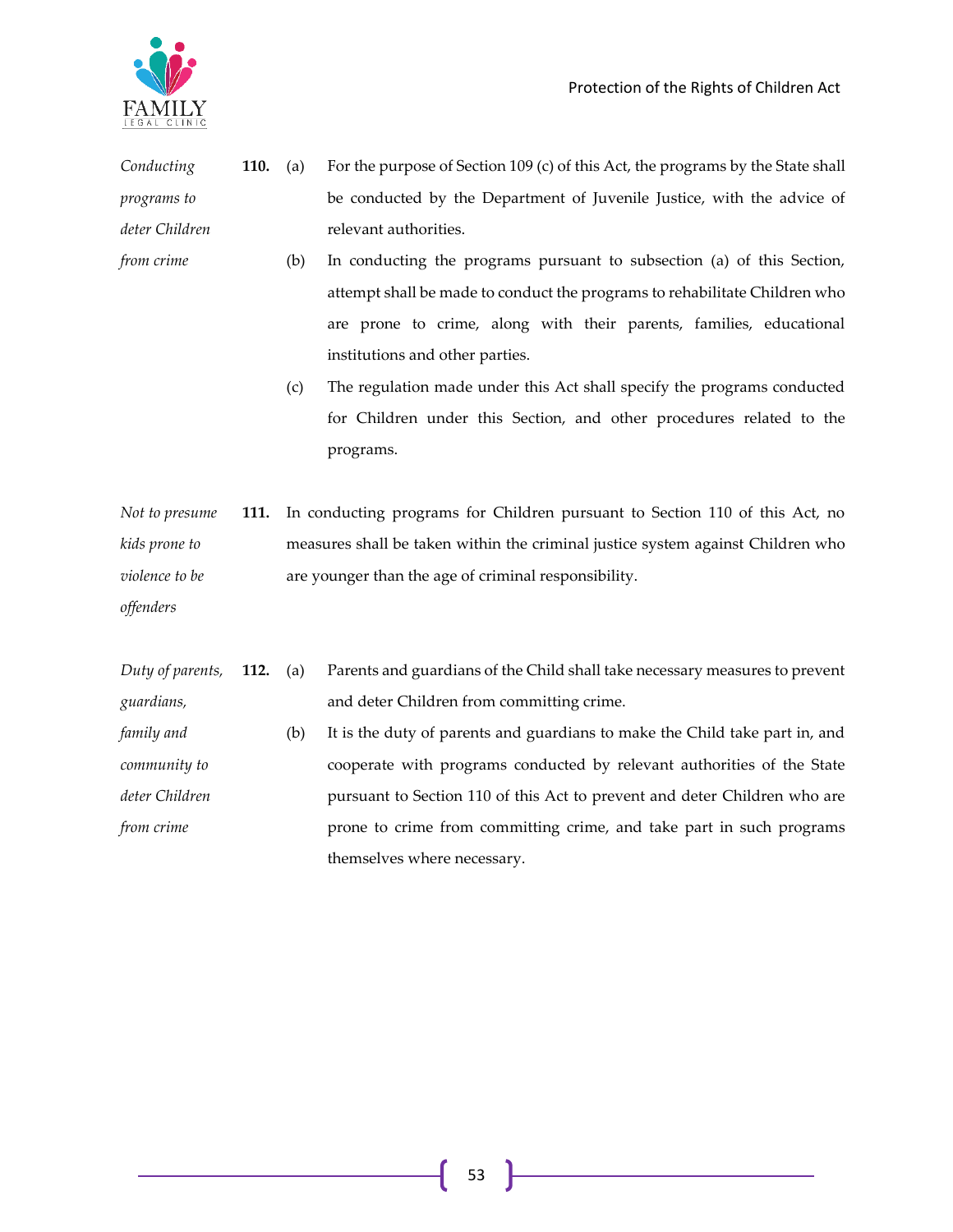*Conducting programs to deter Children from crime*

**110.** (a) For the purpose of Section 109 (c) of this Act, the programs by the State shall be conducted by the Department of Juvenile Justice, with the advice of relevant authorities.

(b) In conducting the programs pursuant to subsection (a) of this Section, attempt shall be made to conduct the programs to rehabilitate Children who are prone to crime, along with their parents, families, educational institutions and other parties.

(c) The regulation made under this Act shall specify the programs conducted for Children under this Section, and other procedures related to the programs.

*Not to presume kids prone to violence to be offenders*

**111.** In conducting programs for Children pursuant to Section 110 of this Act, no measures shall be taken within the criminal justice system against Children who are younger than the age of criminal responsibility.

*Duty of parents, guardians, family and community to deter Children from crime*

**112.** (a) Parents and guardians of the Child shall take necessary measures to prevent and deter Children from committing crime.

(b) It is the duty of parents and guardians to make the Child take part in, and cooperate with programs conducted by relevant authorities of the State pursuant to Section 110 of this Act to prevent and deter Children who are prone to crime from committing crime, and take part in such programs themselves where necessary.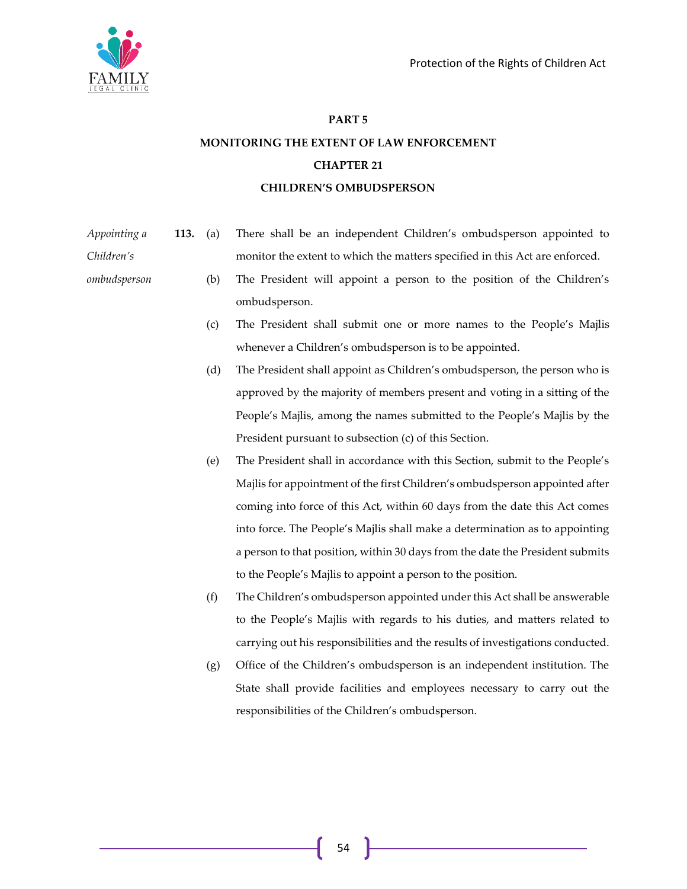## PART 5

## MONITORING THE EXTENT OF LAW ENFORCEMENT

## CHAPTER 21

## CHILDREN'S OMBUDSPERSON

*Appointing a Children's ombudsperson*

**113.** (a) There shall be an independent Children's ombudsperson appointed to monitor the extent to which the matters specified in this Act are enforced.

(b) The President will appoint a person to the position of the Children's ombudsperson.

(c) The President shall submit one or more names to the People's Majlis whenever a Children's ombudsperson is to be appointed.

(d) The President shall appoint as Children's ombudsperson, the person who is approved by the majority of members present and voting in a sitting of the People's Majlis, among the names submitted to the People's Majlis by the President pursuant to subsection (c) of this Section.

(e) The President shall in accordance with this Section, submit to the People's Majlis for appointment of the first Children's ombudsperson appointed after coming into force of this Act, within 60 days from the date this Act comes into force. The People's Majlis shall make a determination as to appointing a person to that position, within 30 days from the date the President submits to the People's Majlis to appoint a person to the position.

(f) The Children's ombudsperson appointed under this Act shall be answerable to the People's Majlis with regards to his duties, and matters related to carrying out his responsibilities and the results of investigations conducted.

(g) Office of the Children's ombudsperson is an independent institution. The State shall provide facilities and employees necessary to carry out the responsibilities of the Children's ombudsperson.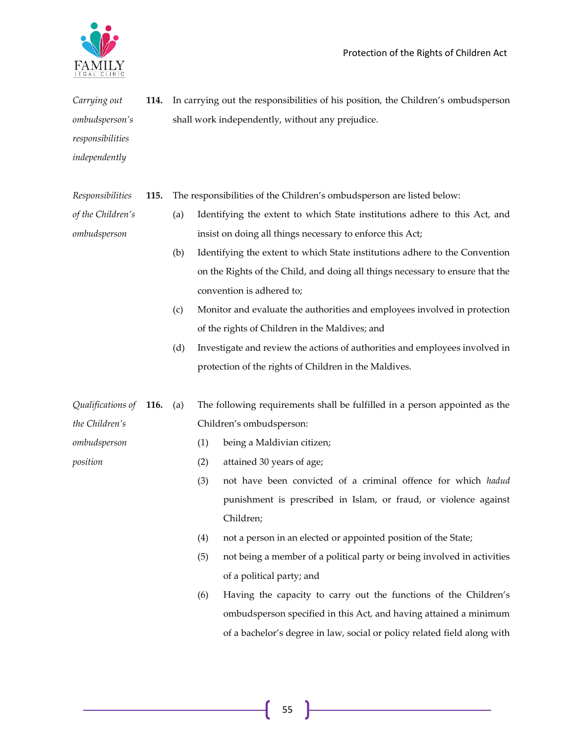*Carrying out ombudsperson's responsibilities independently*

**114.** In carrying out the responsibilities of his position, the Children's ombudsperson shall work independently, without any prejudice.

*Responsibilities of the Children's ombudsperson*

**115.** The responsibilities of the Children's ombudsperson are listed below:

(a) Identifying the extent to which State institutions adhere to this Act, and insist on doing all things necessary to enforce this Act;

(b) Identifying the extent to which State institutions adhere to the Convention on the Rights of the Child, and doing all things necessary to ensure that the convention is adhered to;

(c) Monitor and evaluate the authorities and employees involved in protection of the rights of Children in the Maldives; and

(d) Investigate and review the actions of authorities and employees involved in protection of the rights of Children in the Maldives.

*Qualifications of the Children's ombudsperson position*

**116.** (a) The following requirements shall be fulfilled in a person appointed as the Children's ombudsperson:

(1) being a Maldivian citizen;

(2) attained 30 years of age;

(3) not have been convicted of a criminal offence for which *hadud* punishment is prescribed in Islam, or fraud, or violence against Children;

(4) not a person in an elected or appointed position of the State;

(5) not being a member of a political party or being involved in activities of a political party; and

(6) Having the capacity to carry out the functions of the Children's ombudsperson specified in this Act, and having attained a minimum of a bachelor's degree in law, social or policy related field along with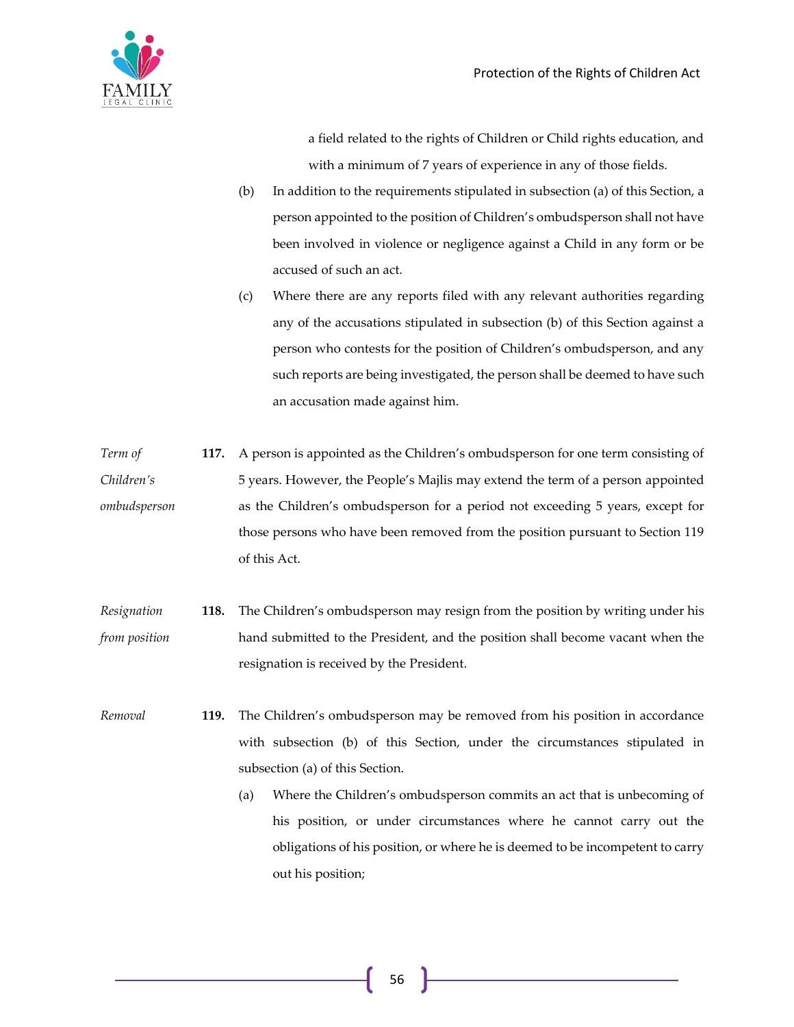a field related to the rights of Children or Child rights education, and with a minimum of 7 years of experience in any of those fields.

(b) In addition to the requirements stipulated in subsection (a) of this Section, a person appointed to the position of Children's ombudsperson shall not have been involved in violence or negligence against a Child in any form or be accused of such an act.

(c) Where there are any reports filed with any relevant authorities regarding any of the accusations stipulated in subsection (b) of this Section against a person who contests for the position of Children's ombudsperson, and any such reports are being investigated, the person shall be deemed to have such an accusation made against him.

*Term of Children's ombudsperson*

**117.** A person is appointed as the Children's ombudsperson for one term consisting of 5 years. However, the People's Majlis may extend the term of a person appointed as the Children's ombudsperson for a period not exceeding 5 years, except for those persons who have been removed from the position pursuant to Section 119 of this Act.

*Resignation from position*

**118.** The Children's ombudsperson may resign from the position by writing under his hand submitted to the President, and the position shall become vacant when the resignation is received by the President.

*Removal*

**119.** The Children's ombudsperson may be removed from his position in accordance with subsection (b) of this Section, under the circumstances stipulated in subsection (a) of this Section.

(a) Where the Children's ombudsperson commits an act that is unbecoming of his position, or under circumstances where he cannot carry out the obligations of his position, or where he is deemed to be incompetent to carry out his position;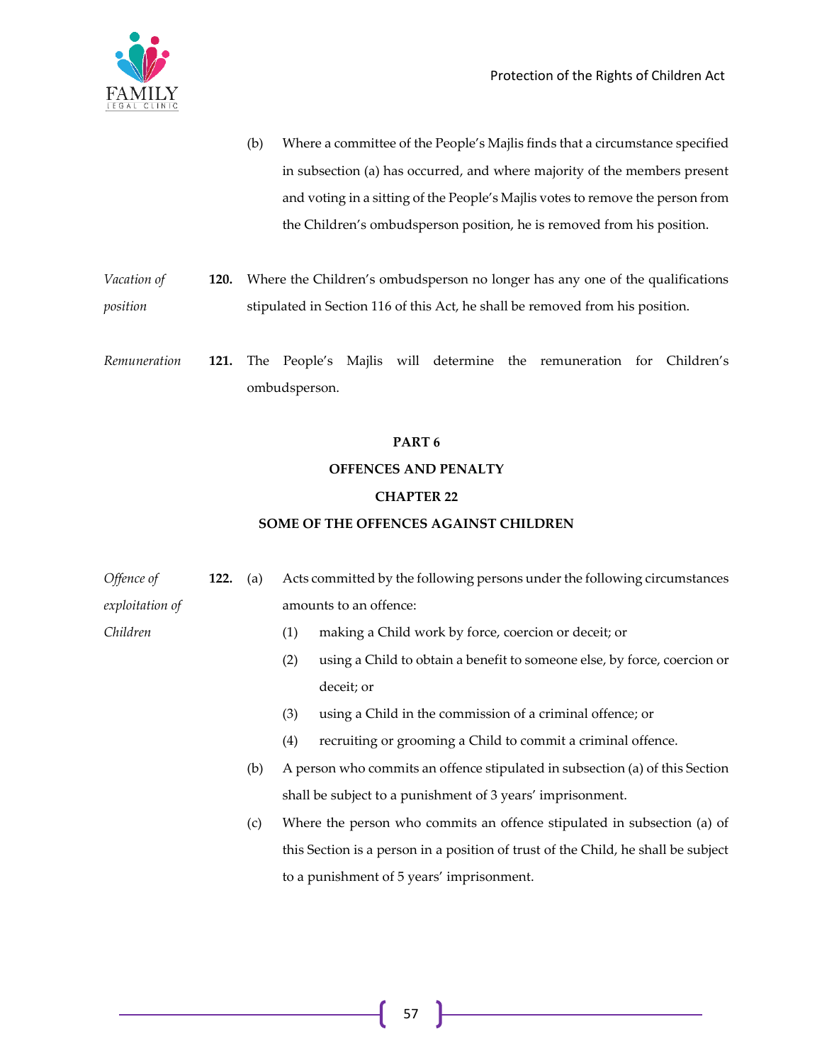(b) Where a committee of the People's Majlis finds that a circumstance specified in subsection (a) has occurred, and where majority of the members present and voting in a sitting of the People's Majlis votes to remove the person from the Children's ombudsperson position, he is removed from his position.

*Vacation of position*

**120.** Where the Children's ombudsperson no longer has any one of the qualifications stipulated in Section 116 of this Act, he shall be removed from his position.

*Remuneration*

**121.** The People's Majlis will determine the remuneration for Children's ombudsperson.

## PART 6

## OFFENCES AND PENALTY

## CHAPTER 22

## SOME OF THE OFFENCES AGAINST CHILDREN

*Offence of exploitation of Children*

**122.** (a) Acts committed by the following persons under the following circumstances amounts to an offence:

(1) making a Child work by force, coercion or deceit; or

(2) using a Child to obtain a benefit to someone else, by force, coercion or deceit; or

(3) using a Child in the commission of a criminal offence; or

(4) recruiting or grooming a Child to commit a criminal offence.

(b) A person who commits an offence stipulated in subsection (a) of this Section shall be subject to a punishment of 3 years' imprisonment.

(c) Where the person who commits an offence stipulated in subsection (a) of this Section is a person in a position of trust of the Child, he shall be subject to a punishment of 5 years' imprisonment.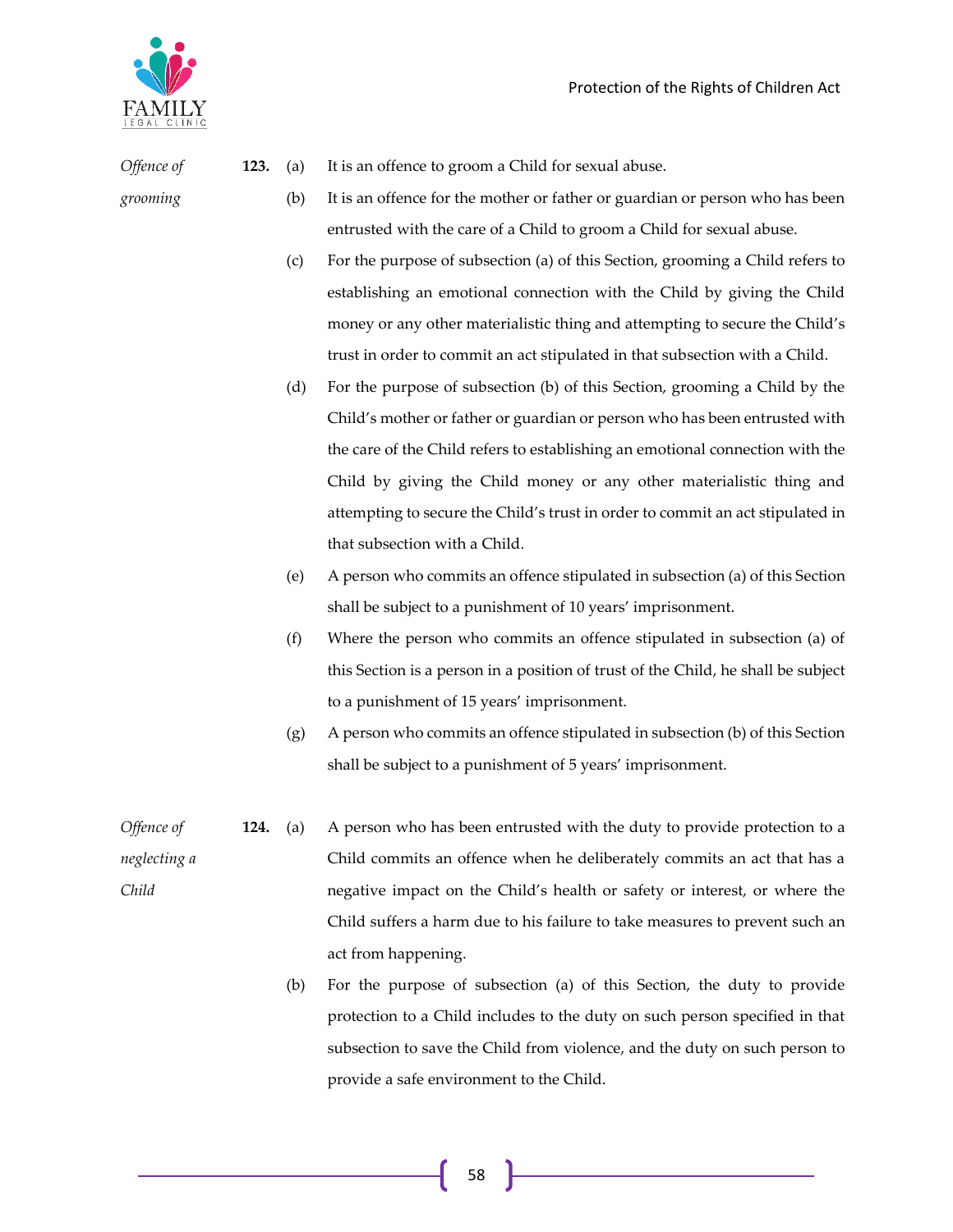*Offence of grooming*

**123.** (a) It is an offence to groom a Child for sexual abuse.

(b) It is an offence for the mother or father or guardian or person who has been entrusted with the care of a Child to groom a Child for sexual abuse.

(c) For the purpose of subsection (a) of this Section, grooming a Child refers to establishing an emotional connection with the Child by giving the Child money or any other materialistic thing and attempting to secure the Child's trust in order to commit an act stipulated in that subsection with a Child.

(d) For the purpose of subsection (b) of this Section, grooming a Child by the Child's mother or father or guardian or person who has been entrusted with the care of the Child refers to establishing an emotional connection with the Child by giving the Child money or any other materialistic thing and attempting to secure the Child's trust in order to commit an act stipulated in that subsection with a Child.

(e) A person who commits an offence stipulated in subsection (a) of this Section shall be subject to a punishment of 10 years' imprisonment.

(f) Where the person who commits an offence stipulated in subsection (a) of this Section is a person in a position of trust of the Child, he shall be subject to a punishment of 15 years' imprisonment.

(g) A person who commits an offence stipulated in subsection (b) of this Section shall be subject to a punishment of 5 years' imprisonment.

*Offence of neglecting a Child*

**124.** (a) A person who has been entrusted with the duty to provide protection to a Child commits an offence when he deliberately commits an act that has a negative impact on the Child's health or safety or interest, or where the Child suffers a harm due to his failure to take measures to prevent such an act from happening.

(b) For the purpose of subsection (a) of this Section, the duty to provide protection to a Child includes to the duty on such person specified in that subsection to save the Child from violence, and the duty on such person to provide a safe environment to the Child.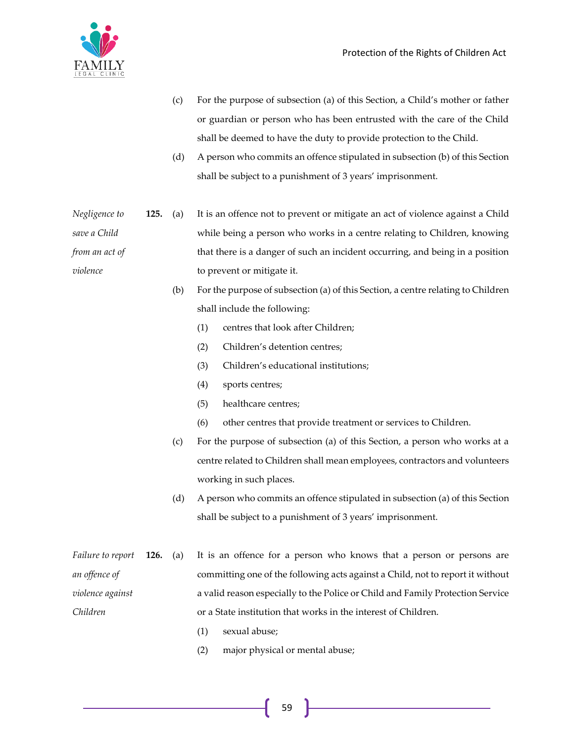(c) For the purpose of subsection (a) of this Section, a Child's mother or father or guardian or person who has been entrusted with the care of the Child shall be deemed to have the duty to provide protection to the Child.

(d) A person who commits an offence stipulated in subsection (b) of this Section shall be subject to a punishment of 3 years' imprisonment.

*Negligence to save a Child from an act of violence*

**125.** (a) It is an offence not to prevent or mitigate an act of violence against a Child while being a person who works in a centre relating to Children, knowing that there is a danger of such an incident occurring, and being in a position to prevent or mitigate it.

(b) For the purpose of subsection (a) of this Section, a centre relating to Children shall include the following:

(1) centres that look after Children;

(2) Children's detention centres;

(3) Children's educational institutions;

(4) sports centres;

(5) healthcare centres;

(6) other centres that provide treatment or services to Children.

(c) For the purpose of subsection (a) of this Section, a person who works at a centre related to Children shall mean employees, contractors and volunteers working in such places.

(d) A person who commits an offence stipulated in subsection (a) of this Section shall be subject to a punishment of 3 years' imprisonment.

*Failure to report an offence of violence against Children*

**126.** (a) It is an offence for a person who knows that a person or persons are committing one of the following acts against a Child, not to report it without a valid reason especially to the Police or Child and Family Protection Service or a State institution that works in the interest of Children.

(1) sexual abuse;

(2) major physical or mental abuse;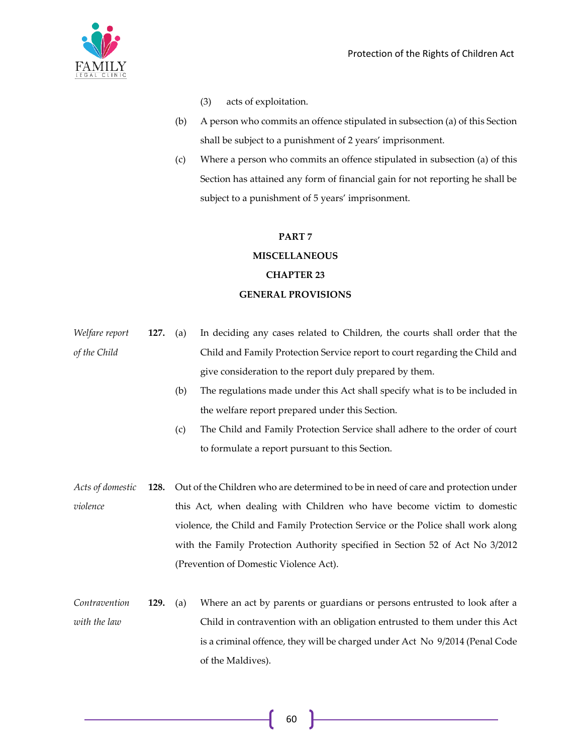(3) acts of exploitation.

(b) A person who commits an offence stipulated in subsection (a) of this Section shall be subject to a punishment of 2 years' imprisonment.

(c) Where a person who commits an offence stipulated in subsection (a) of this Section has attained any form of financial gain for not reporting he shall be subject to a punishment of 5 years' imprisonment.

## PART 7

## MISCELLANEOUS

## CHAPTER 23

## GENERAL PROVISIONS

*Welfare report of the Child*

**127.** (a) In deciding any cases related to Children, the courts shall order that the Child and Family Protection Service report to court regarding the Child and give consideration to the report duly prepared by them.

(b) The regulations made under this Act shall specify what is to be included in the welfare report prepared under this Section.

(c) The Child and Family Protection Service shall adhere to the order of court to formulate a report pursuant to this Section.

*Acts of domestic violence*

**128.** Out of the Children who are determined to be in need of care and protection under this Act, when dealing with Children who have become victim to domestic violence, the Child and Family Protection Service or the Police shall work along with the Family Protection Authority specified in Section 52 of Act No 3/2012 (Prevention of Domestic Violence Act).

*Contravention with the law*

**129.** (a) Where an act by parents or guardians or persons entrusted to look after a Child in contravention with an obligation entrusted to them under this Act is a criminal offence, they will be charged under Act No 9/2014 (Penal Code of the Maldives).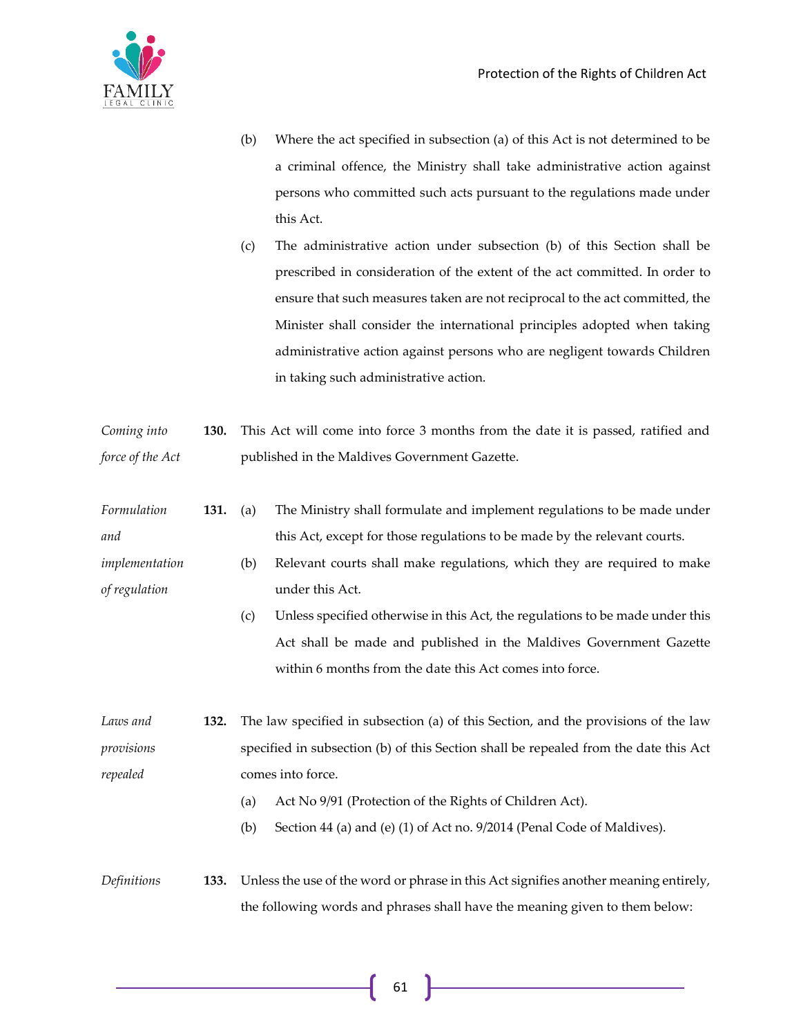(b) Where the act specified in subsection (a) of this Act is not determined to be a criminal offence, the Ministry shall take administrative action against persons who committed such acts pursuant to the regulations made under this Act.

(c) The administrative action under subsection (b) of this Section shall be prescribed in consideration of the extent of the act committed. In order to ensure that such measures taken are not reciprocal to the act committed, the Minister shall consider the international principles adopted when taking administrative action against persons who are negligent towards Children in taking such administrative action.

*Coming into force of the Act*

**130.** This Act will come into force 3 months from the date it is passed, ratified and published in the Maldives Government Gazette.

*Formulation and implementation of regulation*

**131.** (a) The Ministry shall formulate and implement regulations to be made under this Act, except for those regulations to be made by the relevant courts.

(b) Relevant courts shall make regulations, which they are required to make under this Act.

(c) Unless specified otherwise in this Act, the regulations to be made under this Act shall be made and published in the Maldives Government Gazette within 6 months from the date this Act comes into force.

*Laws and provisions repealed*

**132.** The law specified in subsection (a) of this Section, and the provisions of the law specified in subsection (b) of this Section shall be repealed from the date this Act comes into force.

(a) Act No 9/91 (Protection of the Rights of Children Act).

(b) Section 44 (a) and (e) (1) of Act no. 9/2014 (Penal Code of Maldives).

*Definitions*

**133.** Unless the use of the word or phrase in this Act signifies another meaning entirely, the following words and phrases shall have the meaning given to them below: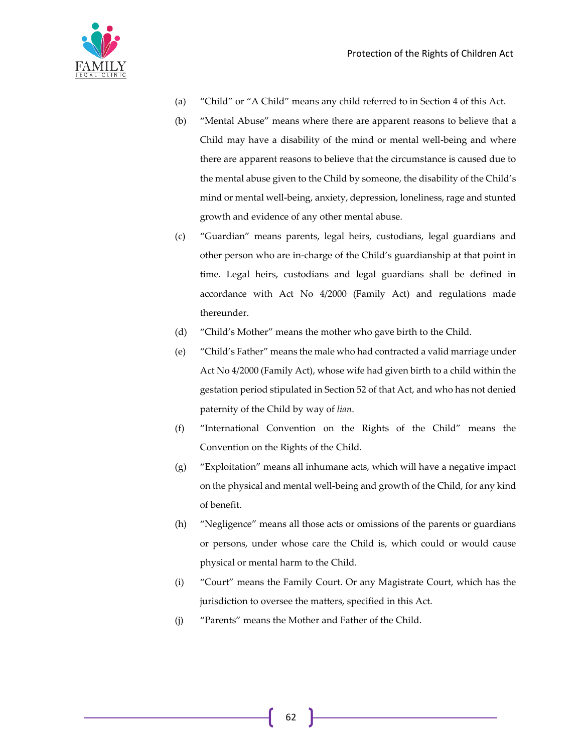(a) "Child" or "A Child" means any child referred to in Section 4 of this Act.

(b) "Mental Abuse" means where there are apparent reasons to believe that a Child may have a disability of the mind or mental well-being and where there are apparent reasons to believe that the circumstance is caused due to the mental abuse given to the Child by someone, the disability of the Child's mind or mental well-being, anxiety, depression, loneliness, rage and stunted growth and evidence of any other mental abuse.

(c) "Guardian" means parents, legal heirs, custodians, legal guardians and other person who are in-charge of the Child's guardianship at that point in time. Legal heirs, custodians and legal guardians shall be defined in accordance with Act No 4/2000 (Family Act) and regulations made thereunder.

(d) "Child's Mother" means the mother who gave birth to the Child.

(e) "Child's Father" means the male who had contracted a valid marriage under Act No 4/2000 (Family Act), whose wife had given birth to a child within the gestation period stipulated in Section 52 of that Act, and who has not denied paternity of the Child by way of *lian*.

(f) "International Convention on the Rights of the Child" means the Convention on the Rights of the Child.

(g) "Exploitation" means all inhumane acts, which will have a negative impact on the physical and mental well-being and growth of the Child, for any kind of benefit.

(h) "Negligence" means all those acts or omissions of the parents or guardians or persons, under whose care the Child is, which could or would cause physical or mental harm to the Child.

(i) "Court" means the Family Court. Or any Magistrate Court, which has the jurisdiction to oversee the matters, specified in this Act.

(j) "Parents" means the Mother and Father of the Child.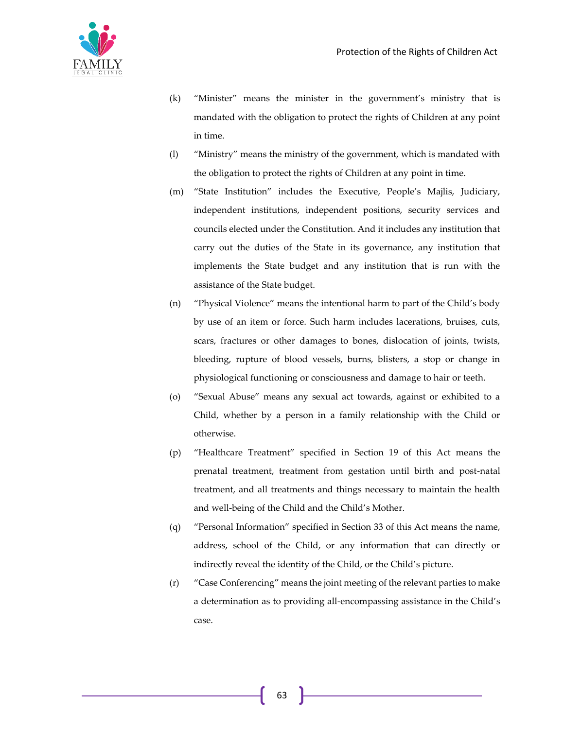(k) "Minister" means the minister in the government's ministry that is mandated with the obligation to protect the rights of Children at any point in time.

(l) "Ministry" means the ministry of the government, which is mandated with the obligation to protect the rights of Children at any point in time.

(m) "State Institution" includes the Executive, People's Majlis, Judiciary, independent institutions, independent positions, security services and councils elected under the Constitution. And it includes any institution that carry out the duties of the State in its governance, any institution that implements the State budget and any institution that is run with the assistance of the State budget.

(n) "Physical Violence" means the intentional harm to part of the Child's body by use of an item or force. Such harm includes lacerations, bruises, cuts, scars, fractures or other damages to bones, dislocation of joints, twists, bleeding, rupture of blood vessels, burns, blisters, a stop or change in physiological functioning or consciousness and damage to hair or teeth.

(o) "Sexual Abuse" means any sexual act towards, against or exhibited to a Child, whether by a person in a family relationship with the Child or otherwise.

(p) "Healthcare Treatment" specified in Section 19 of this Act means the prenatal treatment, treatment from gestation until birth and post-natal treatment, and all treatments and things necessary to maintain the health and well-being of the Child and the Child's Mother.

(q) "Personal Information" specified in Section 33 of this Act means the name, address, school of the Child, or any information that can directly or indirectly reveal the identity of the Child, or the Child's picture.

(r) "Case Conferencing" means the joint meeting of the relevant parties to make a determination as to providing all-encompassing assistance in the Child's case.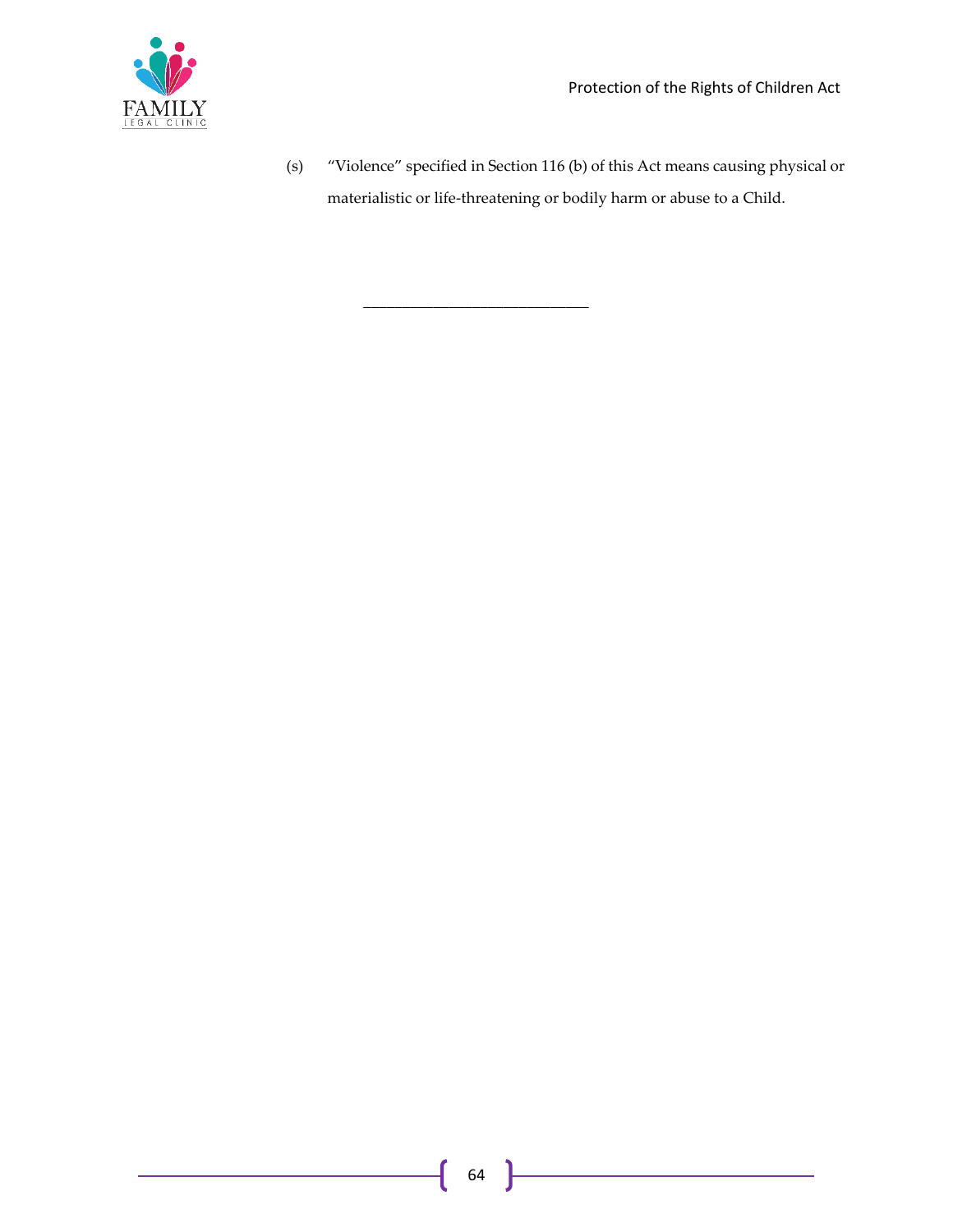(s) "Violence" specified in Section 116 (b) of this Act means causing physical or materialistic or life-threatening or bodily harm or abuse to a Child.

---